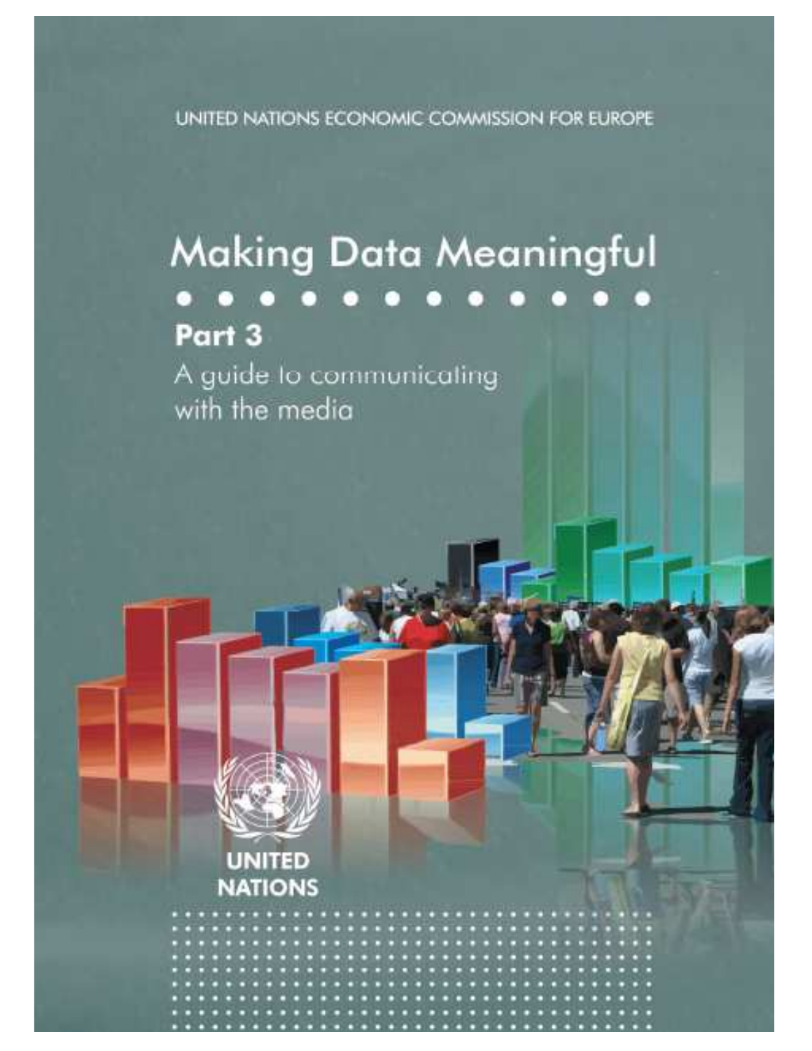UNITED NATIONS ECONOMIC COMMISSION FOR EUROPE

# Making Data Meaningful

## Part 3

A guide to communicating with the media

UNITED NATIONS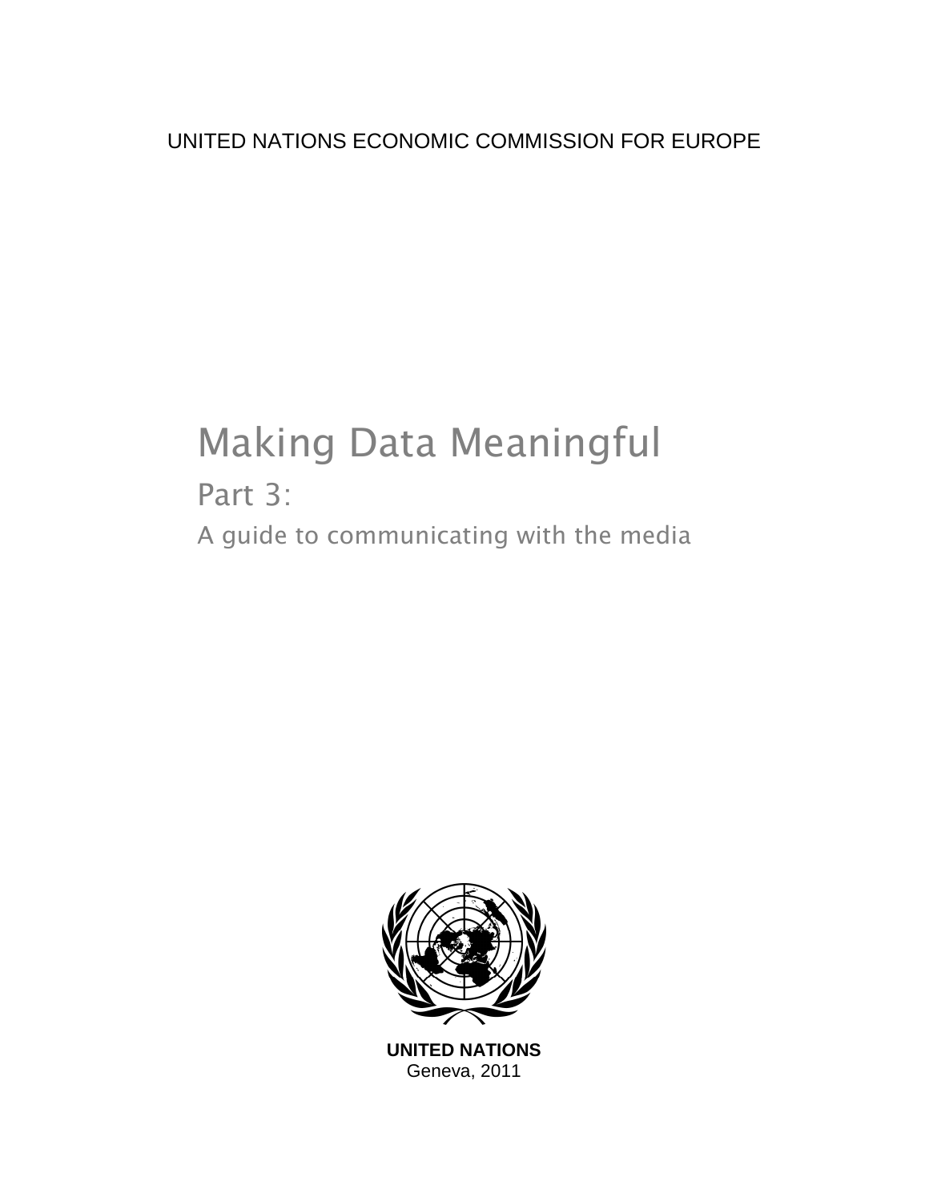UNITED NATIONS ECONOMIC COMMISSION FOR EUROPE

# Making Data Meaningful

## Part 3:

### A guide to communicating with the media

**UNITED NATIONS**
Geneva, 2011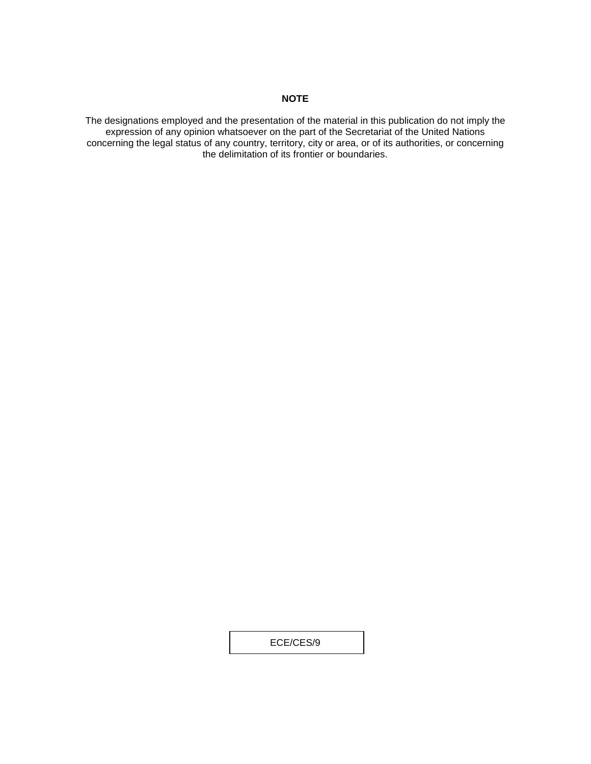**NOTE**

The designations employed and the presentation of the material in this publication do not imply the expression of any opinion whatsoever on the part of the Secretariat of the United Nations concerning the legal status of any country, territory, city or area, or of its authorities, or concerning the delimitation of its frontier or boundaries.

ECE/CES/9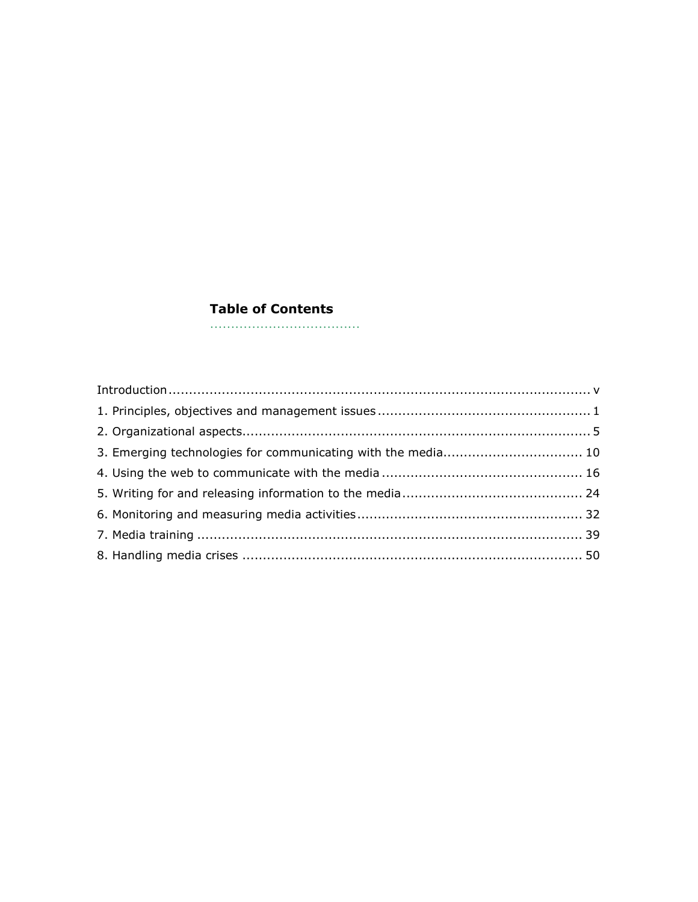## Table of Contents

Introduction ........................................................................................................ v

1. Principles, objectives and management issues .................................................... 1
2. Organizational aspects..................................................................................... 5
3. Emerging technologies for communicating with the media................................. 10
4. Using the web to communicate with the media ................................................ 16
5. Writing for and releasing information to the media ........................................... 24
6. Monitoring and measuring media activities...................................................... 32
7. Media training .............................................................................................. 39
8. Handling media crises .................................................................................. 50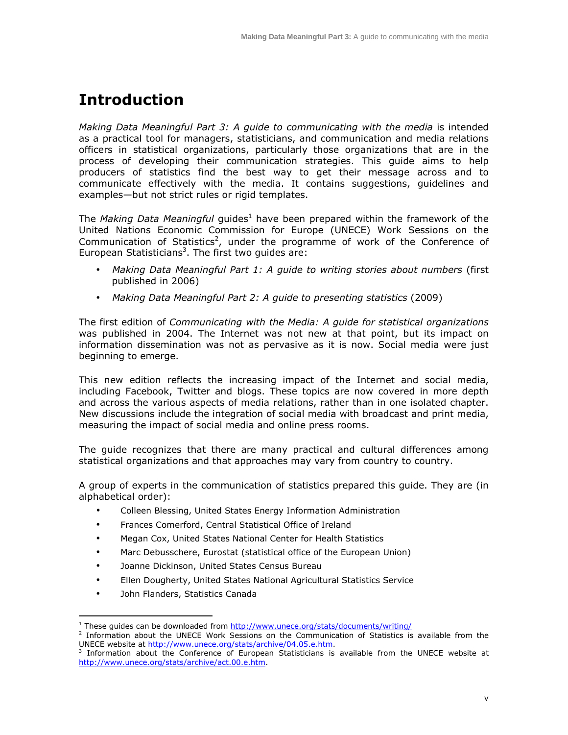# Introduction

*Making Data Meaningful Part 3: A guide to communicating with the media* is intended as a practical tool for managers, statisticians, and communication and media relations officers in statistical organizations, particularly those organizations that are in the process of developing their communication strategies. This guide aims to help producers of statistics find the best way to get their message across and to communicate effectively with the media. It contains suggestions, guidelines and examples—but not strict rules or rigid templates.

The *Making Data Meaningful* guides[1] have been prepared within the framework of the United Nations Economic Commission for Europe (UNECE) Work Sessions on the Communication of Statistics[2], under the programme of work of the Conference of European Statisticians[3]. The first two guides are:

- *Making Data Meaningful Part 1: A guide to writing stories about numbers* (first published in 2006)
- *Making Data Meaningful Part 2: A guide to presenting statistics* (2009)

The first edition of *Communicating with the Media: A guide for statistical organizations* was published in 2004. The Internet was not new at that point, but its impact on information dissemination was not as pervasive as it is now. Social media were just beginning to emerge.

This new edition reflects the increasing impact of the Internet and social media, including Facebook, Twitter and blogs. These topics are now covered in more depth and across the various aspects of media relations, rather than in one isolated chapter. New discussions include the integration of social media with broadcast and print media, measuring the impact of social media and online press rooms.

The guide recognizes that there are many practical and cultural differences among statistical organizations and that approaches may vary from country to country.

A group of experts in the communication of statistics prepared this guide. They are (in alphabetical order):

- Colleen Blessing, United States Energy Information Administration
- Frances Comerford, Central Statistical Office of Ireland
- Megan Cox, United States National Center for Health Statistics
- Marc Debusschere, Eurostat (statistical office of the European Union)
- Joanne Dickinson, United States Census Bureau
- Ellen Dougherty, United States National Agricultural Statistics Service
- John Flanders, Statistics Canada

---

[1] These guides can be downloaded from http://www.unece.org/stats/documents/writing/

[2] Information about the UNECE Work Sessions on the Communication of Statistics is available from the UNECE website at http://www.unece.org/stats/archive/04.05.e.htm.

[3] Information about the Conference of European Statisticians is available from the UNECE website at http://www.unece.org/stats/archive/act.00.e.htm.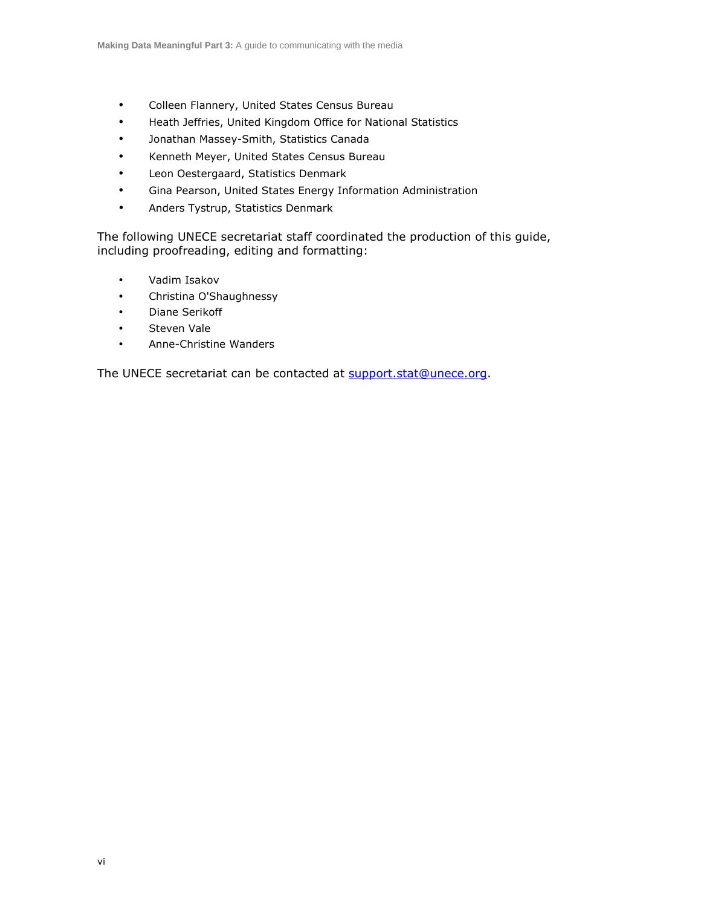- Colleen Flannery, United States Census Bureau
- Heath Jeffries, United Kingdom Office for National Statistics
- Jonathan Massey-Smith, Statistics Canada
- Kenneth Meyer, United States Census Bureau
- Leon Oestergaard, Statistics Denmark
- Gina Pearson, United States Energy Information Administration
- Anders Tystrup, Statistics Denmark

The following UNECE secretariat staff coordinated the production of this guide, including proofreading, editing and formatting:

- Vadim Isakov
- Christina O'Shaughnessy
- Diane Serikoff
- Steven Vale
- Anne-Christine Wanders

The UNECE secretariat can be contacted at support.stat@unece.org.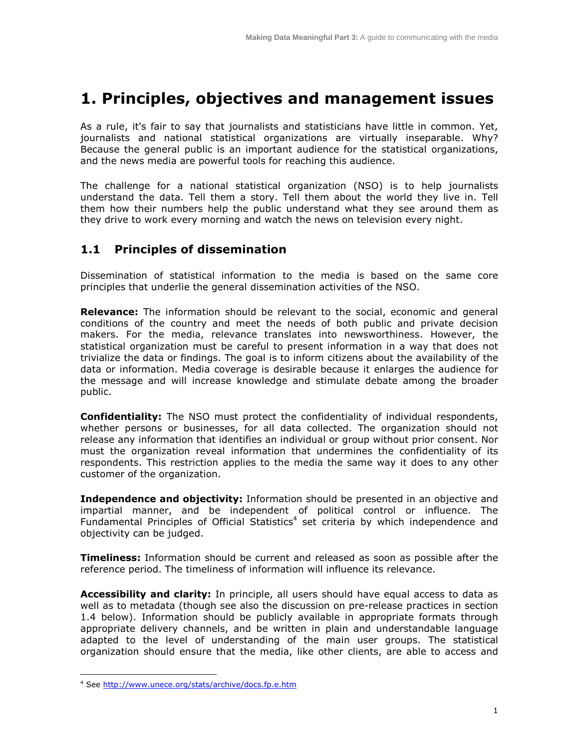# 1. Principles, objectives and management issues

As a rule, it's fair to say that journalists and statisticians have little in common. Yet, journalists and national statistical organizations are virtually inseparable. Why? Because the general public is an important audience for the statistical organizations, and the news media are powerful tools for reaching this audience.

The challenge for a national statistical organization (NSO) is to help journalists understand the data. Tell them a story. Tell them about the world they live in. Tell them how their numbers help the public understand what they see around them as they drive to work every morning and watch the news on television every night.

## 1.1 Principles of dissemination

Dissemination of statistical information to the media is based on the same core principles that underlie the general dissemination activities of the NSO.

**Relevance:** The information should be relevant to the social, economic and general conditions of the country and meet the needs of both public and private decision makers. For the media, relevance translates into newsworthiness. However, the statistical organization must be careful to present information in a way that does not trivialize the data or findings. The goal is to inform citizens about the availability of the data or information. Media coverage is desirable because it enlarges the audience for the message and will increase knowledge and stimulate debate among the broader public.

**Confidentiality:** The NSO must protect the confidentiality of individual respondents, whether persons or businesses, for all data collected. The organization should not release any information that identifies an individual or group without prior consent. Nor must the organization reveal information that undermines the confidentiality of its respondents. This restriction applies to the media the same way it does to any other customer of the organization.

**Independence and objectivity:** Information should be presented in an objective and impartial manner, and be independent of political control or influence. The Fundamental Principles of Official Statistics[4] set criteria by which independence and objectivity can be judged.

**Timeliness:** Information should be current and released as soon as possible after the reference period. The timeliness of information will influence its relevance.

**Accessibility and clarity:** In principle, all users should have equal access to data as well as to metadata (though see also the discussion on pre-release practices in section 1.4 below). Information should be publicly available in appropriate formats through appropriate delivery channels, and be written in plain and understandable language adapted to the level of understanding of the main user groups. The statistical organization should ensure that the media, like other clients, are able to access and

---

[4] See http://www.unece.org/stats/archive/docs.fp.e.htm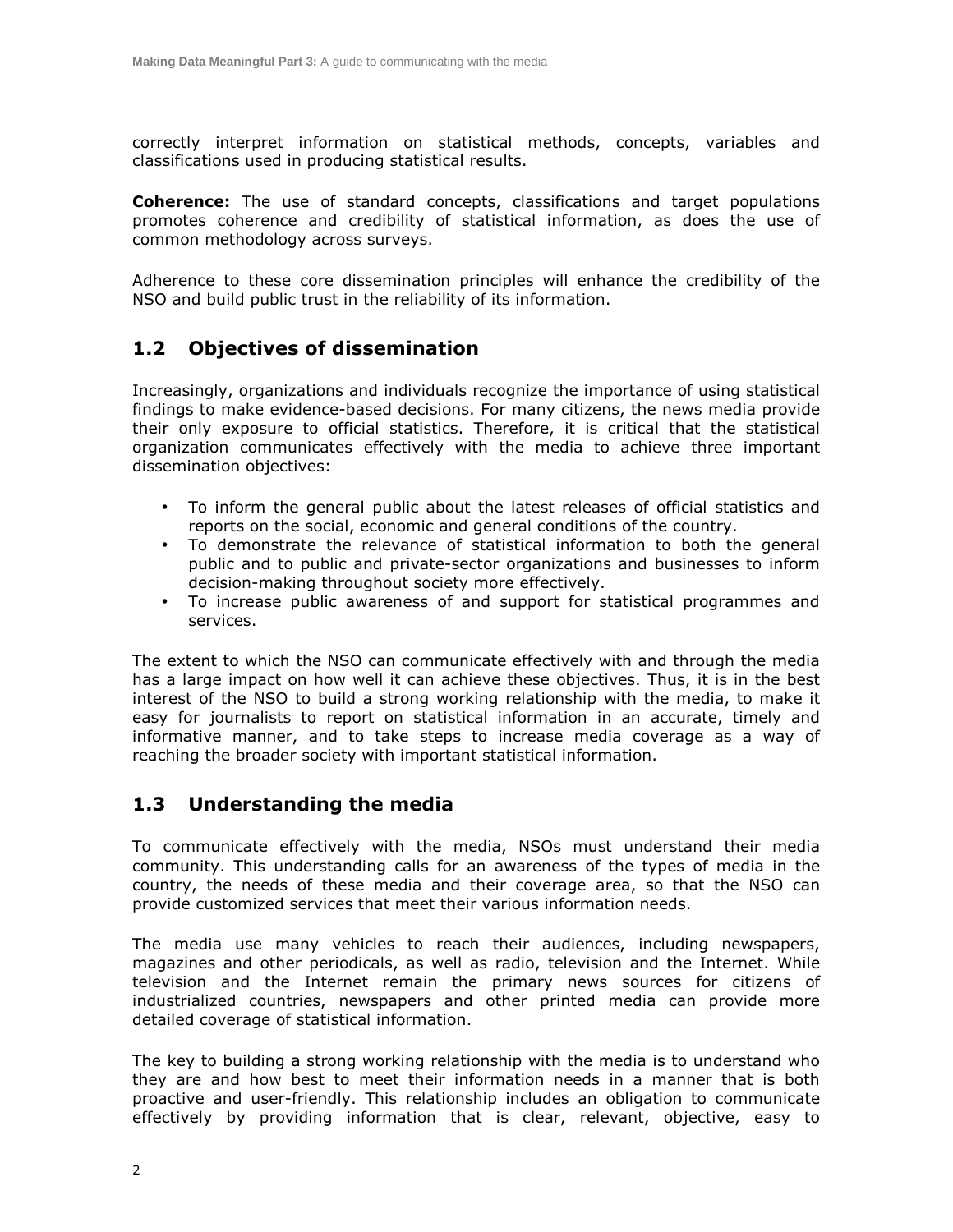correctly interpret information on statistical methods, concepts, variables and classifications used in producing statistical results.

**Coherence:** The use of standard concepts, classifications and target populations promotes coherence and credibility of statistical information, as does the use of common methodology across surveys.

Adherence to these core dissemination principles will enhance the credibility of the NSO and build public trust in the reliability of its information.

## 1.2 Objectives of dissemination

Increasingly, organizations and individuals recognize the importance of using statistical findings to make evidence-based decisions. For many citizens, the news media provide their only exposure to official statistics. Therefore, it is critical that the statistical organization communicates effectively with the media to achieve three important dissemination objectives:

- To inform the general public about the latest releases of official statistics and reports on the social, economic and general conditions of the country.
- To demonstrate the relevance of statistical information to both the general public and to public and private-sector organizations and businesses to inform decision-making throughout society more effectively.
- To increase public awareness of and support for statistical programmes and services.

The extent to which the NSO can communicate effectively with and through the media has a large impact on how well it can achieve these objectives. Thus, it is in the best interest of the NSO to build a strong working relationship with the media, to make it easy for journalists to report on statistical information in an accurate, timely and informative manner, and to take steps to increase media coverage as a way of reaching the broader society with important statistical information.

## 1.3 Understanding the media

To communicate effectively with the media, NSOs must understand their media community. This understanding calls for an awareness of the types of media in the country, the needs of these media and their coverage area, so that the NSO can provide customized services that meet their various information needs.

The media use many vehicles to reach their audiences, including newspapers, magazines and other periodicals, as well as radio, television and the Internet. While television and the Internet remain the primary news sources for citizens of industrialized countries, newspapers and other printed media can provide more detailed coverage of statistical information.

The key to building a strong working relationship with the media is to understand who they are and how best to meet their information needs in a manner that is both proactive and user-friendly. This relationship includes an obligation to communicate effectively by providing information that is clear, relevant, objective, easy to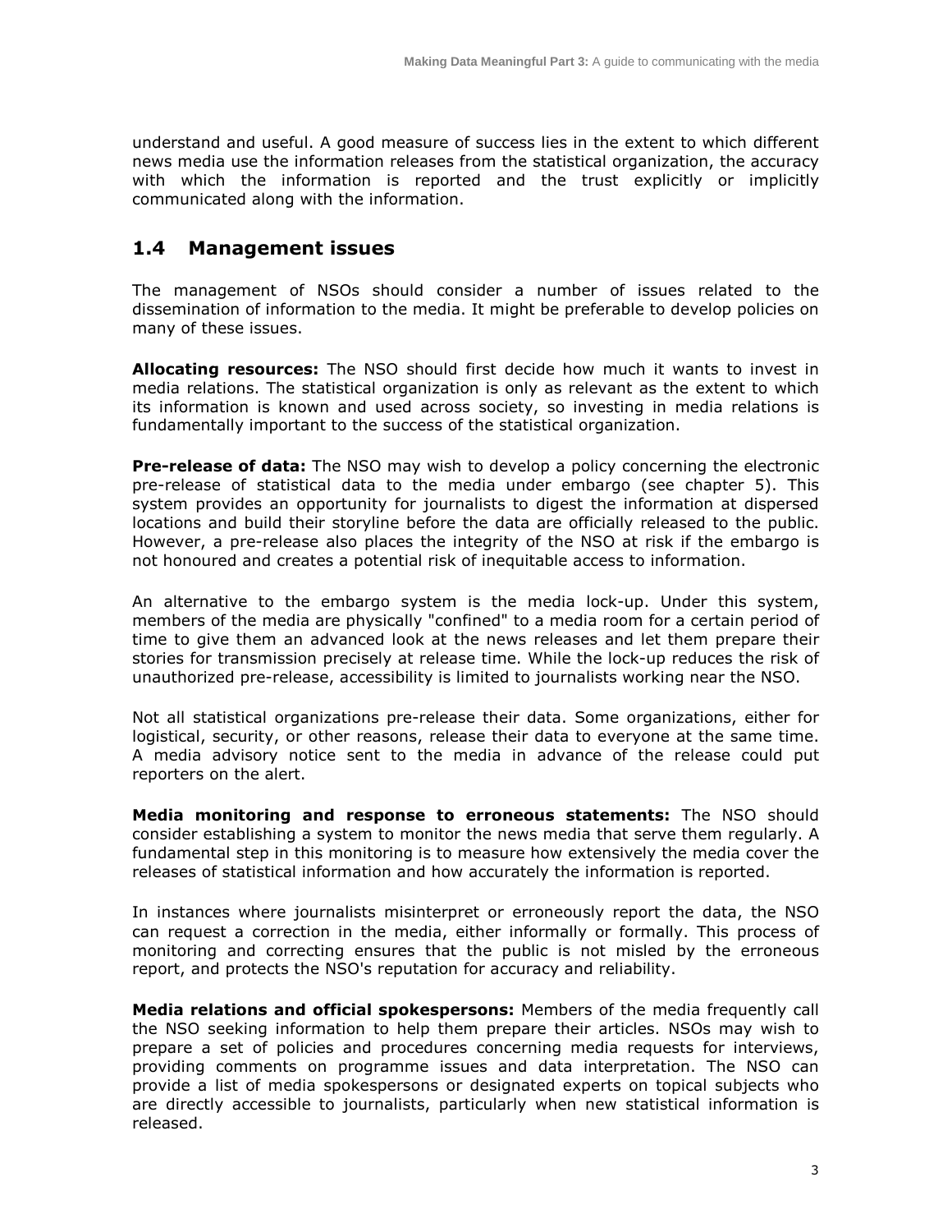understand and useful. A good measure of success lies in the extent to which different news media use the information releases from the statistical organization, the accuracy with which the information is reported and the trust explicitly or implicitly communicated along with the information.

## 1.4 Management issues

The management of NSOs should consider a number of issues related to the dissemination of information to the media. It might be preferable to develop policies on many of these issues.

**Allocating resources:** The NSO should first decide how much it wants to invest in media relations. The statistical organization is only as relevant as the extent to which its information is known and used across society, so investing in media relations is fundamentally important to the success of the statistical organization.

**Pre-release of data:** The NSO may wish to develop a policy concerning the electronic pre-release of statistical data to the media under embargo (see chapter 5). This system provides an opportunity for journalists to digest the information at dispersed locations and build their storyline before the data are officially released to the public. However, a pre-release also places the integrity of the NSO at risk if the embargo is not honoured and creates a potential risk of inequitable access to information.

An alternative to the embargo system is the media lock-up. Under this system, members of the media are physically "confined" to a media room for a certain period of time to give them an advanced look at the news releases and let them prepare their stories for transmission precisely at release time. While the lock-up reduces the risk of unauthorized pre-release, accessibility is limited to journalists working near the NSO.

Not all statistical organizations pre-release their data. Some organizations, either for logistical, security, or other reasons, release their data to everyone at the same time. A media advisory notice sent to the media in advance of the release could put reporters on the alert.

**Media monitoring and response to erroneous statements:** The NSO should consider establishing a system to monitor the news media that serve them regularly. A fundamental step in this monitoring is to measure how extensively the media cover the releases of statistical information and how accurately the information is reported.

In instances where journalists misinterpret or erroneously report the data, the NSO can request a correction in the media, either informally or formally. This process of monitoring and correcting ensures that the public is not misled by the erroneous report, and protects the NSO's reputation for accuracy and reliability.

**Media relations and official spokespersons:** Members of the media frequently call the NSO seeking information to help them prepare their articles. NSOs may wish to prepare a set of policies and procedures concerning media requests for interviews, providing comments on programme issues and data interpretation. The NSO can provide a list of media spokespersons or designated experts on topical subjects who are directly accessible to journalists, particularly when new statistical information is released.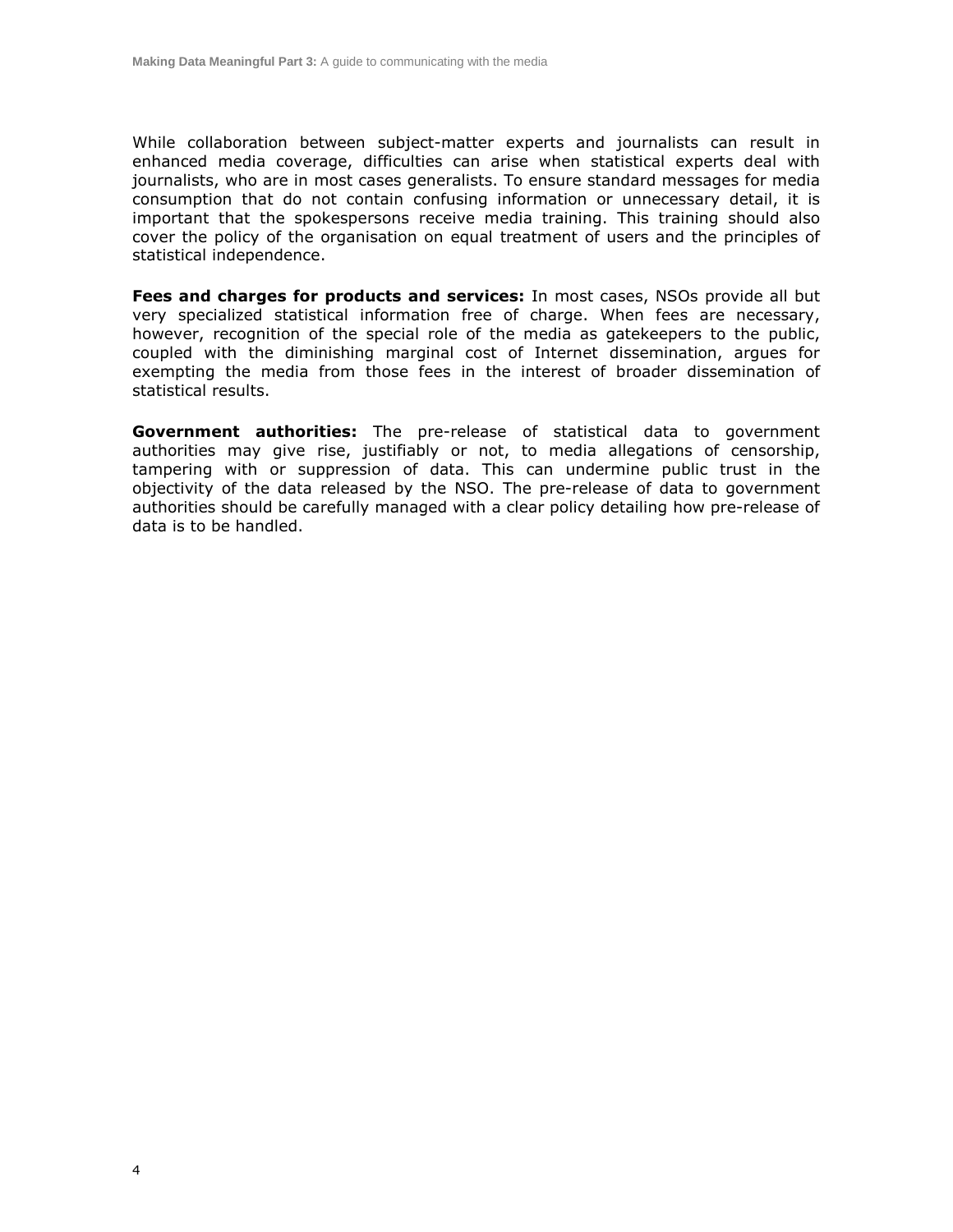While collaboration between subject-matter experts and journalists can result in enhanced media coverage, difficulties can arise when statistical experts deal with journalists, who are in most cases generalists. To ensure standard messages for media consumption that do not contain confusing information or unnecessary detail, it is important that the spokespersons receive media training. This training should also cover the policy of the organisation on equal treatment of users and the principles of statistical independence.

**Fees and charges for products and services:** In most cases, NSOs provide all but very specialized statistical information free of charge. When fees are necessary, however, recognition of the special role of the media as gatekeepers to the public, coupled with the diminishing marginal cost of Internet dissemination, argues for exempting the media from those fees in the interest of broader dissemination of statistical results.

**Government authorities:** The pre-release of statistical data to government authorities may give rise, justifiably or not, to media allegations of censorship, tampering with or suppression of data. This can undermine public trust in the objectivity of the data released by the NSO. The pre-release of data to government authorities should be carefully managed with a clear policy detailing how pre-release of data is to be handled.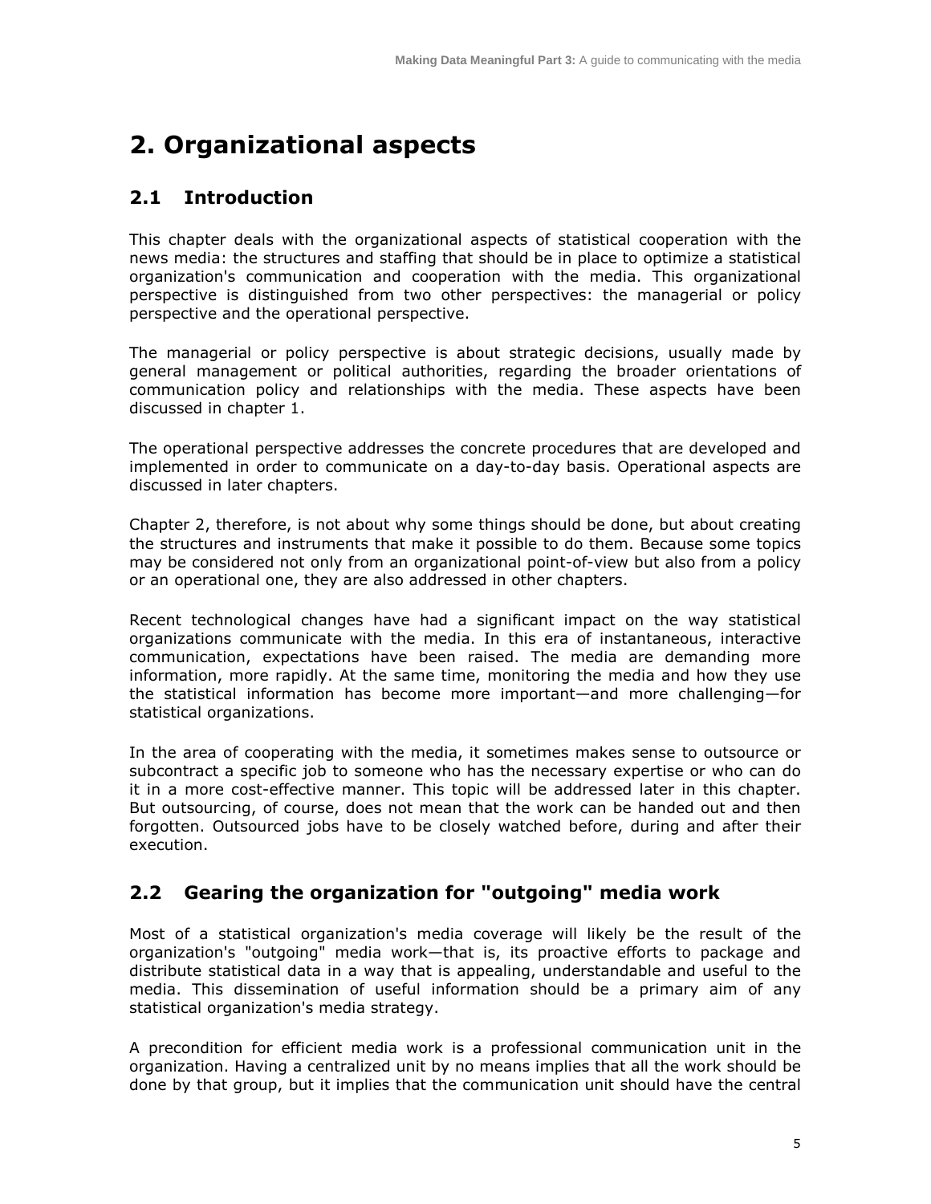# 2. Organizational aspects

## 2.1 Introduction

This chapter deals with the organizational aspects of statistical cooperation with the news media: the structures and staffing that should be in place to optimize a statistical organization's communication and cooperation with the media. This organizational perspective is distinguished from two other perspectives: the managerial or policy perspective and the operational perspective.

The managerial or policy perspective is about strategic decisions, usually made by general management or political authorities, regarding the broader orientations of communication policy and relationships with the media. These aspects have been discussed in chapter 1.

The operational perspective addresses the concrete procedures that are developed and implemented in order to communicate on a day-to-day basis. Operational aspects are discussed in later chapters.

Chapter 2, therefore, is not about why some things should be done, but about creating the structures and instruments that make it possible to do them. Because some topics may be considered not only from an organizational point-of-view but also from a policy or an operational one, they are also addressed in other chapters.

Recent technological changes have had a significant impact on the way statistical organizations communicate with the media. In this era of instantaneous, interactive communication, expectations have been raised. The media are demanding more information, more rapidly. At the same time, monitoring the media and how they use the statistical information has become more important—and more challenging—for statistical organizations.

In the area of cooperating with the media, it sometimes makes sense to outsource or subcontract a specific job to someone who has the necessary expertise or who can do it in a more cost-effective manner. This topic will be addressed later in this chapter. But outsourcing, of course, does not mean that the work can be handed out and then forgotten. Outsourced jobs have to be closely watched before, during and after their execution.

## 2.2 Gearing the organization for "outgoing" media work

Most of a statistical organization's media coverage will likely be the result of the organization's "outgoing" media work—that is, its proactive efforts to package and distribute statistical data in a way that is appealing, understandable and useful to the media. This dissemination of useful information should be a primary aim of any statistical organization's media strategy.

A precondition for efficient media work is a professional communication unit in the organization. Having a centralized unit by no means implies that all the work should be done by that group, but it implies that the communication unit should have the central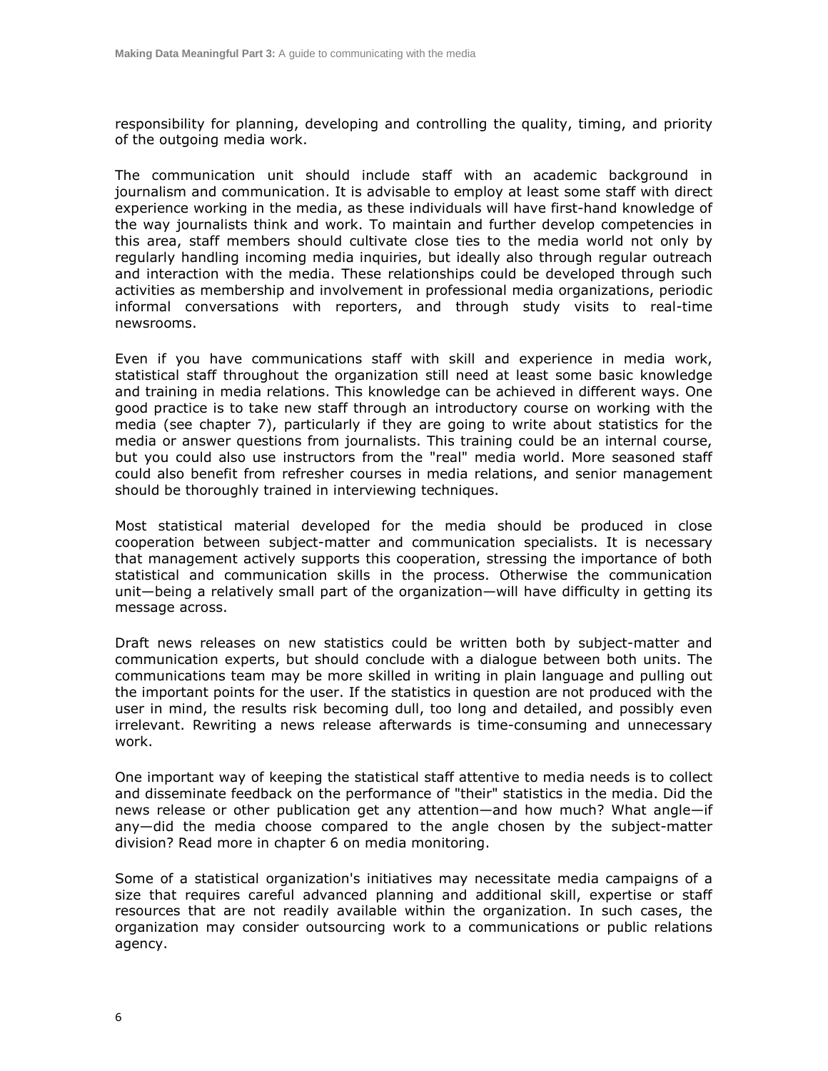responsibility for planning, developing and controlling the quality, timing, and priority of the outgoing media work.

The communication unit should include staff with an academic background in journalism and communication. It is advisable to employ at least some staff with direct experience working in the media, as these individuals will have first-hand knowledge of the way journalists think and work. To maintain and further develop competencies in this area, staff members should cultivate close ties to the media world not only by regularly handling incoming media inquiries, but ideally also through regular outreach and interaction with the media. These relationships could be developed through such activities as membership and involvement in professional media organizations, periodic informal conversations with reporters, and through study visits to real-time newsrooms.

Even if you have communications staff with skill and experience in media work, statistical staff throughout the organization still need at least some basic knowledge and training in media relations. This knowledge can be achieved in different ways. One good practice is to take new staff through an introductory course on working with the media (see chapter 7), particularly if they are going to write about statistics for the media or answer questions from journalists. This training could be an internal course, but you could also use instructors from the "real" media world. More seasoned staff could also benefit from refresher courses in media relations, and senior management should be thoroughly trained in interviewing techniques.

Most statistical material developed for the media should be produced in close cooperation between subject-matter and communication specialists. It is necessary that management actively supports this cooperation, stressing the importance of both statistical and communication skills in the process. Otherwise the communication unit—being a relatively small part of the organization—will have difficulty in getting its message across.

Draft news releases on new statistics could be written both by subject-matter and communication experts, but should conclude with a dialogue between both units. The communications team may be more skilled in writing in plain language and pulling out the important points for the user. If the statistics in question are not produced with the user in mind, the results risk becoming dull, too long and detailed, and possibly even irrelevant. Rewriting a news release afterwards is time-consuming and unnecessary work.

One important way of keeping the statistical staff attentive to media needs is to collect and disseminate feedback on the performance of "their" statistics in the media. Did the news release or other publication get any attention—and how much? What angle—if any—did the media choose compared to the angle chosen by the subject-matter division? Read more in chapter 6 on media monitoring.

Some of a statistical organization's initiatives may necessitate media campaigns of a size that requires careful advanced planning and additional skill, expertise or staff resources that are not readily available within the organization. In such cases, the organization may consider outsourcing work to a communications or public relations agency.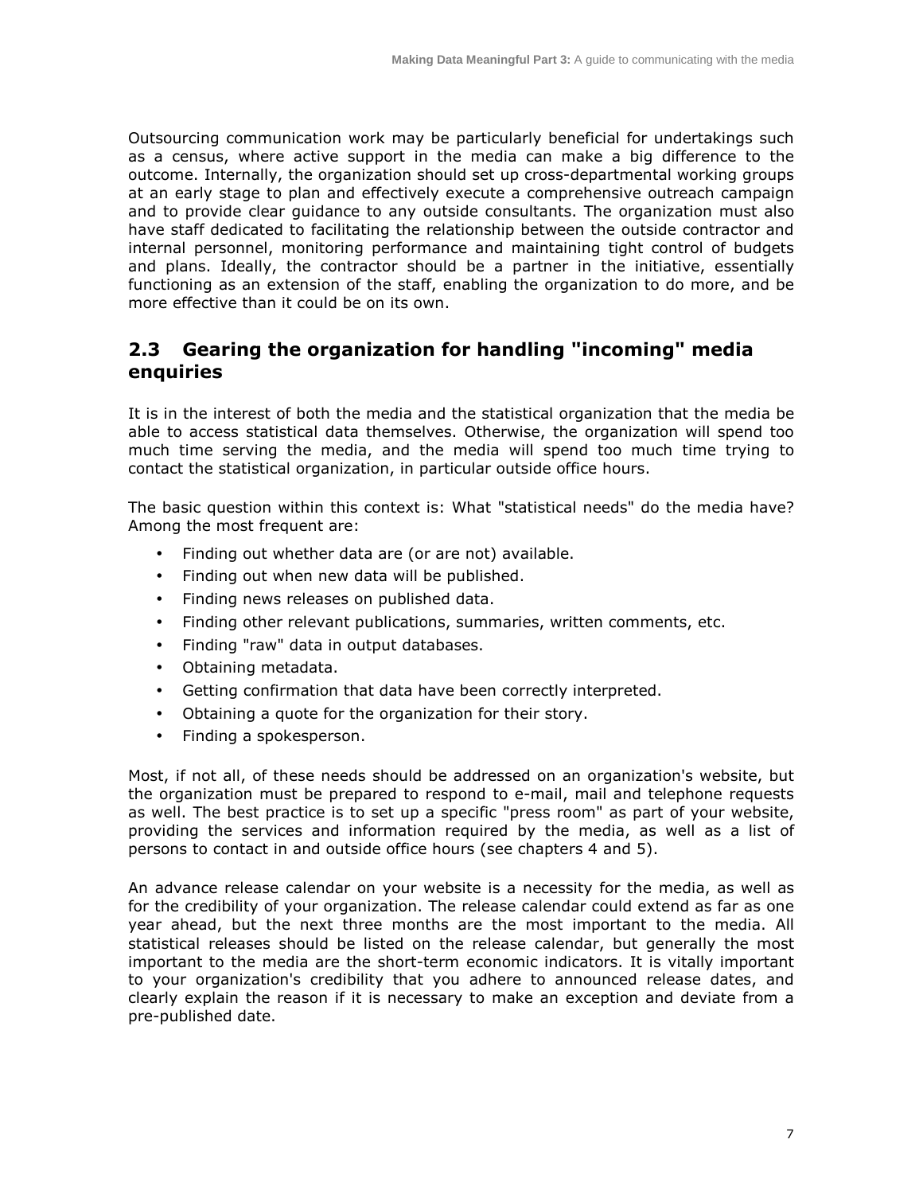Outsourcing communication work may be particularly beneficial for undertakings such as a census, where active support in the media can make a big difference to the outcome. Internally, the organization should set up cross-departmental working groups at an early stage to plan and effectively execute a comprehensive outreach campaign and to provide clear guidance to any outside consultants. The organization must also have staff dedicated to facilitating the relationship between the outside contractor and internal personnel, monitoring performance and maintaining tight control of budgets and plans. Ideally, the contractor should be a partner in the initiative, essentially functioning as an extension of the staff, enabling the organization to do more, and be more effective than it could be on its own.

## 2.3 Gearing the organization for handling "incoming" media enquiries

It is in the interest of both the media and the statistical organization that the media be able to access statistical data themselves. Otherwise, the organization will spend too much time serving the media, and the media will spend too much time trying to contact the statistical organization, in particular outside office hours.

The basic question within this context is: What "statistical needs" do the media have? Among the most frequent are:

- Finding out whether data are (or are not) available.
- Finding out when new data will be published.
- Finding news releases on published data.
- Finding other relevant publications, summaries, written comments, etc.
- Finding "raw" data in output databases.
- Obtaining metadata.
- Getting confirmation that data have been correctly interpreted.
- Obtaining a quote for the organization for their story.
- Finding a spokesperson.

Most, if not all, of these needs should be addressed on an organization's website, but the organization must be prepared to respond to e-mail, mail and telephone requests as well. The best practice is to set up a specific "press room" as part of your website, providing the services and information required by the media, as well as a list of persons to contact in and outside office hours (see chapters 4 and 5).

An advance release calendar on your website is a necessity for the media, as well as for the credibility of your organization. The release calendar could extend as far as one year ahead, but the next three months are the most important to the media. All statistical releases should be listed on the release calendar, but generally the most important to the media are the short-term economic indicators. It is vitally important to your organization's credibility that you adhere to announced release dates, and clearly explain the reason if it is necessary to make an exception and deviate from a pre-published date.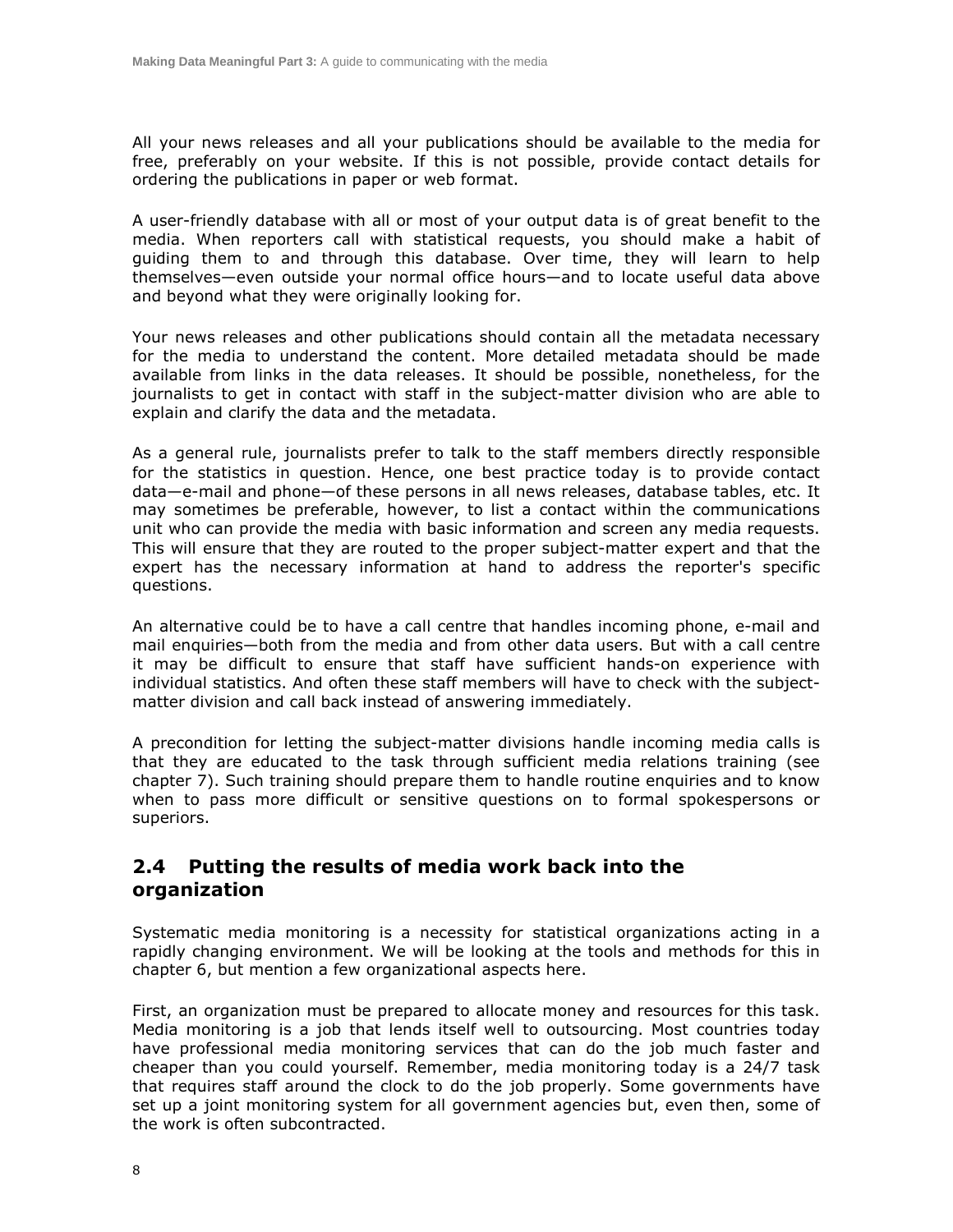All your news releases and all your publications should be available to the media for free, preferably on your website. If this is not possible, provide contact details for ordering the publications in paper or web format.

A user-friendly database with all or most of your output data is of great benefit to the media. When reporters call with statistical requests, you should make a habit of guiding them to and through this database. Over time, they will learn to help themselves—even outside your normal office hours—and to locate useful data above and beyond what they were originally looking for.

Your news releases and other publications should contain all the metadata necessary for the media to understand the content. More detailed metadata should be made available from links in the data releases. It should be possible, nonetheless, for the journalists to get in contact with staff in the subject-matter division who are able to explain and clarify the data and the metadata.

As a general rule, journalists prefer to talk to the staff members directly responsible for the statistics in question. Hence, one best practice today is to provide contact data—e-mail and phone—of these persons in all news releases, database tables, etc. It may sometimes be preferable, however, to list a contact within the communications unit who can provide the media with basic information and screen any media requests. This will ensure that they are routed to the proper subject-matter expert and that the expert has the necessary information at hand to address the reporter's specific questions.

An alternative could be to have a call centre that handles incoming phone, e-mail and mail enquiries—both from the media and from other data users. But with a call centre it may be difficult to ensure that staff have sufficient hands-on experience with individual statistics. And often these staff members will have to check with the subject-matter division and call back instead of answering immediately.

A precondition for letting the subject-matter divisions handle incoming media calls is that they are educated to the task through sufficient media relations training (see chapter 7). Such training should prepare them to handle routine enquiries and to know when to pass more difficult or sensitive questions on to formal spokespersons or superiors.

## 2.4 Putting the results of media work back into the organization

Systematic media monitoring is a necessity for statistical organizations acting in a rapidly changing environment. We will be looking at the tools and methods for this in chapter 6, but mention a few organizational aspects here.

First, an organization must be prepared to allocate money and resources for this task. Media monitoring is a job that lends itself well to outsourcing. Most countries today have professional media monitoring services that can do the job much faster and cheaper than you could yourself. Remember, media monitoring today is a 24/7 task that requires staff around the clock to do the job properly. Some governments have set up a joint monitoring system for all government agencies but, even then, some of the work is often subcontracted.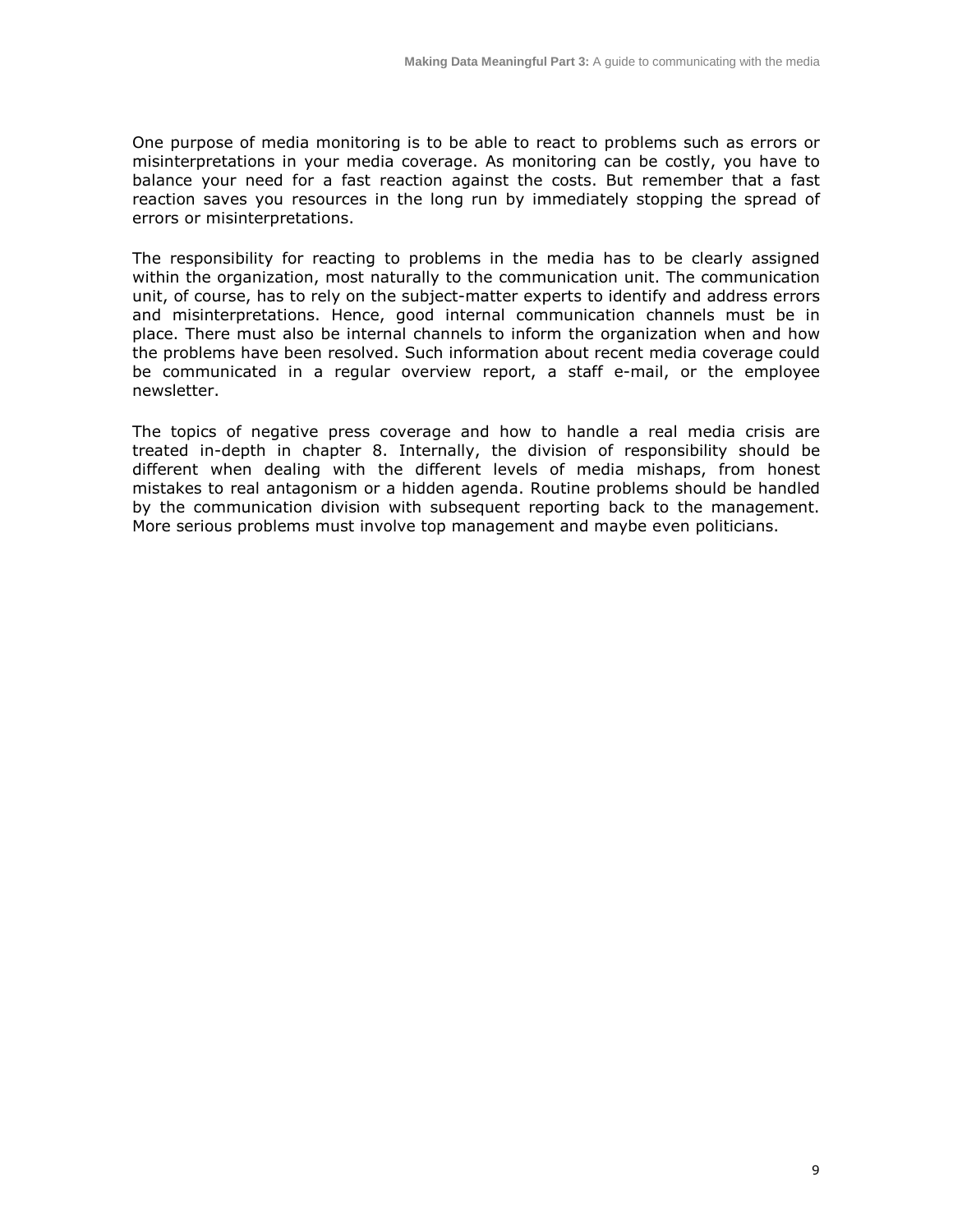One purpose of media monitoring is to be able to react to problems such as errors or misinterpretations in your media coverage. As monitoring can be costly, you have to balance your need for a fast reaction against the costs. But remember that a fast reaction saves you resources in the long run by immediately stopping the spread of errors or misinterpretations.

The responsibility for reacting to problems in the media has to be clearly assigned within the organization, most naturally to the communication unit. The communication unit, of course, has to rely on the subject-matter experts to identify and address errors and misinterpretations. Hence, good internal communication channels must be in place. There must also be internal channels to inform the organization when and how the problems have been resolved. Such information about recent media coverage could be communicated in a regular overview report, a staff e-mail, or the employee newsletter.

The topics of negative press coverage and how to handle a real media crisis are treated in-depth in chapter 8. Internally, the division of responsibility should be different when dealing with the different levels of media mishaps, from honest mistakes to real antagonism or a hidden agenda. Routine problems should be handled by the communication division with subsequent reporting back to the management. More serious problems must involve top management and maybe even politicians.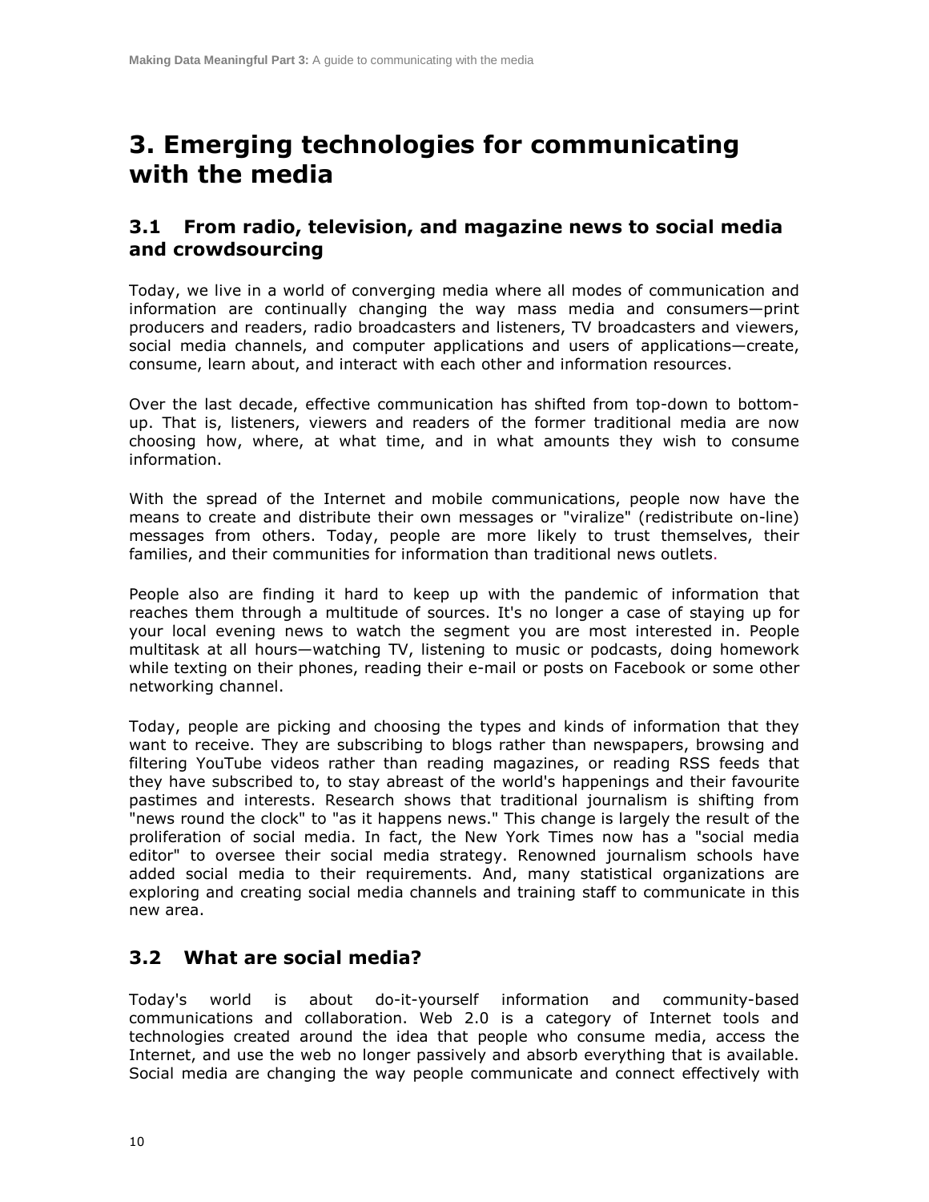# 3. Emerging technologies for communicating with the media

## 3.1 From radio, television, and magazine news to social media and crowdsourcing

Today, we live in a world of converging media where all modes of communication and information are continually changing the way mass media and consumers—print producers and readers, radio broadcasters and listeners, TV broadcasters and viewers, social media channels, and computer applications and users of applications—create, consume, learn about, and interact with each other and information resources.

Over the last decade, effective communication has shifted from top-down to bottom-up. That is, listeners, viewers and readers of the former traditional media are now choosing how, where, at what time, and in what amounts they wish to consume information.

With the spread of the Internet and mobile communications, people now have the means to create and distribute their own messages or "viralize" (redistribute on-line) messages from others. Today, people are more likely to trust themselves, their families, and their communities for information than traditional news outlets.

People also are finding it hard to keep up with the pandemic of information that reaches them through a multitude of sources. It's no longer a case of staying up for your local evening news to watch the segment you are most interested in. People multitask at all hours—watching TV, listening to music or podcasts, doing homework while texting on their phones, reading their e-mail or posts on Facebook or some other networking channel.

Today, people are picking and choosing the types and kinds of information that they want to receive. They are subscribing to blogs rather than newspapers, browsing and filtering YouTube videos rather than reading magazines, or reading RSS feeds that they have subscribed to, to stay abreast of the world's happenings and their favourite pastimes and interests. Research shows that traditional journalism is shifting from "news round the clock" to "as it happens news." This change is largely the result of the proliferation of social media. In fact, the New York Times now has a "social media editor" to oversee their social media strategy. Renowned journalism schools have added social media to their requirements. And, many statistical organizations are exploring and creating social media channels and training staff to communicate in this new area.

## 3.2 What are social media?

Today's world is about do-it-yourself information and community-based communications and collaboration. Web 2.0 is a category of Internet tools and technologies created around the idea that people who consume media, access the Internet, and use the web no longer passively and absorb everything that is available. Social media are changing the way people communicate and connect effectively with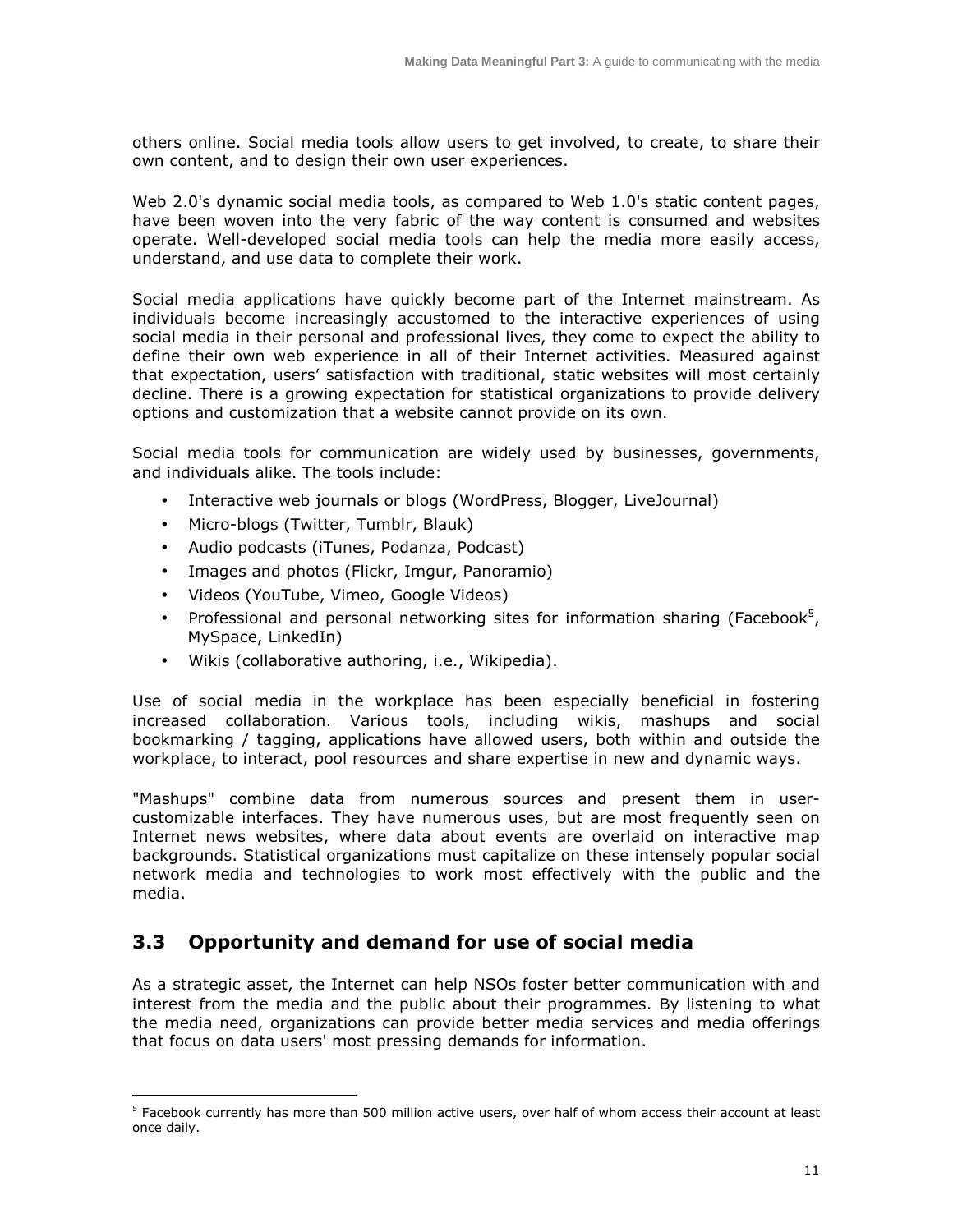others online. Social media tools allow users to get involved, to create, to share their own content, and to design their own user experiences.

Web 2.0's dynamic social media tools, as compared to Web 1.0's static content pages, have been woven into the very fabric of the way content is consumed and websites operate. Well-developed social media tools can help the media more easily access, understand, and use data to complete their work.

Social media applications have quickly become part of the Internet mainstream. As individuals become increasingly accustomed to the interactive experiences of using social media in their personal and professional lives, they come to expect the ability to define their own web experience in all of their Internet activities. Measured against that expectation, users' satisfaction with traditional, static websites will most certainly decline. There is a growing expectation for statistical organizations to provide delivery options and customization that a website cannot provide on its own.

Social media tools for communication are widely used by businesses, governments, and individuals alike. The tools include:

- Interactive web journals or blogs (WordPress, Blogger, LiveJournal)
- Micro-blogs (Twitter, Tumblr, Blauk)
- Audio podcasts (iTunes, Podanza, Podcast)
- Images and photos (Flickr, Imgur, Panoramio)
- Videos (YouTube, Vimeo, Google Videos)
- Professional and personal networking sites for information sharing (Facebook[5], MySpace, LinkedIn)
- Wikis (collaborative authoring, i.e., Wikipedia).

Use of social media in the workplace has been especially beneficial in fostering increased collaboration. Various tools, including wikis, mashups and social bookmarking / tagging, applications have allowed users, both within and outside the workplace, to interact, pool resources and share expertise in new and dynamic ways.

"Mashups" combine data from numerous sources and present them in user-customizable interfaces. They have numerous uses, but are most frequently seen on Internet news websites, where data about events are overlaid on interactive map backgrounds. Statistical organizations must capitalize on these intensely popular social network media and technologies to work most effectively with the public and the media.

## 3.3 Opportunity and demand for use of social media

As a strategic asset, the Internet can help NSOs foster better communication with and interest from the media and the public about their programmes. By listening to what the media need, organizations can provide better media services and media offerings that focus on data users' most pressing demands for information.

---

[5] Facebook currently has more than 500 million active users, over half of whom access their account at least once daily.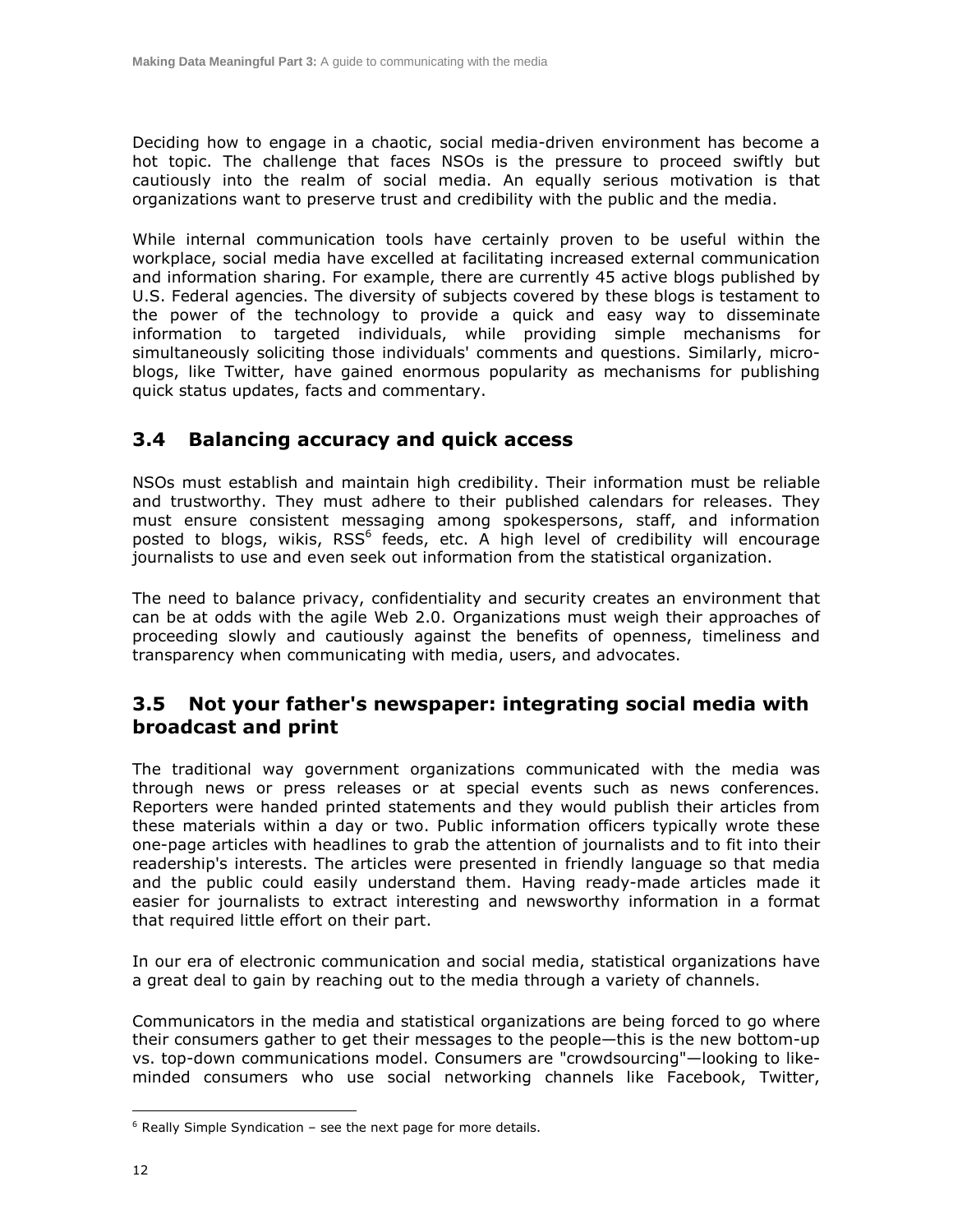Deciding how to engage in a chaotic, social media-driven environment has become a hot topic. The challenge that faces NSOs is the pressure to proceed swiftly but cautiously into the realm of social media. An equally serious motivation is that organizations want to preserve trust and credibility with the public and the media.

While internal communication tools have certainly proven to be useful within the workplace, social media have excelled at facilitating increased external communication and information sharing. For example, there are currently 45 active blogs published by U.S. Federal agencies. The diversity of subjects covered by these blogs is testament to the power of the technology to provide a quick and easy way to disseminate information to targeted individuals, while providing simple mechanisms for simultaneously soliciting those individuals' comments and questions. Similarly, micro-blogs, like Twitter, have gained enormous popularity as mechanisms for publishing quick status updates, facts and commentary.

## 3.4 Balancing accuracy and quick access

NSOs must establish and maintain high credibility. Their information must be reliable and trustworthy. They must adhere to their published calendars for releases. They must ensure consistent messaging among spokespersons, staff, and information posted to blogs, wikis, RSS[6] feeds, etc. A high level of credibility will encourage journalists to use and even seek out information from the statistical organization.

The need to balance privacy, confidentiality and security creates an environment that can be at odds with the agile Web 2.0. Organizations must weigh their approaches of proceeding slowly and cautiously against the benefits of openness, timeliness and transparency when communicating with media, users, and advocates.

## 3.5 Not your father's newspaper: integrating social media with broadcast and print

The traditional way government organizations communicated with the media was through news or press releases or at special events such as news conferences. Reporters were handed printed statements and they would publish their articles from these materials within a day or two. Public information officers typically wrote these one-page articles with headlines to grab the attention of journalists and to fit into their readership's interests. The articles were presented in friendly language so that media and the public could easily understand them. Having ready-made articles made it easier for journalists to extract interesting and newsworthy information in a format that required little effort on their part.

In our era of electronic communication and social media, statistical organizations have a great deal to gain by reaching out to the media through a variety of channels.

Communicators in the media and statistical organizations are being forced to go where their consumers gather to get their messages to the people—this is the new bottom-up vs. top-down communications model. Consumers are "crowdsourcing"—looking to like-minded consumers who use social networking channels like Facebook, Twitter,

[6] Really Simple Syndication – see the next page for more details.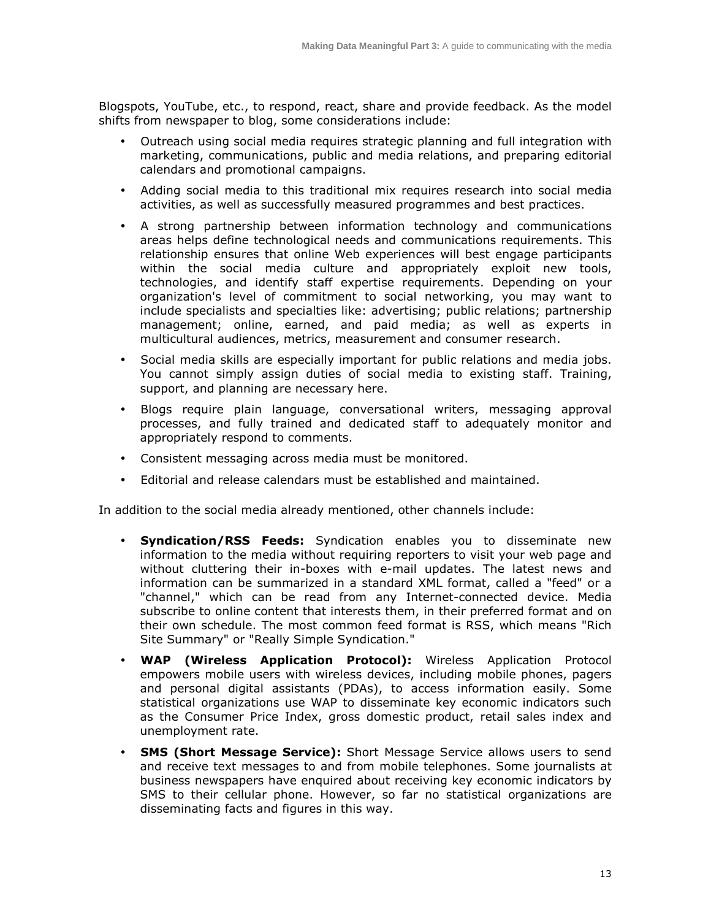Blogspots, YouTube, etc., to respond, react, share and provide feedback. As the model shifts from newspaper to blog, some considerations include:

- Outreach using social media requires strategic planning and full integration with marketing, communications, public and media relations, and preparing editorial calendars and promotional campaigns.
- Adding social media to this traditional mix requires research into social media activities, as well as successfully measured programmes and best practices.
- A strong partnership between information technology and communications areas helps define technological needs and communications requirements. This relationship ensures that online Web experiences will best engage participants within the social media culture and appropriately exploit new tools, technologies, and identify staff expertise requirements. Depending on your organization's level of commitment to social networking, you may want to include specialists and specialties like: advertising; public relations; partnership management; online, earned, and paid media; as well as experts in multicultural audiences, metrics, measurement and consumer research.
- Social media skills are especially important for public relations and media jobs. You cannot simply assign duties of social media to existing staff. Training, support, and planning are necessary here.
- Blogs require plain language, conversational writers, messaging approval processes, and fully trained and dedicated staff to adequately monitor and appropriately respond to comments.
- Consistent messaging across media must be monitored.
- Editorial and release calendars must be established and maintained.

In addition to the social media already mentioned, other channels include:

- **Syndication/RSS Feeds:** Syndication enables you to disseminate new information to the media without requiring reporters to visit your web page and without cluttering their in-boxes with e-mail updates. The latest news and information can be summarized in a standard XML format, called a "feed" or a "channel," which can be read from any Internet-connected device. Media subscribe to online content that interests them, in their preferred format and on their own schedule. The most common feed format is RSS, which means "Rich Site Summary" or "Really Simple Syndication."
- **WAP (Wireless Application Protocol):** Wireless Application Protocol empowers mobile users with wireless devices, including mobile phones, pagers and personal digital assistants (PDAs), to access information easily. Some statistical organizations use WAP to disseminate key economic indicators such as the Consumer Price Index, gross domestic product, retail sales index and unemployment rate.
- **SMS (Short Message Service):** Short Message Service allows users to send and receive text messages to and from mobile telephones. Some journalists at business newspapers have enquired about receiving key economic indicators by SMS to their cellular phone. However, so far no statistical organizations are disseminating facts and figures in this way.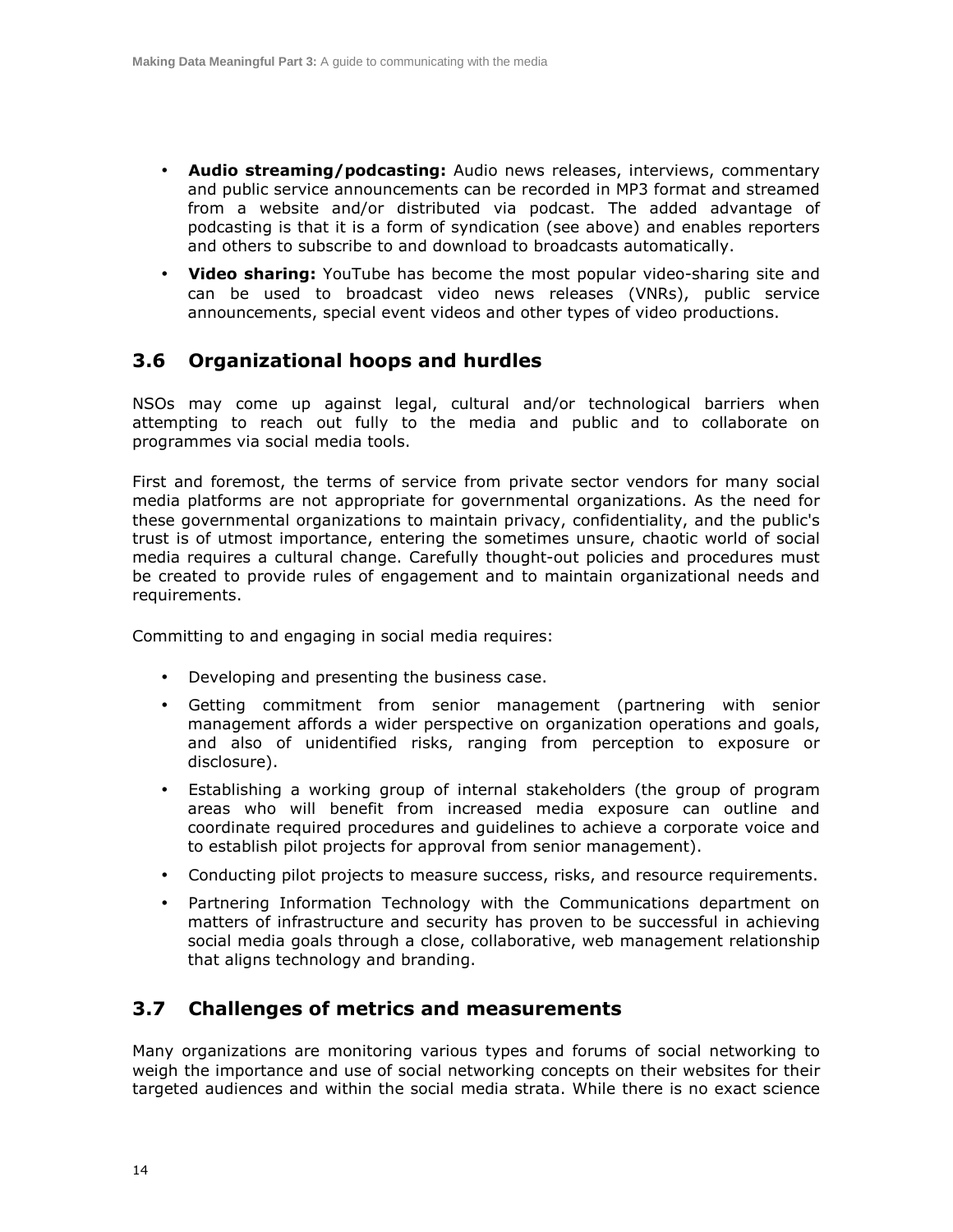- **Audio streaming/podcasting:** Audio news releases, interviews, commentary and public service announcements can be recorded in MP3 format and streamed from a website and/or distributed via podcast. The added advantage of podcasting is that it is a form of syndication (see above) and enables reporters and others to subscribe to and download to broadcasts automatically.
- **Video sharing:** YouTube has become the most popular video-sharing site and can be used to broadcast video news releases (VNRs), public service announcements, special event videos and other types of video productions.

## 3.6 Organizational hoops and hurdles

NSOs may come up against legal, cultural and/or technological barriers when attempting to reach out fully to the media and public and to collaborate on programmes via social media tools.

First and foremost, the terms of service from private sector vendors for many social media platforms are not appropriate for governmental organizations. As the need for these governmental organizations to maintain privacy, confidentiality, and the public's trust is of utmost importance, entering the sometimes unsure, chaotic world of social media requires a cultural change. Carefully thought-out policies and procedures must be created to provide rules of engagement and to maintain organizational needs and requirements.

Committing to and engaging in social media requires:

- Developing and presenting the business case.
- Getting commitment from senior management (partnering with senior management affords a wider perspective on organization operations and goals, and also of unidentified risks, ranging from perception to exposure or disclosure).
- Establishing a working group of internal stakeholders (the group of program areas who will benefit from increased media exposure can outline and coordinate required procedures and guidelines to achieve a corporate voice and to establish pilot projects for approval from senior management).
- Conducting pilot projects to measure success, risks, and resource requirements.
- Partnering Information Technology with the Communications department on matters of infrastructure and security has proven to be successful in achieving social media goals through a close, collaborative, web management relationship that aligns technology and branding.

## 3.7 Challenges of metrics and measurements

Many organizations are monitoring various types and forums of social networking to weigh the importance and use of social networking concepts on their websites for their targeted audiences and within the social media strata. While there is no exact science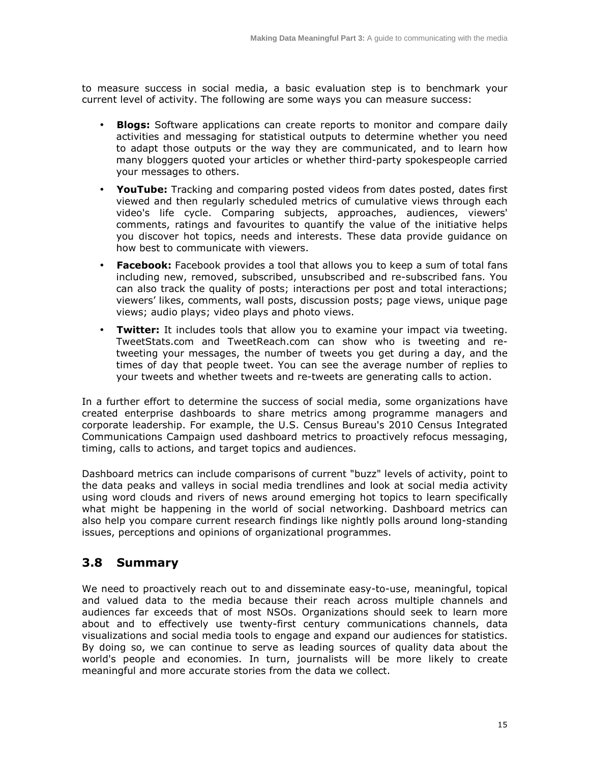to measure success in social media, a basic evaluation step is to benchmark your current level of activity. The following are some ways you can measure success:

- **Blogs:** Software applications can create reports to monitor and compare daily activities and messaging for statistical outputs to determine whether you need to adapt those outputs or the way they are communicated, and to learn how many bloggers quoted your articles or whether third-party spokespeople carried your messages to others.
- **YouTube:** Tracking and comparing posted videos from dates posted, dates first viewed and then regularly scheduled metrics of cumulative views through each video's life cycle. Comparing subjects, approaches, audiences, viewers' comments, ratings and favourites to quantify the value of the initiative helps you discover hot topics, needs and interests. These data provide guidance on how best to communicate with viewers.
- **Facebook:** Facebook provides a tool that allows you to keep a sum of total fans including new, removed, subscribed, unsubscribed and re-subscribed fans. You can also track the quality of posts; interactions per post and total interactions; viewers' likes, comments, wall posts, discussion posts; page views, unique page views; audio plays; video plays and photo views.
- **Twitter:** It includes tools that allow you to examine your impact via tweeting. TweetStats.com and TweetReach.com can show who is tweeting and re-tweeting your messages, the number of tweets you get during a day, and the times of day that people tweet. You can see the average number of replies to your tweets and whether tweets and re-tweets are generating calls to action.

In a further effort to determine the success of social media, some organizations have created enterprise dashboards to share metrics among programme managers and corporate leadership. For example, the U.S. Census Bureau's 2010 Census Integrated Communications Campaign used dashboard metrics to proactively refocus messaging, timing, calls to actions, and target topics and audiences.

Dashboard metrics can include comparisons of current "buzz" levels of activity, point to the data peaks and valleys in social media trendlines and look at social media activity using word clouds and rivers of news around emerging hot topics to learn specifically what might be happening in the world of social networking. Dashboard metrics can also help you compare current research findings like nightly polls around long-standing issues, perceptions and opinions of organizational programmes.

## 3.8 Summary

We need to proactively reach out to and disseminate easy-to-use, meaningful, topical and valued data to the media because their reach across multiple channels and audiences far exceeds that of most NSOs. Organizations should seek to learn more about and to effectively use twenty-first century communications channels, data visualizations and social media tools to engage and expand our audiences for statistics. By doing so, we can continue to serve as leading sources of quality data about the world's people and economies. In turn, journalists will be more likely to create meaningful and more accurate stories from the data we collect.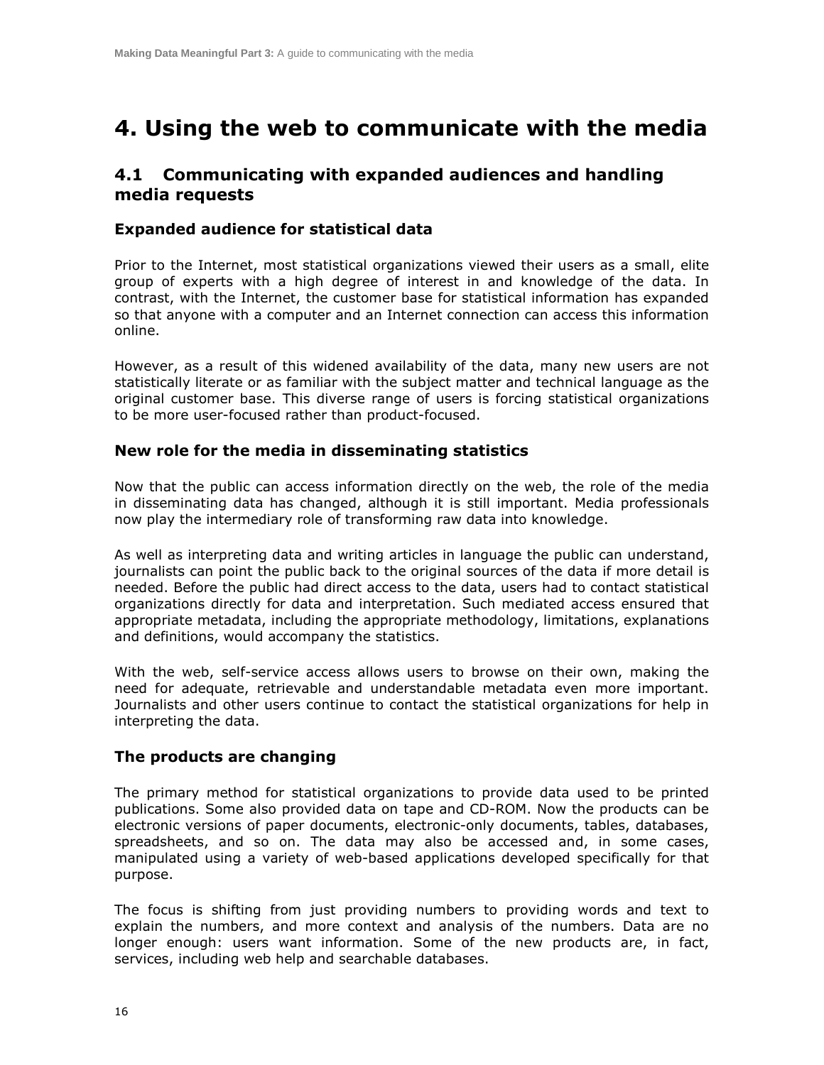# 4. Using the web to communicate with the media

## 4.1 Communicating with expanded audiences and handling media requests

### Expanded audience for statistical data

Prior to the Internet, most statistical organizations viewed their users as a small, elite group of experts with a high degree of interest in and knowledge of the data. In contrast, with the Internet, the customer base for statistical information has expanded so that anyone with a computer and an Internet connection can access this information online.

However, as a result of this widened availability of the data, many new users are not statistically literate or as familiar with the subject matter and technical language as the original customer base. This diverse range of users is forcing statistical organizations to be more user-focused rather than product-focused.

### New role for the media in disseminating statistics

Now that the public can access information directly on the web, the role of the media in disseminating data has changed, although it is still important. Media professionals now play the intermediary role of transforming raw data into knowledge.

As well as interpreting data and writing articles in language the public can understand, journalists can point the public back to the original sources of the data if more detail is needed. Before the public had direct access to the data, users had to contact statistical organizations directly for data and interpretation. Such mediated access ensured that appropriate metadata, including the appropriate methodology, limitations, explanations and definitions, would accompany the statistics.

With the web, self-service access allows users to browse on their own, making the need for adequate, retrievable and understandable metadata even more important. Journalists and other users continue to contact the statistical organizations for help in interpreting the data.

### The products are changing

The primary method for statistical organizations to provide data used to be printed publications. Some also provided data on tape and CD-ROM. Now the products can be electronic versions of paper documents, electronic-only documents, tables, databases, spreadsheets, and so on. The data may also be accessed and, in some cases, manipulated using a variety of web-based applications developed specifically for that purpose.

The focus is shifting from just providing numbers to providing words and text to explain the numbers, and more context and analysis of the numbers. Data are no longer enough: users want information. Some of the new products are, in fact, services, including web help and searchable databases.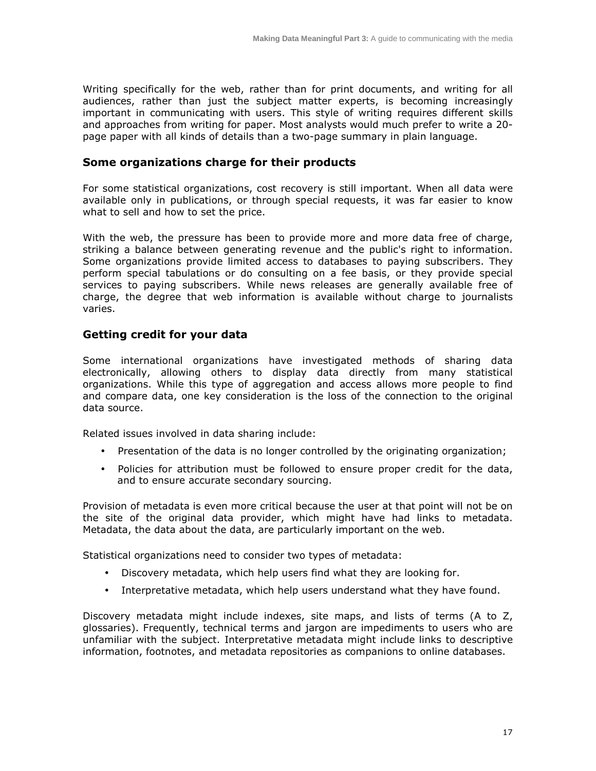Writing specifically for the web, rather than for print documents, and writing for all audiences, rather than just the subject matter experts, is becoming increasingly important in communicating with users. This style of writing requires different skills and approaches from writing for paper. Most analysts would much prefer to write a 20-page paper with all kinds of details than a two-page summary in plain language.

### Some organizations charge for their products

For some statistical organizations, cost recovery is still important. When all data were available only in publications, or through special requests, it was far easier to know what to sell and how to set the price.

With the web, the pressure has been to provide more and more data free of charge, striking a balance between generating revenue and the public's right to information. Some organizations provide limited access to databases to paying subscribers. They perform special tabulations or do consulting on a fee basis, or they provide special services to paying subscribers. While news releases are generally available free of charge, the degree that web information is available without charge to journalists varies.

### Getting credit for your data

Some international organizations have investigated methods of sharing data electronically, allowing others to display data directly from many statistical organizations. While this type of aggregation and access allows more people to find and compare data, one key consideration is the loss of the connection to the original data source.

Related issues involved in data sharing include:

- Presentation of the data is no longer controlled by the originating organization;
- Policies for attribution must be followed to ensure proper credit for the data, and to ensure accurate secondary sourcing.

Provision of metadata is even more critical because the user at that point will not be on the site of the original data provider, which might have had links to metadata. Metadata, the data about the data, are particularly important on the web.

Statistical organizations need to consider two types of metadata:

- Discovery metadata, which help users find what they are looking for.
- Interpretative metadata, which help users understand what they have found.

Discovery metadata might include indexes, site maps, and lists of terms (A to Z, glossaries). Frequently, technical terms and jargon are impediments to users who are unfamiliar with the subject. Interpretative metadata might include links to descriptive information, footnotes, and metadata repositories as companions to online databases.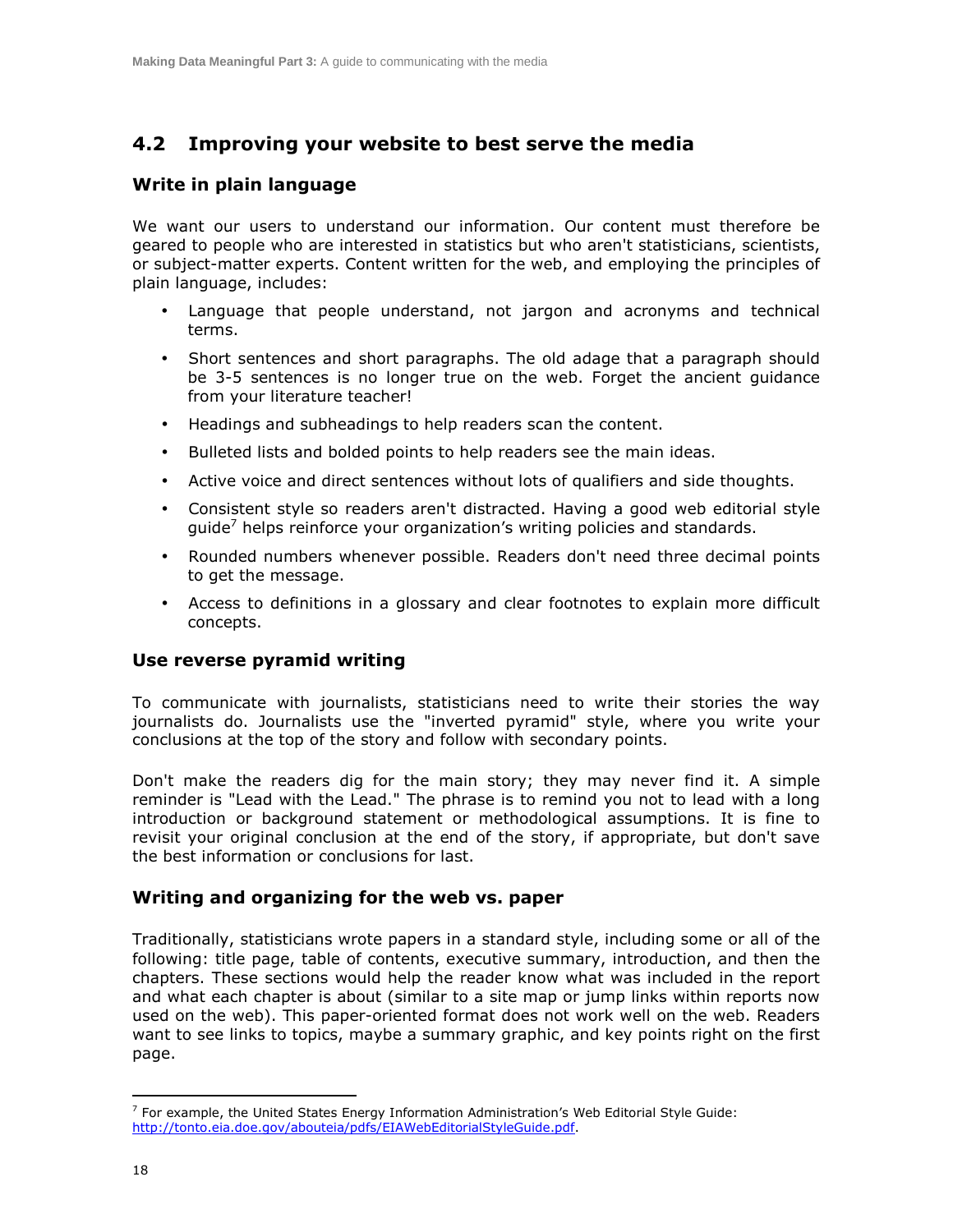## 4.2 Improving your website to best serve the media

### Write in plain language

We want our users to understand our information. Our content must therefore be geared to people who are interested in statistics but who aren't statisticians, scientists, or subject-matter experts. Content written for the web, and employing the principles of plain language, includes:

- Language that people understand, not jargon and acronyms and technical terms.
- Short sentences and short paragraphs. The old adage that a paragraph should be 3-5 sentences is no longer true on the web. Forget the ancient guidance from your literature teacher!
- Headings and subheadings to help readers scan the content.
- Bulleted lists and bolded points to help readers see the main ideas.
- Active voice and direct sentences without lots of qualifiers and side thoughts.
- Consistent style so readers aren't distracted. Having a good web editorial style guide[7] helps reinforce your organization's writing policies and standards.
- Rounded numbers whenever possible. Readers don't need three decimal points to get the message.
- Access to definitions in a glossary and clear footnotes to explain more difficult concepts.

### Use reverse pyramid writing

To communicate with journalists, statisticians need to write their stories the way journalists do. Journalists use the "inverted pyramid" style, where you write your conclusions at the top of the story and follow with secondary points.

Don't make the readers dig for the main story; they may never find it. A simple reminder is "Lead with the Lead." The phrase is to remind you not to lead with a long introduction or background statement or methodological assumptions. It is fine to revisit your original conclusion at the end of the story, if appropriate, but don't save the best information or conclusions for last.

### Writing and organizing for the web vs. paper

Traditionally, statisticians wrote papers in a standard style, including some or all of the following: title page, table of contents, executive summary, introduction, and then the chapters. These sections would help the reader know what was included in the report and what each chapter is about (similar to a site map or jump links within reports now used on the web). This paper-oriented format does not work well on the web. Readers want to see links to topics, maybe a summary graphic, and key points right on the first page.

---

[7] For example, the United States Energy Information Administration's Web Editorial Style Guide: http://tonto.eia.doe.gov/abouteia/pdfs/EIAWebEditorialStyleGuide.pdf.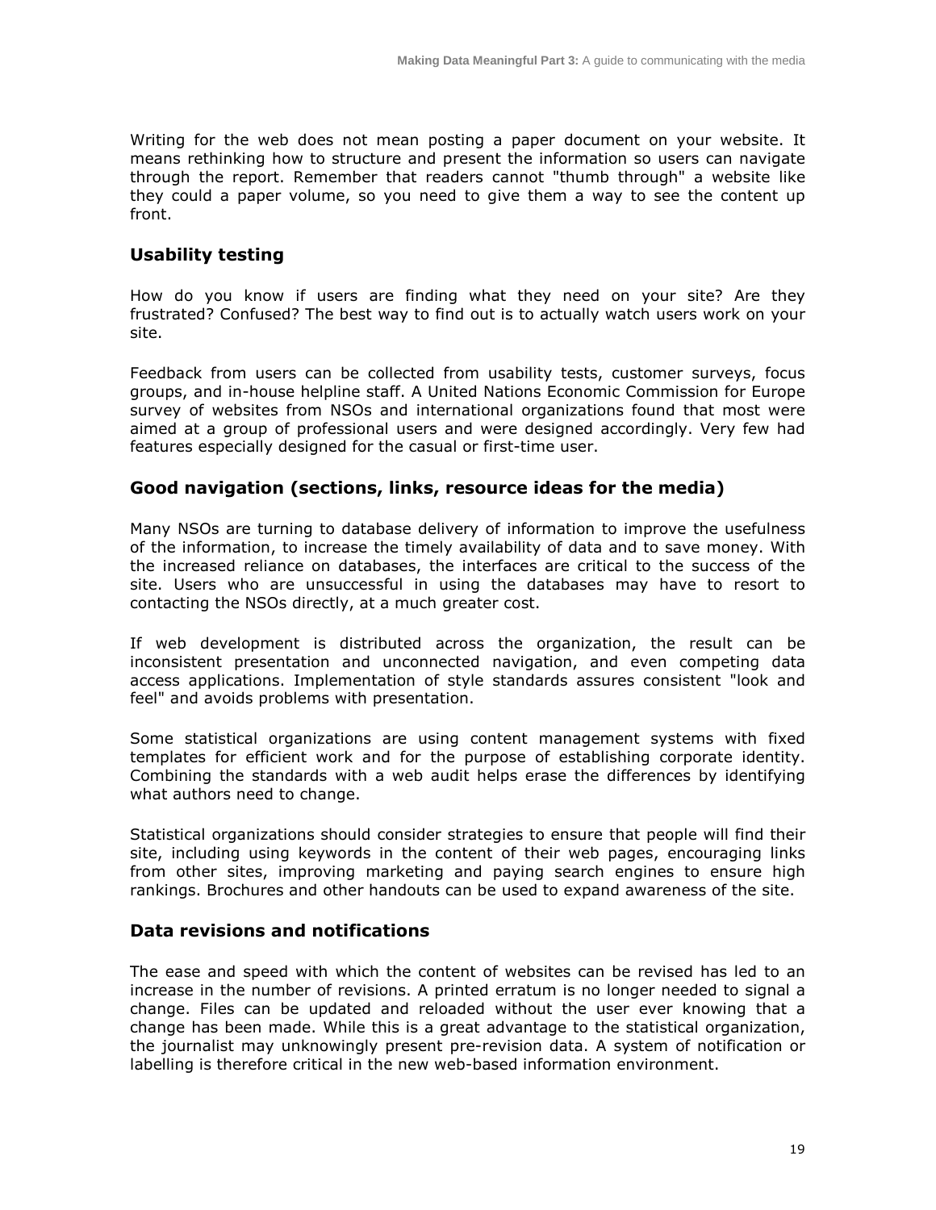Writing for the web does not mean posting a paper document on your website. It means rethinking how to structure and present the information so users can navigate through the report. Remember that readers cannot "thumb through" a website like they could a paper volume, so you need to give them a way to see the content up front.

## Usability testing

How do you know if users are finding what they need on your site? Are they frustrated? Confused? The best way to find out is to actually watch users work on your site.

Feedback from users can be collected from usability tests, customer surveys, focus groups, and in-house helpline staff. A United Nations Economic Commission for Europe survey of websites from NSOs and international organizations found that most were aimed at a group of professional users and were designed accordingly. Very few had features especially designed for the casual or first-time user.

## Good navigation (sections, links, resource ideas for the media)

Many NSOs are turning to database delivery of information to improve the usefulness of the information, to increase the timely availability of data and to save money. With the increased reliance on databases, the interfaces are critical to the success of the site. Users who are unsuccessful in using the databases may have to resort to contacting the NSOs directly, at a much greater cost.

If web development is distributed across the organization, the result can be inconsistent presentation and unconnected navigation, and even competing data access applications. Implementation of style standards assures consistent "look and feel" and avoids problems with presentation.

Some statistical organizations are using content management systems with fixed templates for efficient work and for the purpose of establishing corporate identity. Combining the standards with a web audit helps erase the differences by identifying what authors need to change.

Statistical organizations should consider strategies to ensure that people will find their site, including using keywords in the content of their web pages, encouraging links from other sites, improving marketing and paying search engines to ensure high rankings. Brochures and other handouts can be used to expand awareness of the site.

## Data revisions and notifications

The ease and speed with which the content of websites can be revised has led to an increase in the number of revisions. A printed erratum is no longer needed to signal a change. Files can be updated and reloaded without the user ever knowing that a change has been made. While this is a great advantage to the statistical organization, the journalist may unknowingly present pre-revision data. A system of notification or labelling is therefore critical in the new web-based information environment.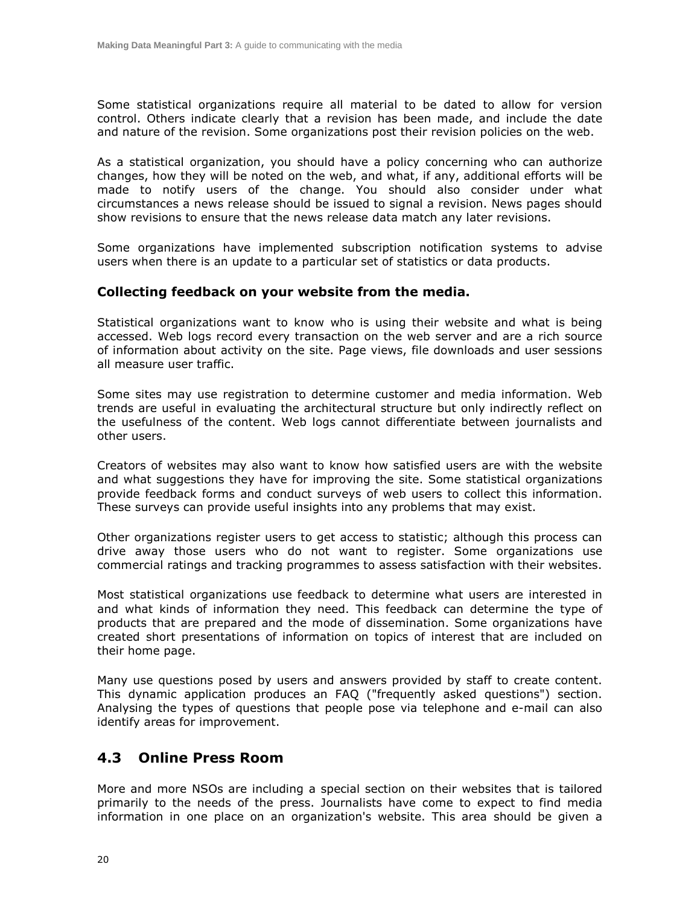Some statistical organizations require all material to be dated to allow for version control. Others indicate clearly that a revision has been made, and include the date and nature of the revision. Some organizations post their revision policies on the web.

As a statistical organization, you should have a policy concerning who can authorize changes, how they will be noted on the web, and what, if any, additional efforts will be made to notify users of the change. You should also consider under what circumstances a news release should be issued to signal a revision. News pages should show revisions to ensure that the news release data match any later revisions.

Some organizations have implemented subscription notification systems to advise users when there is an update to a particular set of statistics or data products.

### Collecting feedback on your website from the media.

Statistical organizations want to know who is using their website and what is being accessed. Web logs record every transaction on the web server and are a rich source of information about activity on the site. Page views, file downloads and user sessions all measure user traffic.

Some sites may use registration to determine customer and media information. Web trends are useful in evaluating the architectural structure but only indirectly reflect on the usefulness of the content. Web logs cannot differentiate between journalists and other users.

Creators of websites may also want to know how satisfied users are with the website and what suggestions they have for improving the site. Some statistical organizations provide feedback forms and conduct surveys of web users to collect this information. These surveys can provide useful insights into any problems that may exist.

Other organizations register users to get access to statistic; although this process can drive away those users who do not want to register. Some organizations use commercial ratings and tracking programmes to assess satisfaction with their websites.

Most statistical organizations use feedback to determine what users are interested in and what kinds of information they need. This feedback can determine the type of products that are prepared and the mode of dissemination. Some organizations have created short presentations of information on topics of interest that are included on their home page.

Many use questions posed by users and answers provided by staff to create content. This dynamic application produces an FAQ ("frequently asked questions") section. Analysing the types of questions that people pose via telephone and e-mail can also identify areas for improvement.

## 4.3 Online Press Room

More and more NSOs are including a special section on their websites that is tailored primarily to the needs of the press. Journalists have come to expect to find media information in one place on an organization's website. This area should be given a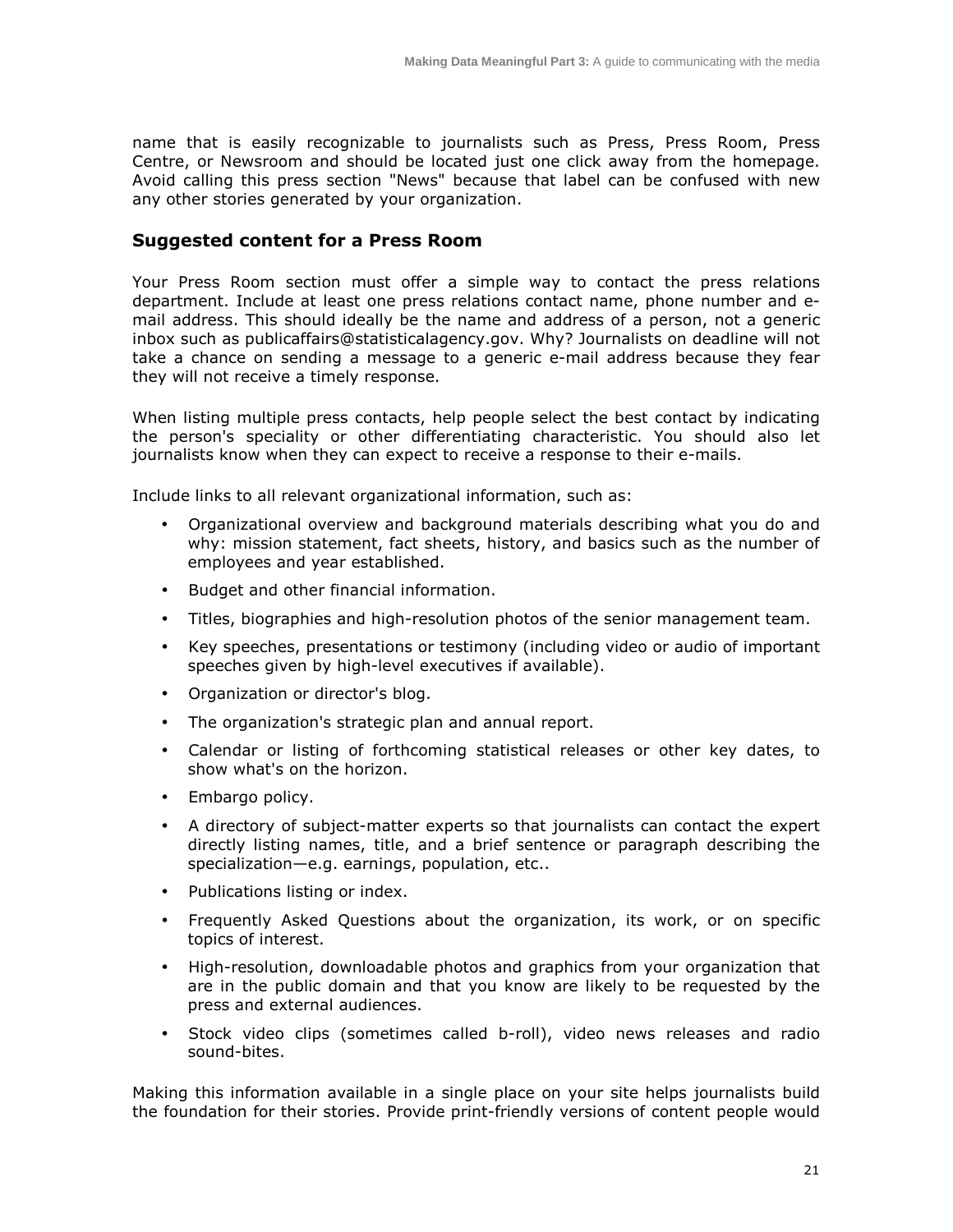name that is easily recognizable to journalists such as Press, Press Room, Press Centre, or Newsroom and should be located just one click away from the homepage. Avoid calling this press section "News" because that label can be confused with new any other stories generated by your organization.

### Suggested content for a Press Room

Your Press Room section must offer a simple way to contact the press relations department. Include at least one press relations contact name, phone number and e-mail address. This should ideally be the name and address of a person, not a generic inbox such as publicaffairs@statisticalagency.gov. Why? Journalists on deadline will not take a chance on sending a message to a generic e-mail address because they fear they will not receive a timely response.

When listing multiple press contacts, help people select the best contact by indicating the person's speciality or other differentiating characteristic. You should also let journalists know when they can expect to receive a response to their e-mails.

Include links to all relevant organizational information, such as:

- Organizational overview and background materials describing what you do and why: mission statement, fact sheets, history, and basics such as the number of employees and year established.
- Budget and other financial information.
- Titles, biographies and high-resolution photos of the senior management team.
- Key speeches, presentations or testimony (including video or audio of important speeches given by high-level executives if available).
- Organization or director's blog.
- The organization's strategic plan and annual report.
- Calendar or listing of forthcoming statistical releases or other key dates, to show what's on the horizon.
- Embargo policy.
- A directory of subject-matter experts so that journalists can contact the expert directly listing names, title, and a brief sentence or paragraph describing the specialization—e.g. earnings, population, etc..
- Publications listing or index.
- Frequently Asked Questions about the organization, its work, or on specific topics of interest.
- High-resolution, downloadable photos and graphics from your organization that are in the public domain and that you know are likely to be requested by the press and external audiences.
- Stock video clips (sometimes called b-roll), video news releases and radio sound-bites.

Making this information available in a single place on your site helps journalists build the foundation for their stories. Provide print-friendly versions of content people would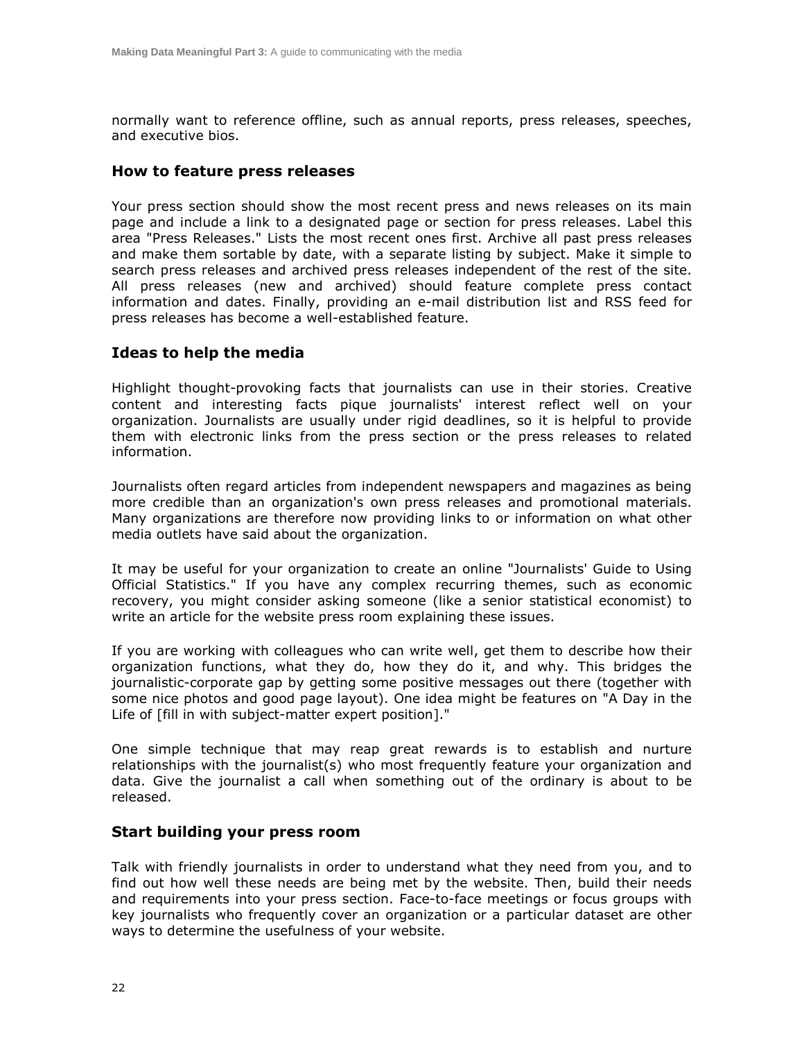normally want to reference offline, such as annual reports, press releases, speeches, and executive bios.

### How to feature press releases

Your press section should show the most recent press and news releases on its main page and include a link to a designated page or section for press releases. Label this area "Press Releases." Lists the most recent ones first. Archive all past press releases and make them sortable by date, with a separate listing by subject. Make it simple to search press releases and archived press releases independent of the rest of the site. All press releases (new and archived) should feature complete press contact information and dates. Finally, providing an e-mail distribution list and RSS feed for press releases has become a well-established feature.

### Ideas to help the media

Highlight thought-provoking facts that journalists can use in their stories. Creative content and interesting facts pique journalists' interest reflect well on your organization. Journalists are usually under rigid deadlines, so it is helpful to provide them with electronic links from the press section or the press releases to related information.

Journalists often regard articles from independent newspapers and magazines as being more credible than an organization's own press releases and promotional materials. Many organizations are therefore now providing links to or information on what other media outlets have said about the organization.

It may be useful for your organization to create an online "Journalists' Guide to Using Official Statistics." If you have any complex recurring themes, such as economic recovery, you might consider asking someone (like a senior statistical economist) to write an article for the website press room explaining these issues.

If you are working with colleagues who can write well, get them to describe how their organization functions, what they do, how they do it, and why. This bridges the journalistic-corporate gap by getting some positive messages out there (together with some nice photos and good page layout). One idea might be features on "A Day in the Life of [fill in with subject-matter expert position]."

One simple technique that may reap great rewards is to establish and nurture relationships with the journalist(s) who most frequently feature your organization and data. Give the journalist a call when something out of the ordinary is about to be released.

### Start building your press room

Talk with friendly journalists in order to understand what they need from you, and to find out how well these needs are being met by the website. Then, build their needs and requirements into your press section. Face-to-face meetings or focus groups with key journalists who frequently cover an organization or a particular dataset are other ways to determine the usefulness of your website.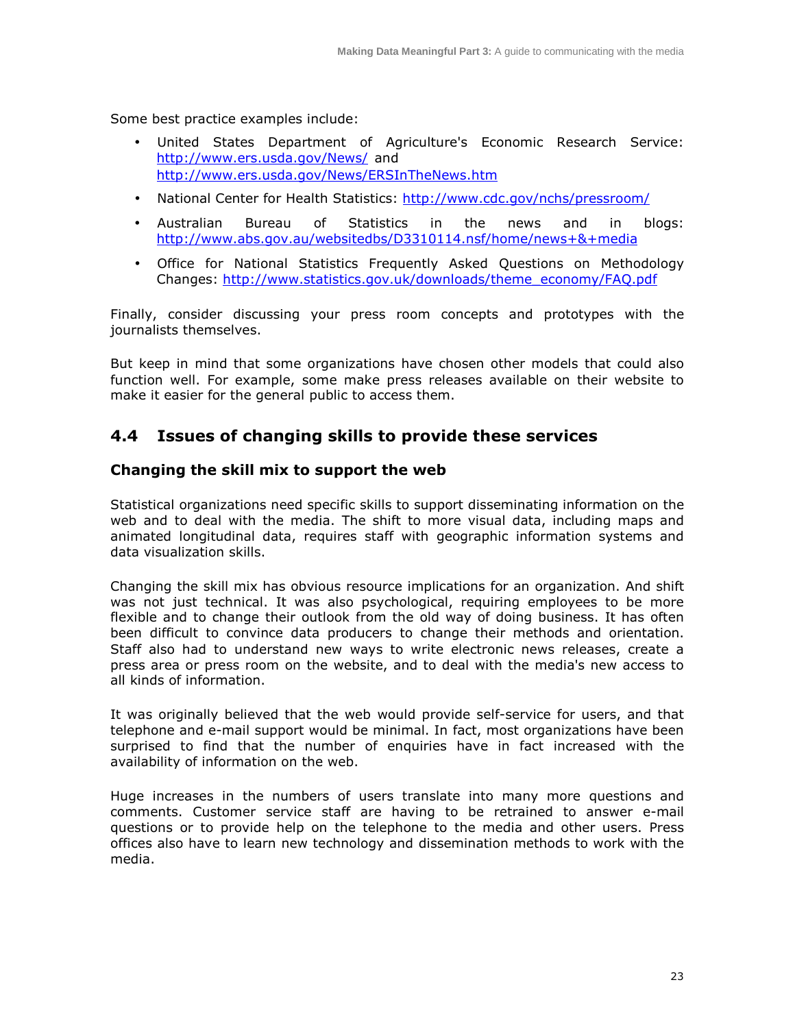Some best practice examples include:

- United States Department of Agriculture's Economic Research Service: [http://www.ers.usda.gov/News/](http://www.ers.usda.gov/News/) and [http://www.ers.usda.gov/News/ERSInTheNews.htm](http://www.ers.usda.gov/News/ERSInTheNews.htm)
- National Center for Health Statistics: [http://www.cdc.gov/nchs/pressroom/](http://www.cdc.gov/nchs/pressroom/)
- Australian Bureau of Statistics in the news and in blogs: [http://www.abs.gov.au/websitedbs/D3310114.nsf/home/news+&+media](http://www.abs.gov.au/websitedbs/D3310114.nsf/home/news+&+media)
- Office for National Statistics Frequently Asked Questions on Methodology Changes: [http://www.statistics.gov.uk/downloads/theme_economy/FAQ.pdf](http://www.statistics.gov.uk/downloads/theme_economy/FAQ.pdf)

Finally, consider discussing your press room concepts and prototypes with the journalists themselves.

But keep in mind that some organizations have chosen other models that could also function well. For example, some make press releases available on their website to make it easier for the general public to access them.

## 4.4 Issues of changing skills to provide these services

### Changing the skill mix to support the web

Statistical organizations need specific skills to support disseminating information on the web and to deal with the media. The shift to more visual data, including maps and animated longitudinal data, requires staff with geographic information systems and data visualization skills.

Changing the skill mix has obvious resource implications for an organization. And shift was not just technical. It was also psychological, requiring employees to be more flexible and to change their outlook from the old way of doing business. It has often been difficult to convince data producers to change their methods and orientation. Staff also had to understand new ways to write electronic news releases, create a press area or press room on the website, and to deal with the media's new access to all kinds of information.

It was originally believed that the web would provide self-service for users, and that telephone and e-mail support would be minimal. In fact, most organizations have been surprised to find that the number of enquiries have in fact increased with the availability of information on the web.

Huge increases in the numbers of users translate into many more questions and comments. Customer service staff are having to be retrained to answer e-mail questions or to provide help on the telephone to the media and other users. Press offices also have to learn new technology and dissemination methods to work with the media.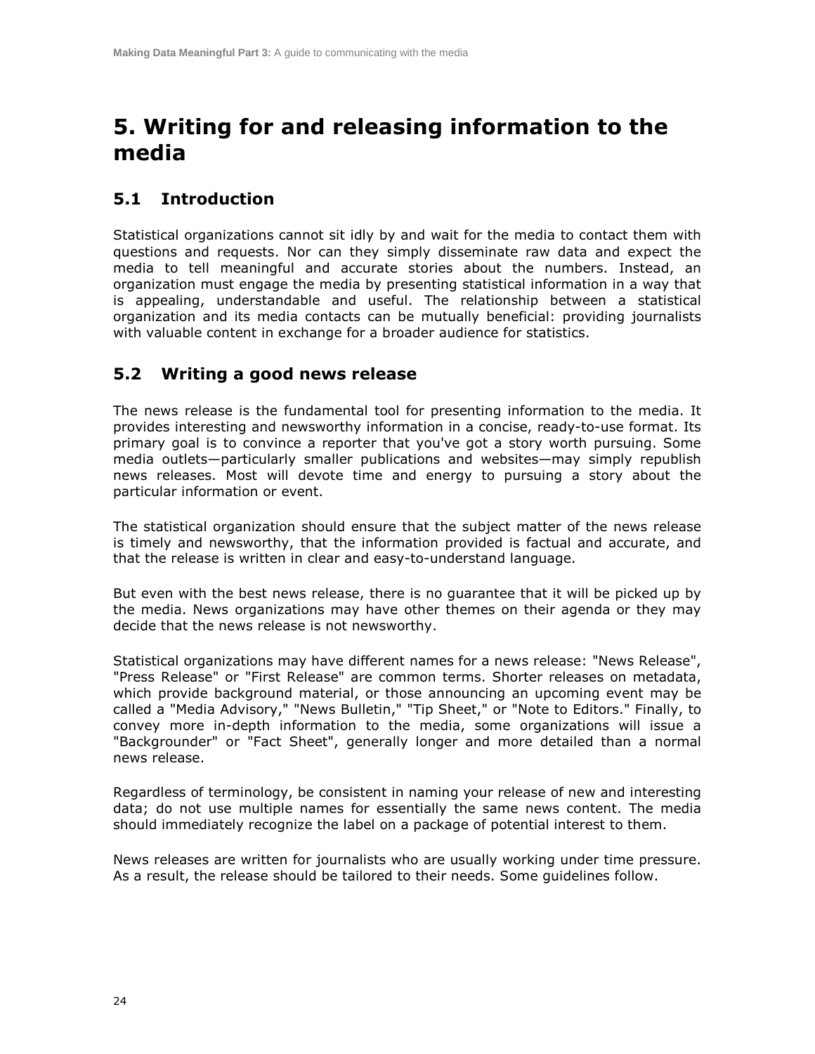# 5. Writing for and releasing information to the media

## 5.1 Introduction

Statistical organizations cannot sit idly by and wait for the media to contact them with questions and requests. Nor can they simply disseminate raw data and expect the media to tell meaningful and accurate stories about the numbers. Instead, an organization must engage the media by presenting statistical information in a way that is appealing, understandable and useful. The relationship between a statistical organization and its media contacts can be mutually beneficial: providing journalists with valuable content in exchange for a broader audience for statistics.

## 5.2 Writing a good news release

The news release is the fundamental tool for presenting information to the media. It provides interesting and newsworthy information in a concise, ready-to-use format. Its primary goal is to convince a reporter that you've got a story worth pursuing. Some media outlets—particularly smaller publications and websites—may simply republish news releases. Most will devote time and energy to pursuing a story about the particular information or event.

The statistical organization should ensure that the subject matter of the news release is timely and newsworthy, that the information provided is factual and accurate, and that the release is written in clear and easy-to-understand language.

But even with the best news release, there is no guarantee that it will be picked up by the media. News organizations may have other themes on their agenda or they may decide that the news release is not newsworthy.

Statistical organizations may have different names for a news release: "News Release", "Press Release" or "First Release" are common terms. Shorter releases on metadata, which provide background material, or those announcing an upcoming event may be called a "Media Advisory," "News Bulletin," "Tip Sheet," or "Note to Editors." Finally, to convey more in-depth information to the media, some organizations will issue a "Backgrounder" or "Fact Sheet", generally longer and more detailed than a normal news release.

Regardless of terminology, be consistent in naming your release of new and interesting data; do not use multiple names for essentially the same news content. The media should immediately recognize the label on a package of potential interest to them.

News releases are written for journalists who are usually working under time pressure. As a result, the release should be tailored to their needs. Some guidelines follow.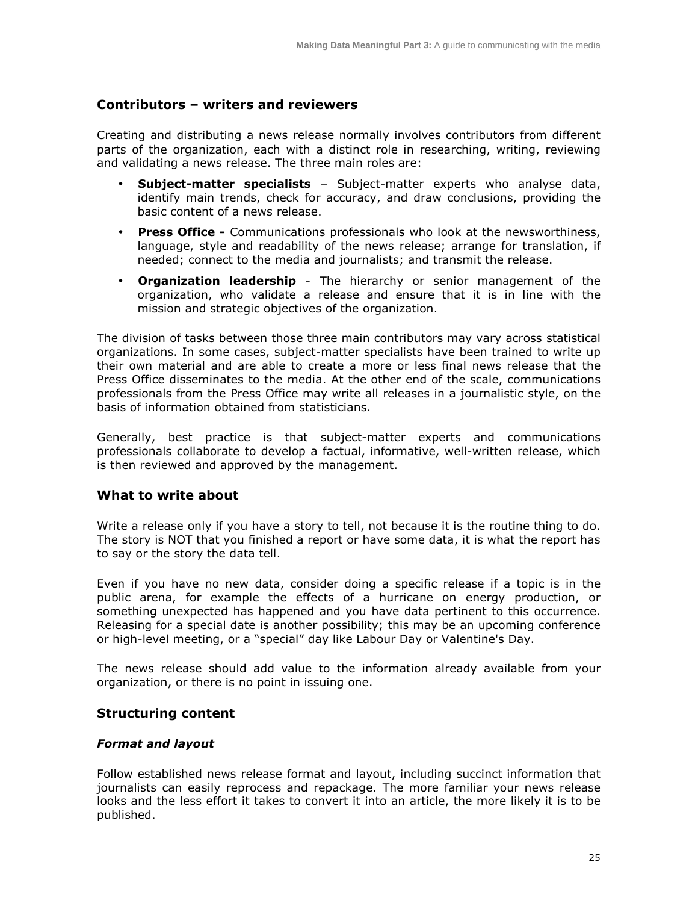## Contributors – writers and reviewers

Creating and distributing a news release normally involves contributors from different parts of the organization, each with a distinct role in researching, writing, reviewing and validating a news release. The three main roles are:

- **Subject-matter specialists** – Subject-matter experts who analyse data, identify main trends, check for accuracy, and draw conclusions, providing the basic content of a news release.
- **Press Office -** Communications professionals who look at the newsworthiness, language, style and readability of the news release; arrange for translation, if needed; connect to the media and journalists; and transmit the release.
- **Organization leadership** - The hierarchy or senior management of the organization, who validate a release and ensure that it is in line with the mission and strategic objectives of the organization.

The division of tasks between those three main contributors may vary across statistical organizations. In some cases, subject-matter specialists have been trained to write up their own material and are able to create a more or less final news release that the Press Office disseminates to the media. At the other end of the scale, communications professionals from the Press Office may write all releases in a journalistic style, on the basis of information obtained from statisticians.

Generally, best practice is that subject-matter experts and communications professionals collaborate to develop a factual, informative, well-written release, which is then reviewed and approved by the management.

## What to write about

Write a release only if you have a story to tell, not because it is the routine thing to do. The story is NOT that you finished a report or have some data, it is what the report has to say or the story the data tell.

Even if you have no new data, consider doing a specific release if a topic is in the public arena, for example the effects of a hurricane on energy production, or something unexpected has happened and you have data pertinent to this occurrence. Releasing for a special date is another possibility; this may be an upcoming conference or high-level meeting, or a "special" day like Labour Day or Valentine's Day.

The news release should add value to the information already available from your organization, or there is no point in issuing one.

## Structuring content

### *Format and layout*

Follow established news release format and layout, including succinct information that journalists can easily reprocess and repackage. The more familiar your news release looks and the less effort it takes to convert it into an article, the more likely it is to be published.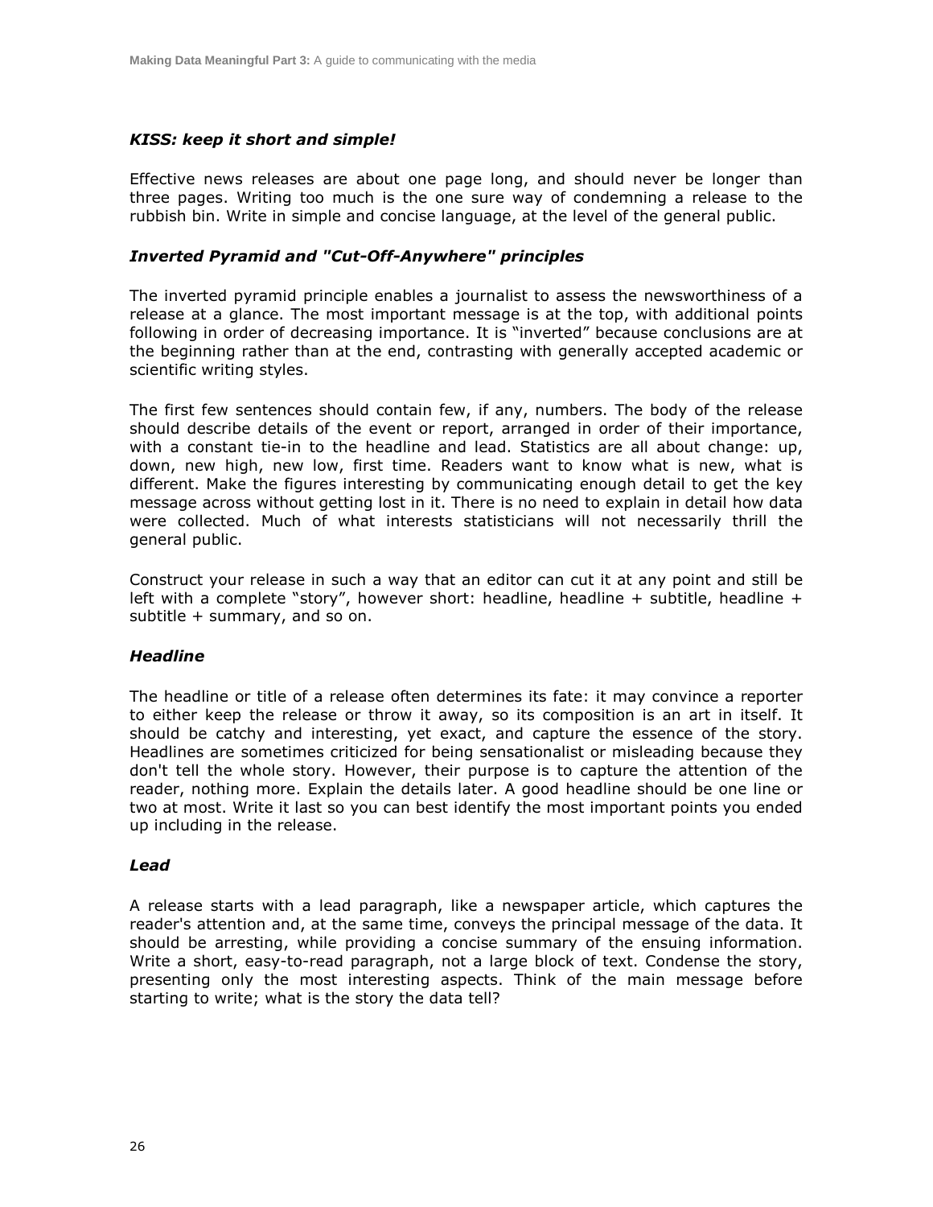### *KISS: keep it short and simple!*

Effective news releases are about one page long, and should never be longer than three pages. Writing too much is the one sure way of condemning a release to the rubbish bin. Write in simple and concise language, at the level of the general public.

### *Inverted Pyramid and "Cut-Off-Anywhere" principles*

The inverted pyramid principle enables a journalist to assess the newsworthiness of a release at a glance. The most important message is at the top, with additional points following in order of decreasing importance. It is "inverted" because conclusions are at the beginning rather than at the end, contrasting with generally accepted academic or scientific writing styles.

The first few sentences should contain few, if any, numbers. The body of the release should describe details of the event or report, arranged in order of their importance, with a constant tie-in to the headline and lead. Statistics are all about change: up, down, new high, new low, first time. Readers want to know what is new, what is different. Make the figures interesting by communicating enough detail to get the key message across without getting lost in it. There is no need to explain in detail how data were collected. Much of what interests statisticians will not necessarily thrill the general public.

Construct your release in such a way that an editor can cut it at any point and still be left with a complete "story", however short: headline, headline + subtitle, headline + subtitle + summary, and so on.

### *Headline*

The headline or title of a release often determines its fate: it may convince a reporter to either keep the release or throw it away, so its composition is an art in itself. It should be catchy and interesting, yet exact, and capture the essence of the story. Headlines are sometimes criticized for being sensationalist or misleading because they don't tell the whole story. However, their purpose is to capture the attention of the reader, nothing more. Explain the details later. A good headline should be one line or two at most. Write it last so you can best identify the most important points you ended up including in the release.

### *Lead*

A release starts with a lead paragraph, like a newspaper article, which captures the reader's attention and, at the same time, conveys the principal message of the data. It should be arresting, while providing a concise summary of the ensuing information. Write a short, easy-to-read paragraph, not a large block of text. Condense the story, presenting only the most interesting aspects. Think of the main message before starting to write; what is the story the data tell?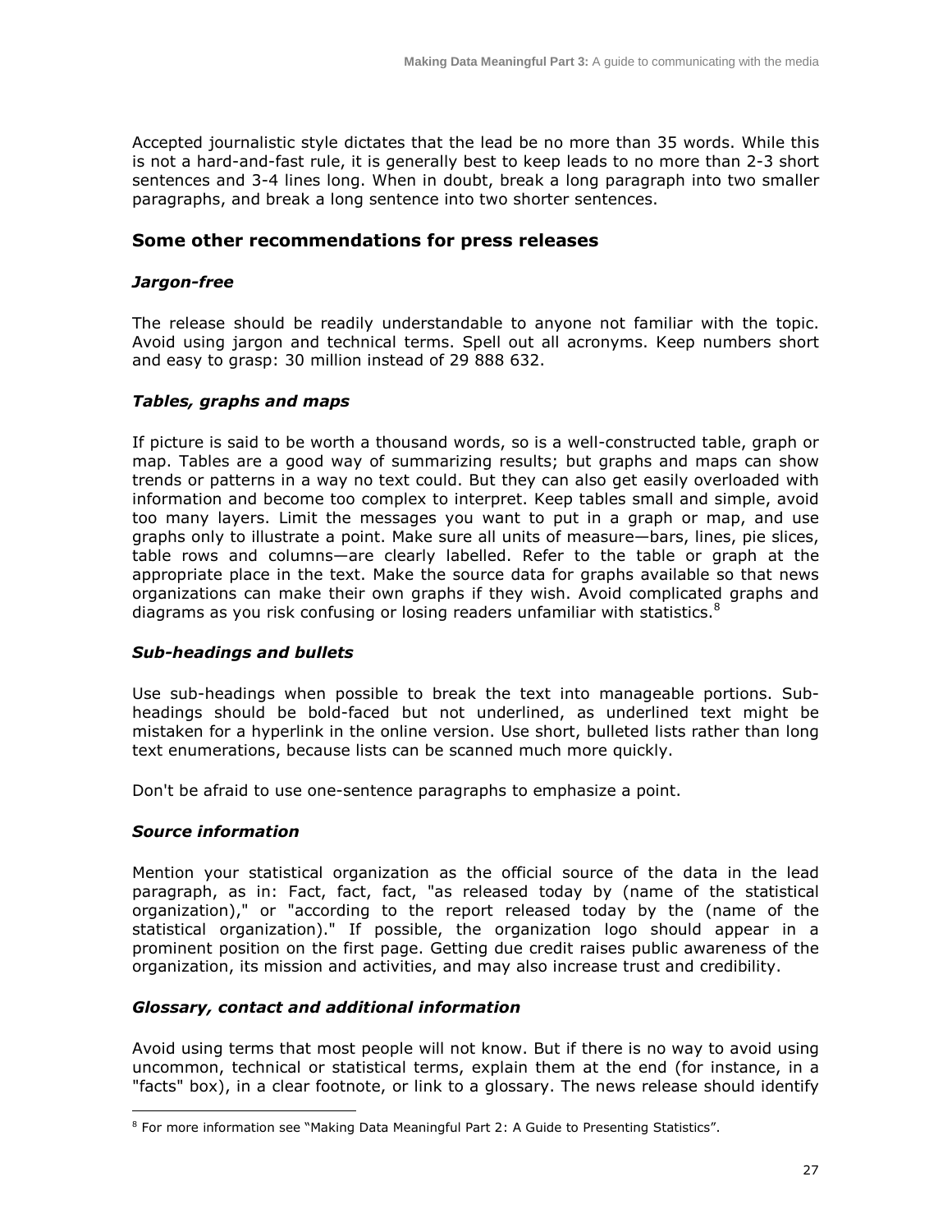Accepted journalistic style dictates that the lead be no more than 35 words. While this is not a hard-and-fast rule, it is generally best to keep leads to no more than 2-3 short sentences and 3-4 lines long. When in doubt, break a long paragraph into two smaller paragraphs, and break a long sentence into two shorter sentences.

## Some other recommendations for press releases

### *Jargon-free*

The release should be readily understandable to anyone not familiar with the topic. Avoid using jargon and technical terms. Spell out all acronyms. Keep numbers short and easy to grasp: 30 million instead of 29 888 632.

### *Tables, graphs and maps*

If picture is said to be worth a thousand words, so is a well-constructed table, graph or map. Tables are a good way of summarizing results; but graphs and maps can show trends or patterns in a way no text could. But they can also get easily overloaded with information and become too complex to interpret. Keep tables small and simple, avoid too many layers. Limit the messages you want to put in a graph or map, and use graphs only to illustrate a point. Make sure all units of measure—bars, lines, pie slices, table rows and columns—are clearly labelled. Refer to the table or graph at the appropriate place in the text. Make the source data for graphs available so that news organizations can make their own graphs if they wish. Avoid complicated graphs and diagrams as you risk confusing or losing readers unfamiliar with statistics.[8]

### *Sub-headings and bullets*

Use sub-headings when possible to break the text into manageable portions. Sub-headings should be bold-faced but not underlined, as underlined text might be mistaken for a hyperlink in the online version. Use short, bulleted lists rather than long text enumerations, because lists can be scanned much more quickly.

Don't be afraid to use one-sentence paragraphs to emphasize a point.

### *Source information*

Mention your statistical organization as the official source of the data in the lead paragraph, as in: Fact, fact, fact, "as released today by (name of the statistical organization)," or "according to the report released today by the (name of the statistical organization)." If possible, the organization logo should appear in a prominent position on the first page. Getting due credit raises public awareness of the organization, its mission and activities, and may also increase trust and credibility.

### *Glossary, contact and additional information*

Avoid using terms that most people will not know. But if there is no way to avoid using uncommon, technical or statistical terms, explain them at the end (for instance, in a "facts" box), in a clear footnote, or link to a glossary. The news release should identify

---

[8] For more information see "Making Data Meaningful Part 2: A Guide to Presenting Statistics".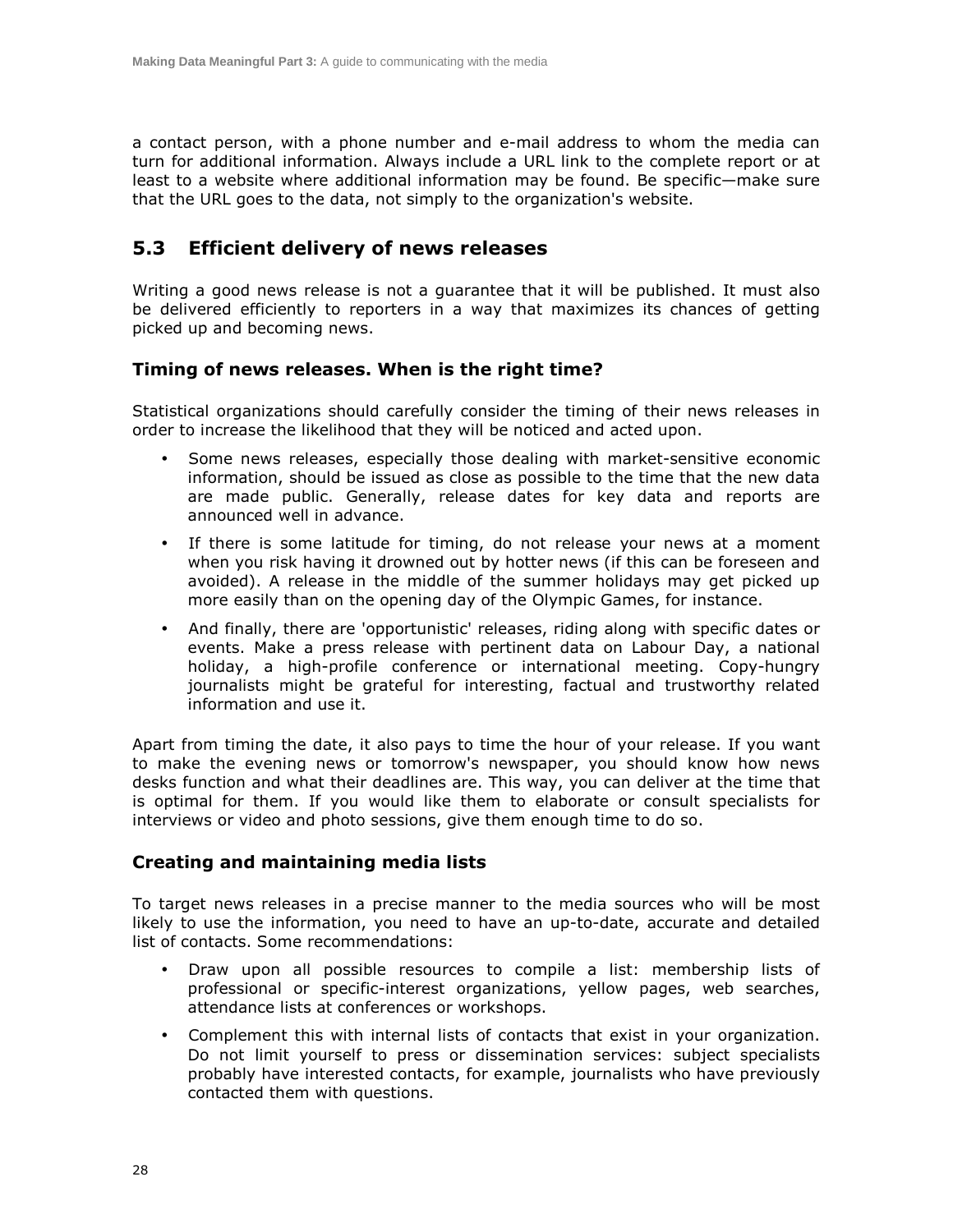a contact person, with a phone number and e-mail address to whom the media can turn for additional information. Always include a URL link to the complete report or at least to a website where additional information may be found. Be specific—make sure that the URL goes to the data, not simply to the organization's website.

## 5.3 Efficient delivery of news releases

Writing a good news release is not a guarantee that it will be published. It must also be delivered efficiently to reporters in a way that maximizes its chances of getting picked up and becoming news.

### Timing of news releases. When is the right time?

Statistical organizations should carefully consider the timing of their news releases in order to increase the likelihood that they will be noticed and acted upon.

- Some news releases, especially those dealing with market-sensitive economic information, should be issued as close as possible to the time that the new data are made public. Generally, release dates for key data and reports are announced well in advance.
- If there is some latitude for timing, do not release your news at a moment when you risk having it drowned out by hotter news (if this can be foreseen and avoided). A release in the middle of the summer holidays may get picked up more easily than on the opening day of the Olympic Games, for instance.
- And finally, there are 'opportunistic' releases, riding along with specific dates or events. Make a press release with pertinent data on Labour Day, a national holiday, a high-profile conference or international meeting. Copy-hungry journalists might be grateful for interesting, factual and trustworthy related information and use it.

Apart from timing the date, it also pays to time the hour of your release. If you want to make the evening news or tomorrow's newspaper, you should know how news desks function and what their deadlines are. This way, you can deliver at the time that is optimal for them. If you would like them to elaborate or consult specialists for interviews or video and photo sessions, give them enough time to do so.

### Creating and maintaining media lists

To target news releases in a precise manner to the media sources who will be most likely to use the information, you need to have an up-to-date, accurate and detailed list of contacts. Some recommendations:

- Draw upon all possible resources to compile a list: membership lists of professional or specific-interest organizations, yellow pages, web searches, attendance lists at conferences or workshops.
- Complement this with internal lists of contacts that exist in your organization. Do not limit yourself to press or dissemination services: subject specialists probably have interested contacts, for example, journalists who have previously contacted them with questions.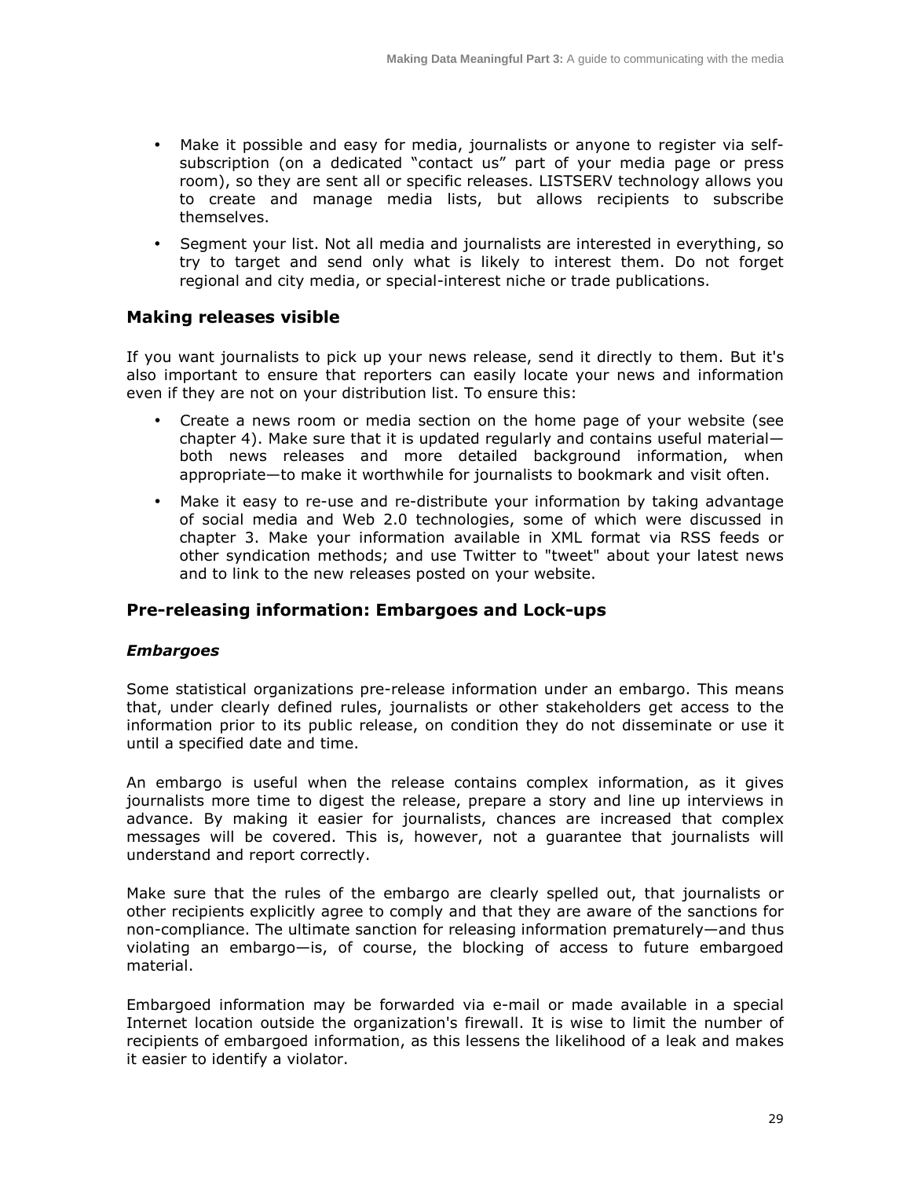- Make it possible and easy for media, journalists or anyone to register via self-subscription (on a dedicated "contact us" part of your media page or press room), so they are sent all or specific releases. LISTSERV technology allows you to create and manage media lists, but allows recipients to subscribe themselves.
- Segment your list. Not all media and journalists are interested in everything, so try to target and send only what is likely to interest them. Do not forget regional and city media, or special-interest niche or trade publications.

### Making releases visible

If you want journalists to pick up your news release, send it directly to them. But it's also important to ensure that reporters can easily locate your news and information even if they are not on your distribution list. To ensure this:

- Create a news room or media section on the home page of your website (see chapter 4). Make sure that it is updated regularly and contains useful material—both news releases and more detailed background information, when appropriate—to make it worthwhile for journalists to bookmark and visit often.
- Make it easy to re-use and re-distribute your information by taking advantage of social media and Web 2.0 technologies, some of which were discussed in chapter 3. Make your information available in XML format via RSS feeds or other syndication methods; and use Twitter to "tweet" about your latest news and to link to the new releases posted on your website.

### Pre-releasing information: Embargoes and Lock-ups

#### *Embargoes*

Some statistical organizations pre-release information under an embargo. This means that, under clearly defined rules, journalists or other stakeholders get access to the information prior to its public release, on condition they do not disseminate or use it until a specified date and time.

An embargo is useful when the release contains complex information, as it gives journalists more time to digest the release, prepare a story and line up interviews in advance. By making it easier for journalists, chances are increased that complex messages will be covered. This is, however, not a guarantee that journalists will understand and report correctly.

Make sure that the rules of the embargo are clearly spelled out, that journalists or other recipients explicitly agree to comply and that they are aware of the sanctions for non-compliance. The ultimate sanction for releasing information prematurely—and thus violating an embargo—is, of course, the blocking of access to future embargoed material.

Embargoed information may be forwarded via e-mail or made available in a special Internet location outside the organization's firewall. It is wise to limit the number of recipients of embargoed information, as this lessens the likelihood of a leak and makes it easier to identify a violator.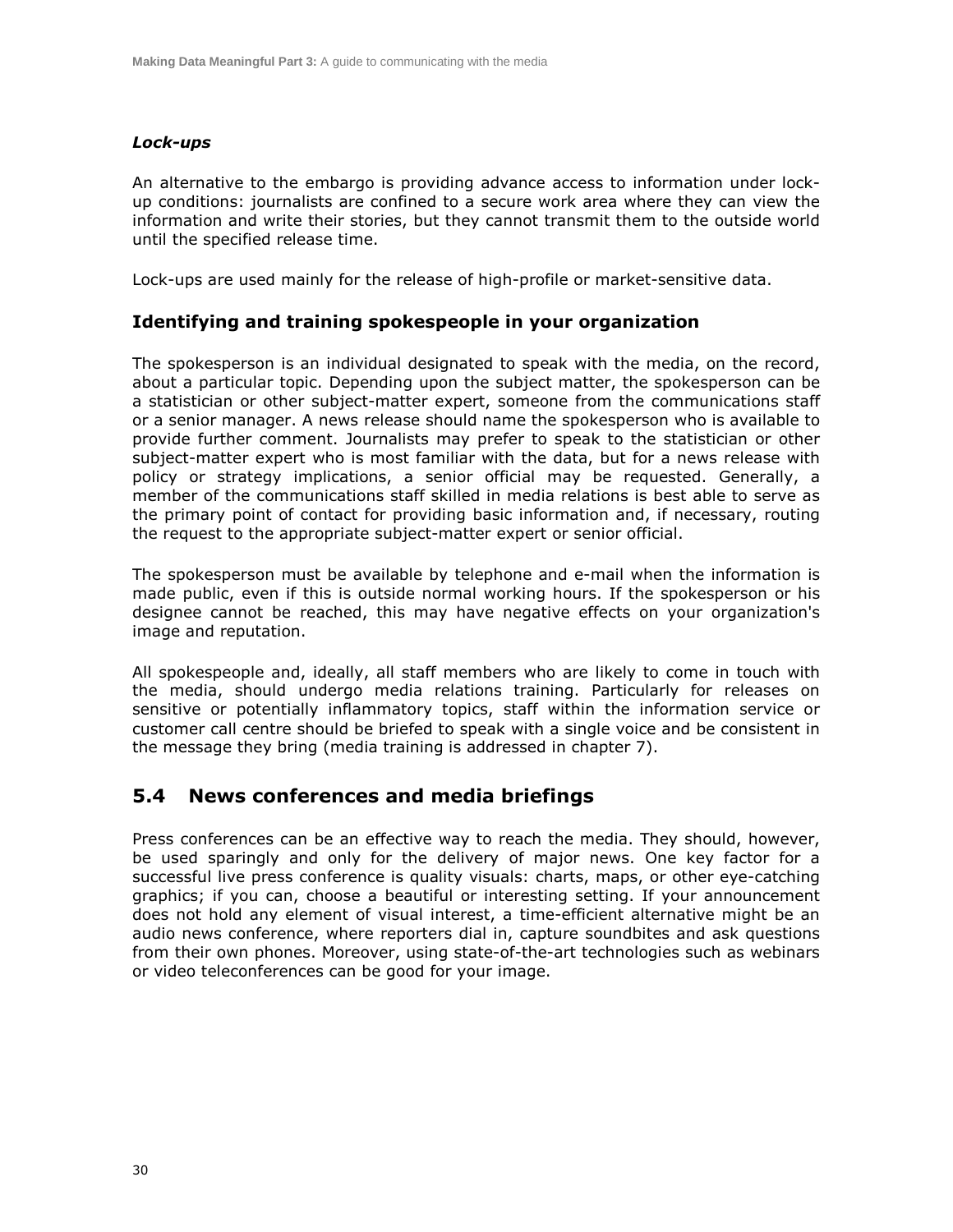### *Lock-ups*

An alternative to the embargo is providing advance access to information under lock-up conditions: journalists are confined to a secure work area where they can view the information and write their stories, but they cannot transmit them to the outside world until the specified release time.

Lock-ups are used mainly for the release of high-profile or market-sensitive data.

### Identifying and training spokespeople in your organization

The spokesperson is an individual designated to speak with the media, on the record, about a particular topic. Depending upon the subject matter, the spokesperson can be a statistician or other subject-matter expert, someone from the communications staff or a senior manager. A news release should name the spokesperson who is available to provide further comment. Journalists may prefer to speak to the statistician or other subject-matter expert who is most familiar with the data, but for a news release with policy or strategy implications, a senior official may be requested. Generally, a member of the communications staff skilled in media relations is best able to serve as the primary point of contact for providing basic information and, if necessary, routing the request to the appropriate subject-matter expert or senior official.

The spokesperson must be available by telephone and e-mail when the information is made public, even if this is outside normal working hours. If the spokesperson or his designee cannot be reached, this may have negative effects on your organization's image and reputation.

All spokespeople and, ideally, all staff members who are likely to come in touch with the media, should undergo media relations training. Particularly for releases on sensitive or potentially inflammatory topics, staff within the information service or customer call centre should be briefed to speak with a single voice and be consistent in the message they bring (media training is addressed in chapter 7).

## 5.4 News conferences and media briefings

Press conferences can be an effective way to reach the media. They should, however, be used sparingly and only for the delivery of major news. One key factor for a successful live press conference is quality visuals: charts, maps, or other eye-catching graphics; if you can, choose a beautiful or interesting setting. If your announcement does not hold any element of visual interest, a time-efficient alternative might be an audio news conference, where reporters dial in, capture soundbites and ask questions from their own phones. Moreover, using state-of-the-art technologies such as webinars or video teleconferences can be good for your image.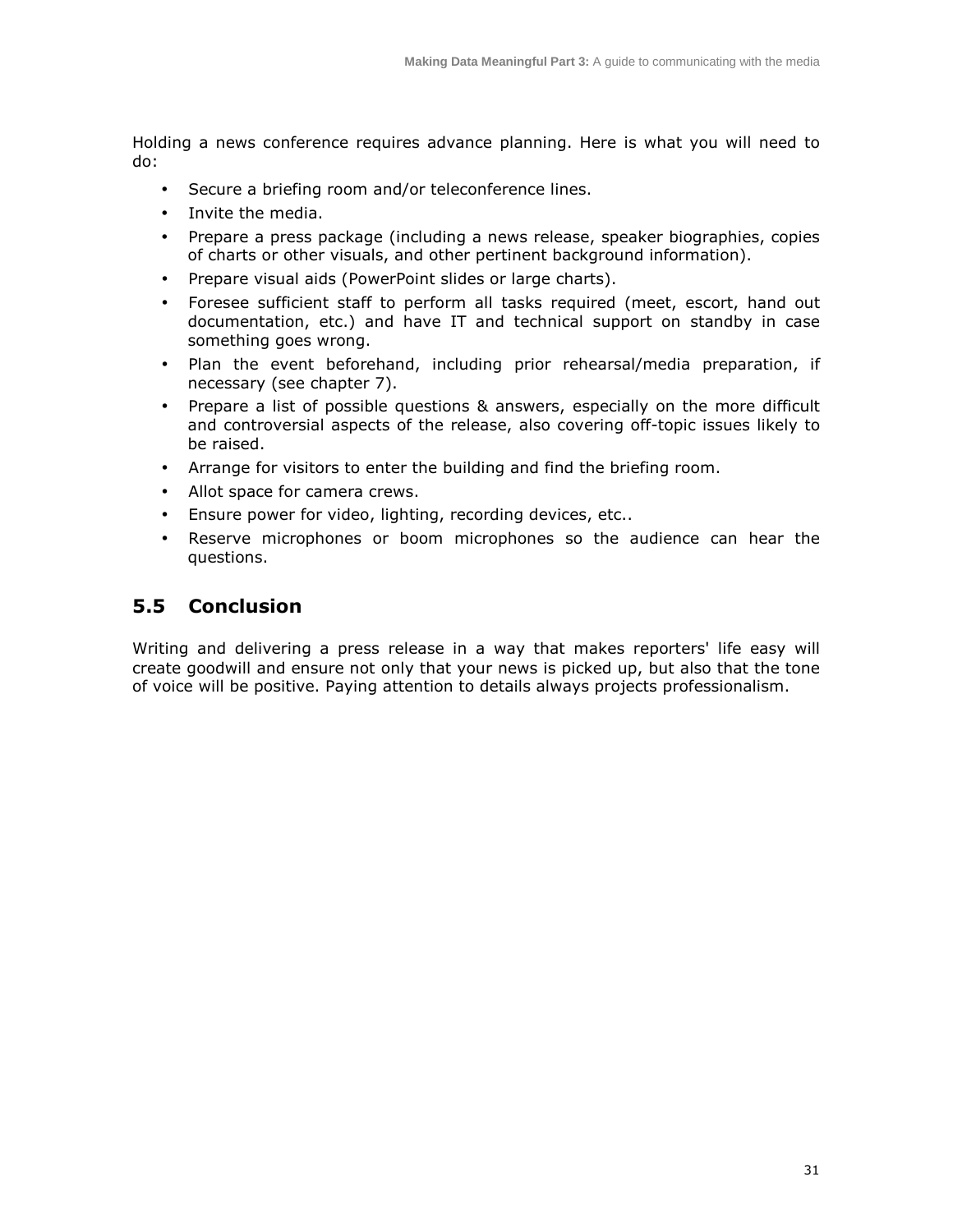Holding a news conference requires advance planning. Here is what you will need to do:

- Secure a briefing room and/or teleconference lines.
- Invite the media.
- Prepare a press package (including a news release, speaker biographies, copies of charts or other visuals, and other pertinent background information).
- Prepare visual aids (PowerPoint slides or large charts).
- Foresee sufficient staff to perform all tasks required (meet, escort, hand out documentation, etc.) and have IT and technical support on standby in case something goes wrong.
- Plan the event beforehand, including prior rehearsal/media preparation, if necessary (see chapter 7).
- Prepare a list of possible questions & answers, especially on the more difficult and controversial aspects of the release, also covering off-topic issues likely to be raised.
- Arrange for visitors to enter the building and find the briefing room.
- Allot space for camera crews.
- Ensure power for video, lighting, recording devices, etc..
- Reserve microphones or boom microphones so the audience can hear the questions.

## 5.5 Conclusion

Writing and delivering a press release in a way that makes reporters' life easy will create goodwill and ensure not only that your news is picked up, but also that the tone of voice will be positive. Paying attention to details always projects professionalism.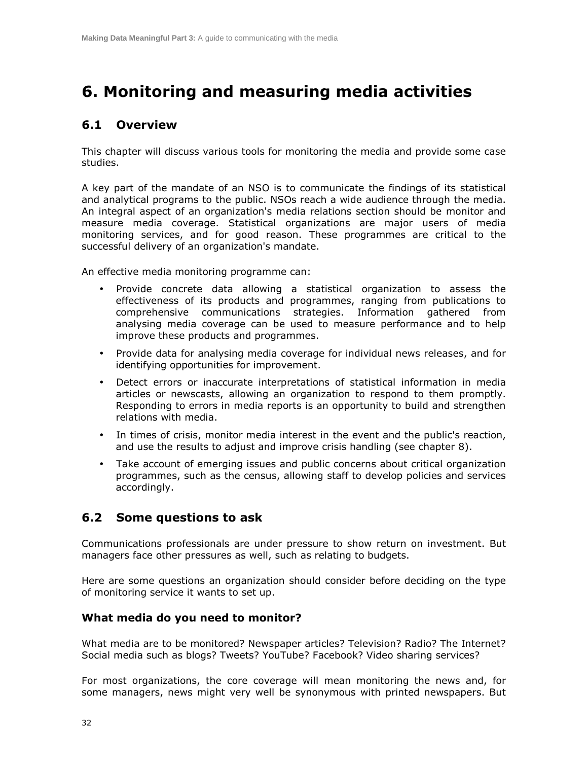# 6. Monitoring and measuring media activities

## 6.1 Overview

This chapter will discuss various tools for monitoring the media and provide some case studies.

A key part of the mandate of an NSO is to communicate the findings of its statistical and analytical programs to the public. NSOs reach a wide audience through the media. An integral aspect of an organization's media relations section should be monitor and measure media coverage. Statistical organizations are major users of media monitoring services, and for good reason. These programmes are critical to the successful delivery of an organization's mandate.

An effective media monitoring programme can:

- Provide concrete data allowing a statistical organization to assess the effectiveness of its products and programmes, ranging from publications to comprehensive communications strategies. Information gathered from analysing media coverage can be used to measure performance and to help improve these products and programmes.
- Provide data for analysing media coverage for individual news releases, and for identifying opportunities for improvement.
- Detect errors or inaccurate interpretations of statistical information in media articles or newscasts, allowing an organization to respond to them promptly. Responding to errors in media reports is an opportunity to build and strengthen relations with media.
- In times of crisis, monitor media interest in the event and the public's reaction, and use the results to adjust and improve crisis handling (see chapter 8).
- Take account of emerging issues and public concerns about critical organization programmes, such as the census, allowing staff to develop policies and services accordingly.

## 6.2 Some questions to ask

Communications professionals are under pressure to show return on investment. But managers face other pressures as well, such as relating to budgets.

Here are some questions an organization should consider before deciding on the type of monitoring service it wants to set up.

### What media do you need to monitor?

What media are to be monitored? Newspaper articles? Television? Radio? The Internet? Social media such as blogs? Tweets? YouTube? Facebook? Video sharing services?

For most organizations, the core coverage will mean monitoring the news and, for some managers, news might very well be synonymous with printed newspapers. But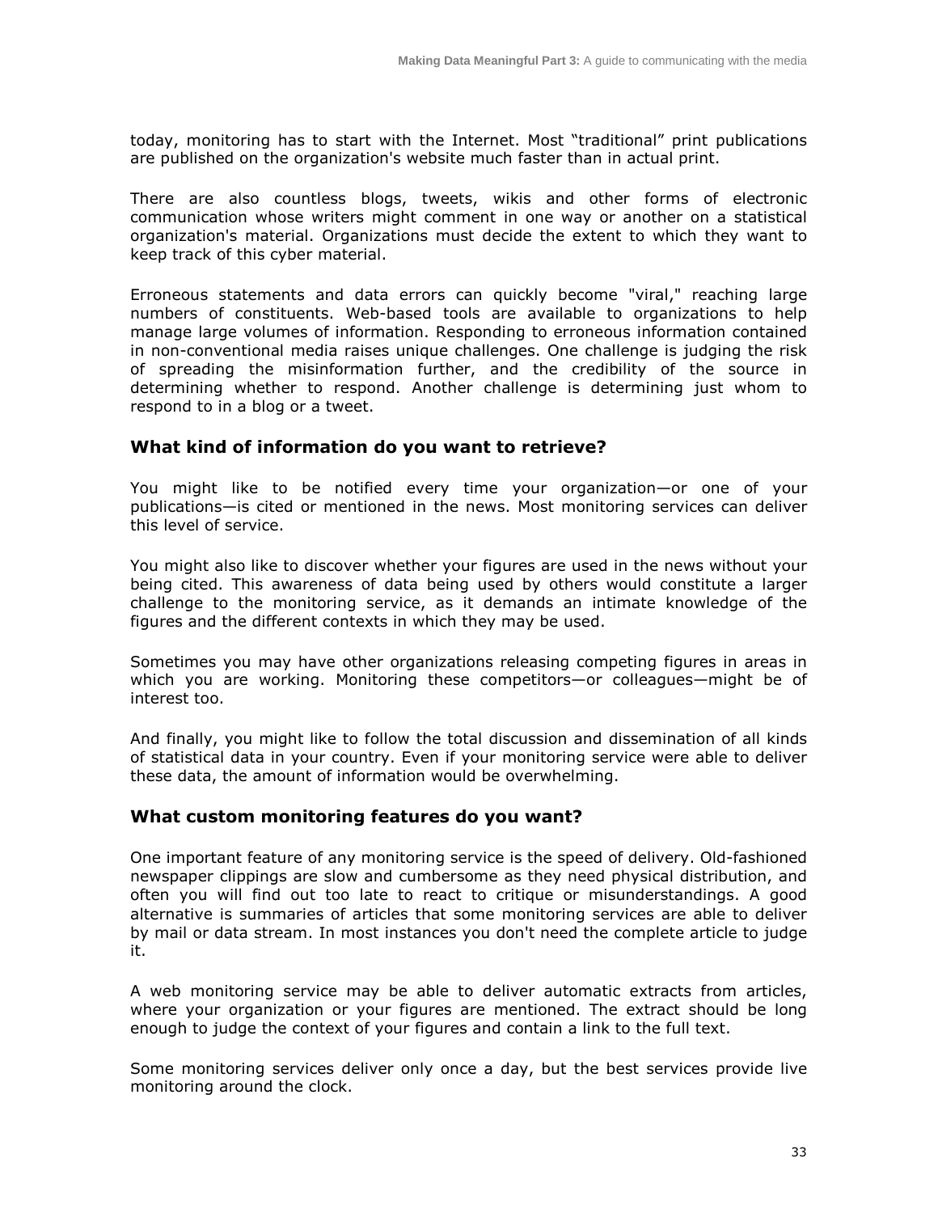today, monitoring has to start with the Internet. Most "traditional" print publications are published on the organization's website much faster than in actual print.

There are also countless blogs, tweets, wikis and other forms of electronic communication whose writers might comment in one way or another on a statistical organization's material. Organizations must decide the extent to which they want to keep track of this cyber material.

Erroneous statements and data errors can quickly become "viral," reaching large numbers of constituents. Web-based tools are available to organizations to help manage large volumes of information. Responding to erroneous information contained in non-conventional media raises unique challenges. One challenge is judging the risk of spreading the misinformation further, and the credibility of the source in determining whether to respond. Another challenge is determining just whom to respond to in a blog or a tweet.

### What kind of information do you want to retrieve?

You might like to be notified every time your organization—or one of your publications—is cited or mentioned in the news. Most monitoring services can deliver this level of service.

You might also like to discover whether your figures are used in the news without your being cited. This awareness of data being used by others would constitute a larger challenge to the monitoring service, as it demands an intimate knowledge of the figures and the different contexts in which they may be used.

Sometimes you may have other organizations releasing competing figures in areas in which you are working. Monitoring these competitors—or colleagues—might be of interest too.

And finally, you might like to follow the total discussion and dissemination of all kinds of statistical data in your country. Even if your monitoring service were able to deliver these data, the amount of information would be overwhelming.

### What custom monitoring features do you want?

One important feature of any monitoring service is the speed of delivery. Old-fashioned newspaper clippings are slow and cumbersome as they need physical distribution, and often you will find out too late to react to critique or misunderstandings. A good alternative is summaries of articles that some monitoring services are able to deliver by mail or data stream. In most instances you don't need the complete article to judge it.

A web monitoring service may be able to deliver automatic extracts from articles, where your organization or your figures are mentioned. The extract should be long enough to judge the context of your figures and contain a link to the full text.

Some monitoring services deliver only once a day, but the best services provide live monitoring around the clock.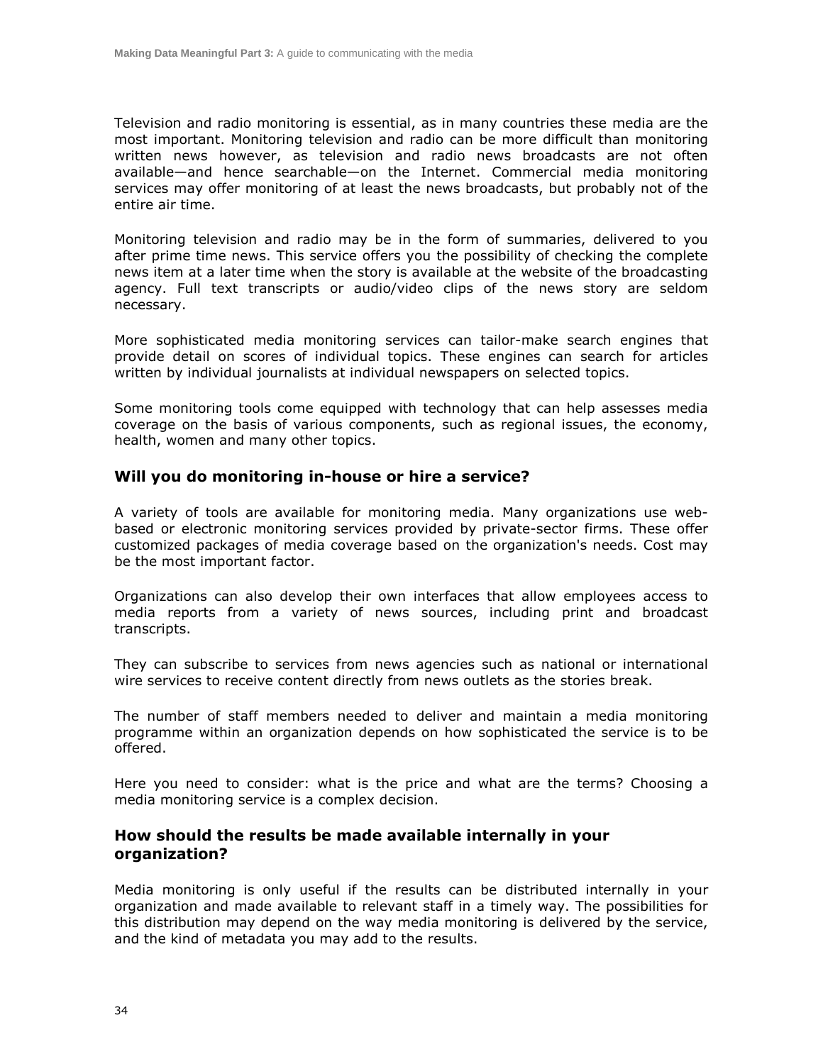Television and radio monitoring is essential, as in many countries these media are the most important. Monitoring television and radio can be more difficult than monitoring written news however, as television and radio news broadcasts are not often available—and hence searchable—on the Internet. Commercial media monitoring services may offer monitoring of at least the news broadcasts, but probably not of the entire air time.

Monitoring television and radio may be in the form of summaries, delivered to you after prime time news. This service offers you the possibility of checking the complete news item at a later time when the story is available at the website of the broadcasting agency. Full text transcripts or audio/video clips of the news story are seldom necessary.

More sophisticated media monitoring services can tailor-make search engines that provide detail on scores of individual topics. These engines can search for articles written by individual journalists at individual newspapers on selected topics.

Some monitoring tools come equipped with technology that can help assesses media coverage on the basis of various components, such as regional issues, the economy, health, women and many other topics.

### Will you do monitoring in-house or hire a service?

A variety of tools are available for monitoring media. Many organizations use web-based or electronic monitoring services provided by private-sector firms. These offer customized packages of media coverage based on the organization's needs. Cost may be the most important factor.

Organizations can also develop their own interfaces that allow employees access to media reports from a variety of news sources, including print and broadcast transcripts.

They can subscribe to services from news agencies such as national or international wire services to receive content directly from news outlets as the stories break.

The number of staff members needed to deliver and maintain a media monitoring programme within an organization depends on how sophisticated the service is to be offered.

Here you need to consider: what is the price and what are the terms? Choosing a media monitoring service is a complex decision.

### How should the results be made available internally in your organization?

Media monitoring is only useful if the results can be distributed internally in your organization and made available to relevant staff in a timely way. The possibilities for this distribution may depend on the way media monitoring is delivered by the service, and the kind of metadata you may add to the results.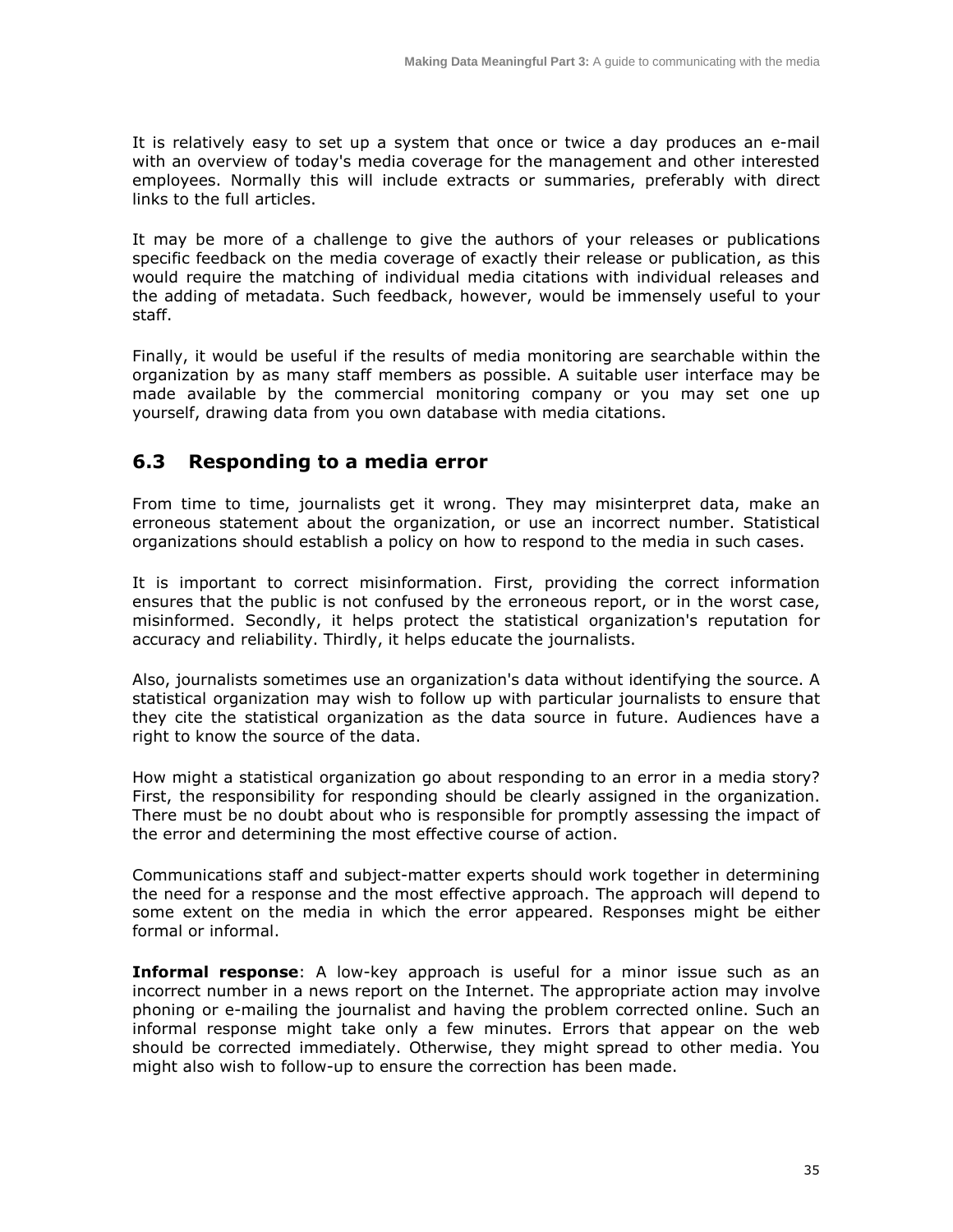It is relatively easy to set up a system that once or twice a day produces an e-mail with an overview of today's media coverage for the management and other interested employees. Normally this will include extracts or summaries, preferably with direct links to the full articles.

It may be more of a challenge to give the authors of your releases or publications specific feedback on the media coverage of exactly their release or publication, as this would require the matching of individual media citations with individual releases and the adding of metadata. Such feedback, however, would be immensely useful to your staff.

Finally, it would be useful if the results of media monitoring are searchable within the organization by as many staff members as possible. A suitable user interface may be made available by the commercial monitoring company or you may set one up yourself, drawing data from you own database with media citations.

## 6.3 Responding to a media error

From time to time, journalists get it wrong. They may misinterpret data, make an erroneous statement about the organization, or use an incorrect number. Statistical organizations should establish a policy on how to respond to the media in such cases.

It is important to correct misinformation. First, providing the correct information ensures that the public is not confused by the erroneous report, or in the worst case, misinformed. Secondly, it helps protect the statistical organization's reputation for accuracy and reliability. Thirdly, it helps educate the journalists.

Also, journalists sometimes use an organization's data without identifying the source. A statistical organization may wish to follow up with particular journalists to ensure that they cite the statistical organization as the data source in future. Audiences have a right to know the source of the data.

How might a statistical organization go about responding to an error in a media story? First, the responsibility for responding should be clearly assigned in the organization. There must be no doubt about who is responsible for promptly assessing the impact of the error and determining the most effective course of action.

Communications staff and subject-matter experts should work together in determining the need for a response and the most effective approach. The approach will depend to some extent on the media in which the error appeared. Responses might be either formal or informal.

**Informal response**: A low-key approach is useful for a minor issue such as an incorrect number in a news report on the Internet. The appropriate action may involve phoning or e-mailing the journalist and having the problem corrected online. Such an informal response might take only a few minutes. Errors that appear on the web should be corrected immediately. Otherwise, they might spread to other media. You might also wish to follow-up to ensure the correction has been made.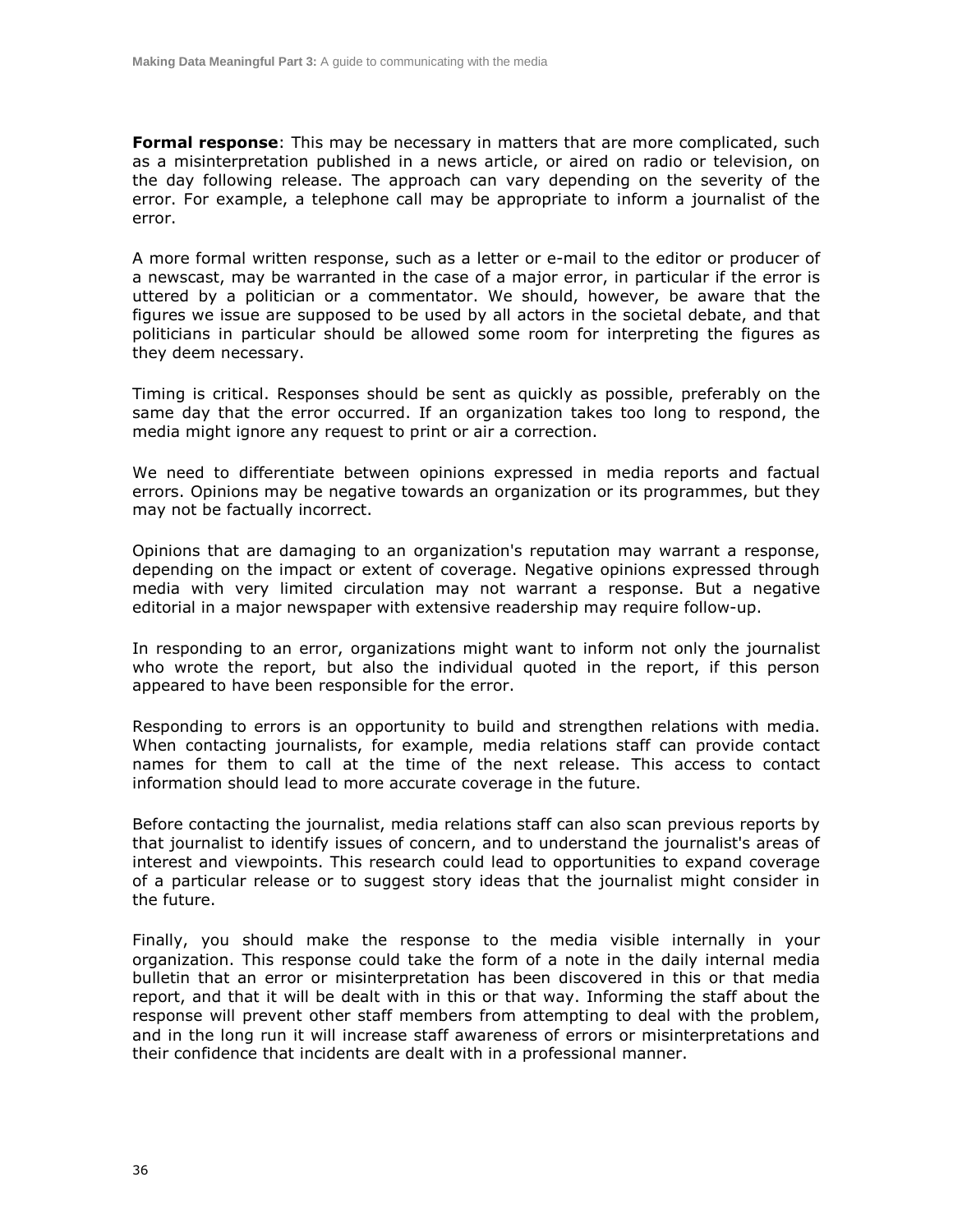**Formal response**: This may be necessary in matters that are more complicated, such as a misinterpretation published in a news article, or aired on radio or television, on the day following release. The approach can vary depending on the severity of the error. For example, a telephone call may be appropriate to inform a journalist of the error.

A more formal written response, such as a letter or e-mail to the editor or producer of a newscast, may be warranted in the case of a major error, in particular if the error is uttered by a politician or a commentator. We should, however, be aware that the figures we issue are supposed to be used by all actors in the societal debate, and that politicians in particular should be allowed some room for interpreting the figures as they deem necessary.

Timing is critical. Responses should be sent as quickly as possible, preferably on the same day that the error occurred. If an organization takes too long to respond, the media might ignore any request to print or air a correction.

We need to differentiate between opinions expressed in media reports and factual errors. Opinions may be negative towards an organization or its programmes, but they may not be factually incorrect.

Opinions that are damaging to an organization's reputation may warrant a response, depending on the impact or extent of coverage. Negative opinions expressed through media with very limited circulation may not warrant a response. But a negative editorial in a major newspaper with extensive readership may require follow-up.

In responding to an error, organizations might want to inform not only the journalist who wrote the report, but also the individual quoted in the report, if this person appeared to have been responsible for the error.

Responding to errors is an opportunity to build and strengthen relations with media. When contacting journalists, for example, media relations staff can provide contact names for them to call at the time of the next release. This access to contact information should lead to more accurate coverage in the future.

Before contacting the journalist, media relations staff can also scan previous reports by that journalist to identify issues of concern, and to understand the journalist's areas of interest and viewpoints. This research could lead to opportunities to expand coverage of a particular release or to suggest story ideas that the journalist might consider in the future.

Finally, you should make the response to the media visible internally in your organization. This response could take the form of a note in the daily internal media bulletin that an error or misinterpretation has been discovered in this or that media report, and that it will be dealt with in this or that way. Informing the staff about the response will prevent other staff members from attempting to deal with the problem, and in the long run it will increase staff awareness of errors or misinterpretations and their confidence that incidents are dealt with in a professional manner.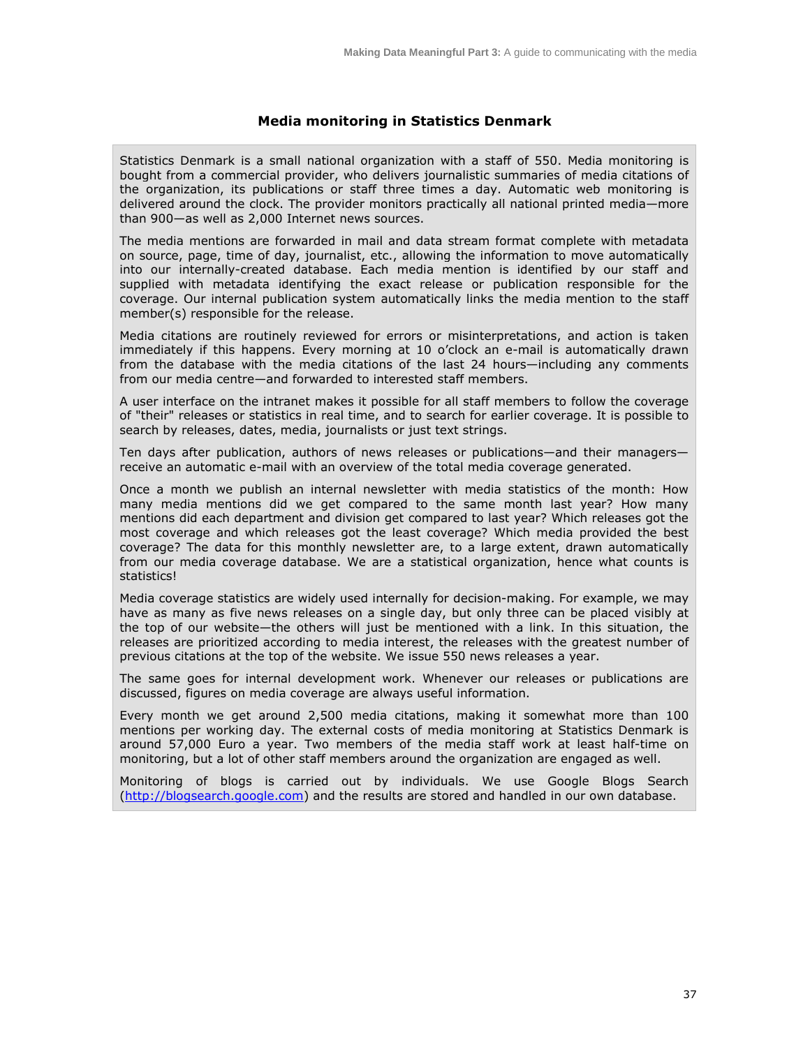### Media monitoring in Statistics Denmark

Statistics Denmark is a small national organization with a staff of 550. Media monitoring is bought from a commercial provider, who delivers journalistic summaries of media citations of the organization, its publications or staff three times a day. Automatic web monitoring is delivered around the clock. The provider monitors practically all national printed media—more than 900—as well as 2,000 Internet news sources.

The media mentions are forwarded in mail and data stream format complete with metadata on source, page, time of day, journalist, etc., allowing the information to move automatically into our internally-created database. Each media mention is identified by our staff and supplied with metadata identifying the exact release or publication responsible for the coverage. Our internal publication system automatically links the media mention to the staff member(s) responsible for the release.

Media citations are routinely reviewed for errors or misinterpretations, and action is taken immediately if this happens. Every morning at 10 o'clock an e-mail is automatically drawn from the database with the media citations of the last 24 hours—including any comments from our media centre—and forwarded to interested staff members.

A user interface on the intranet makes it possible for all staff members to follow the coverage of "their" releases or statistics in real time, and to search for earlier coverage. It is possible to search by releases, dates, media, journalists or just text strings.

Ten days after publication, authors of news releases or publications—and their managers—receive an automatic e-mail with an overview of the total media coverage generated.

Once a month we publish an internal newsletter with media statistics of the month: How many media mentions did we get compared to the same month last year? How many mentions did each department and division get compared to last year? Which releases got the most coverage and which releases got the least coverage? Which media provided the best coverage? The data for this monthly newsletter are, to a large extent, drawn automatically from our media coverage database. We are a statistical organization, hence what counts is statistics!

Media coverage statistics are widely used internally for decision-making. For example, we may have as many as five news releases on a single day, but only three can be placed visibly at the top of our website—the others will just be mentioned with a link. In this situation, the releases are prioritized according to media interest, the releases with the greatest number of previous citations at the top of the website. We issue 550 news releases a year.

The same goes for internal development work. Whenever our releases or publications are discussed, figures on media coverage are always useful information.

Every month we get around 2,500 media citations, making it somewhat more than 100 mentions per working day. The external costs of media monitoring at Statistics Denmark is around 57,000 Euro a year. Two members of the media staff work at least half-time on monitoring, but a lot of other staff members around the organization are engaged as well.

Monitoring of blogs is carried out by individuals. We use Google Blogs Search (http://blogsearch.google.com) and the results are stored and handled in our own database.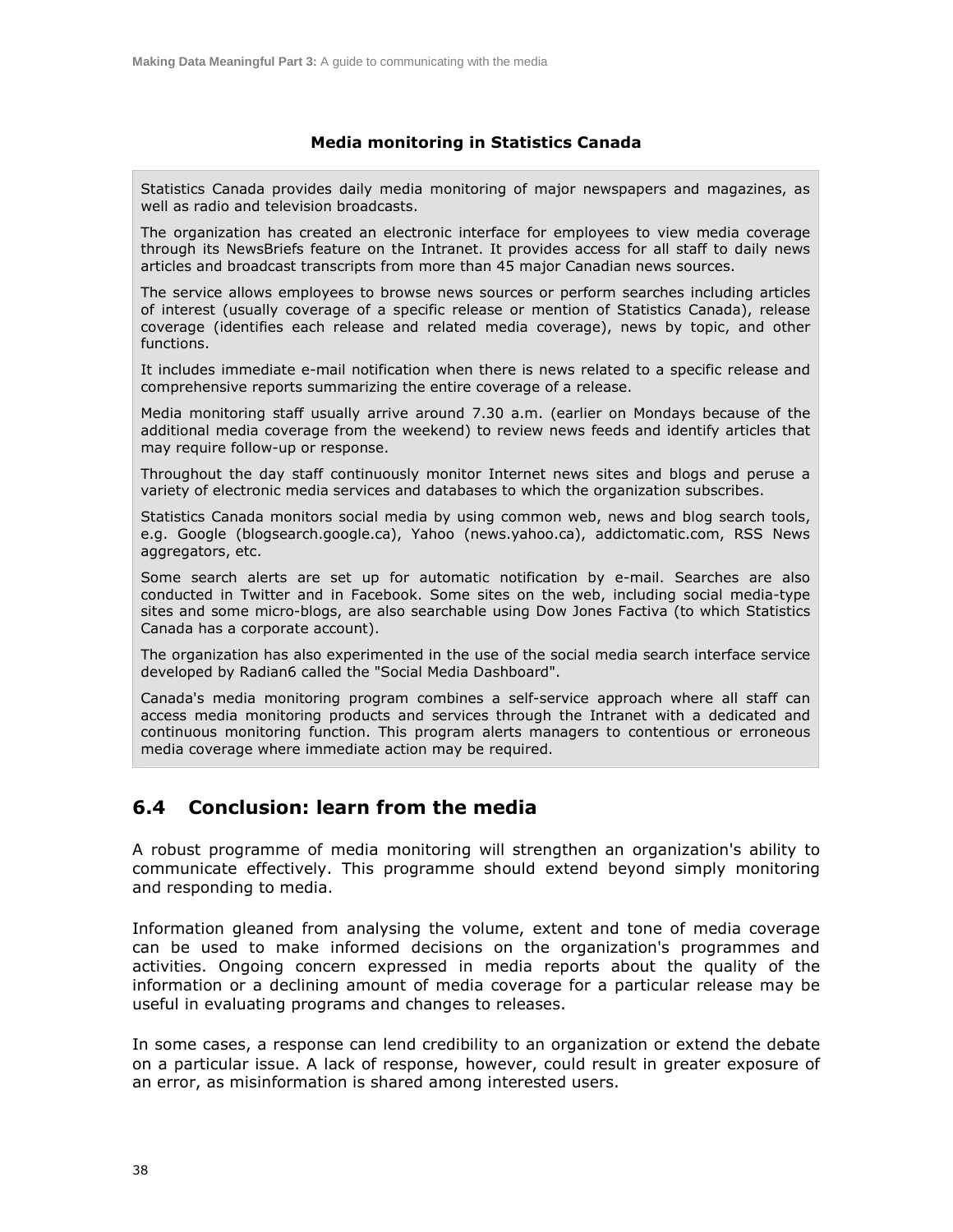**Media monitoring in Statistics Canada**

Statistics Canada provides daily media monitoring of major newspapers and magazines, as well as radio and television broadcasts.

The organization has created an electronic interface for employees to view media coverage through its NewsBriefs feature on the Intranet. It provides access for all staff to daily news articles and broadcast transcripts from more than 45 major Canadian news sources.

The service allows employees to browse news sources or perform searches including articles of interest (usually coverage of a specific release or mention of Statistics Canada), release coverage (identifies each release and related media coverage), news by topic, and other functions.

It includes immediate e-mail notification when there is news related to a specific release and comprehensive reports summarizing the entire coverage of a release.

Media monitoring staff usually arrive around 7.30 a.m. (earlier on Mondays because of the additional media coverage from the weekend) to review news feeds and identify articles that may require follow-up or response.

Throughout the day staff continuously monitor Internet news sites and blogs and peruse a variety of electronic media services and databases to which the organization subscribes.

Statistics Canada monitors social media by using common web, news and blog search tools, e.g. Google (blogsearch.google.ca), Yahoo (news.yahoo.ca), addictomatic.com, RSS News aggregators, etc.

Some search alerts are set up for automatic notification by e-mail. Searches are also conducted in Twitter and in Facebook. Some sites on the web, including social media-type sites and some micro-blogs, are also searchable using Dow Jones Factiva (to which Statistics Canada has a corporate account).

The organization has also experimented in the use of the social media search interface service developed by Radian6 called the "Social Media Dashboard".

Canada's media monitoring program combines a self-service approach where all staff can access media monitoring products and services through the Intranet with a dedicated and continuous monitoring function. This program alerts managers to contentious or erroneous media coverage where immediate action may be required.

## 6.4 Conclusion: learn from the media

A robust programme of media monitoring will strengthen an organization's ability to communicate effectively. This programme should extend beyond simply monitoring and responding to media.

Information gleaned from analysing the volume, extent and tone of media coverage can be used to make informed decisions on the organization's programmes and activities. Ongoing concern expressed in media reports about the quality of the information or a declining amount of media coverage for a particular release may be useful in evaluating programs and changes to releases.

In some cases, a response can lend credibility to an organization or extend the debate on a particular issue. A lack of response, however, could result in greater exposure of an error, as misinformation is shared among interested users.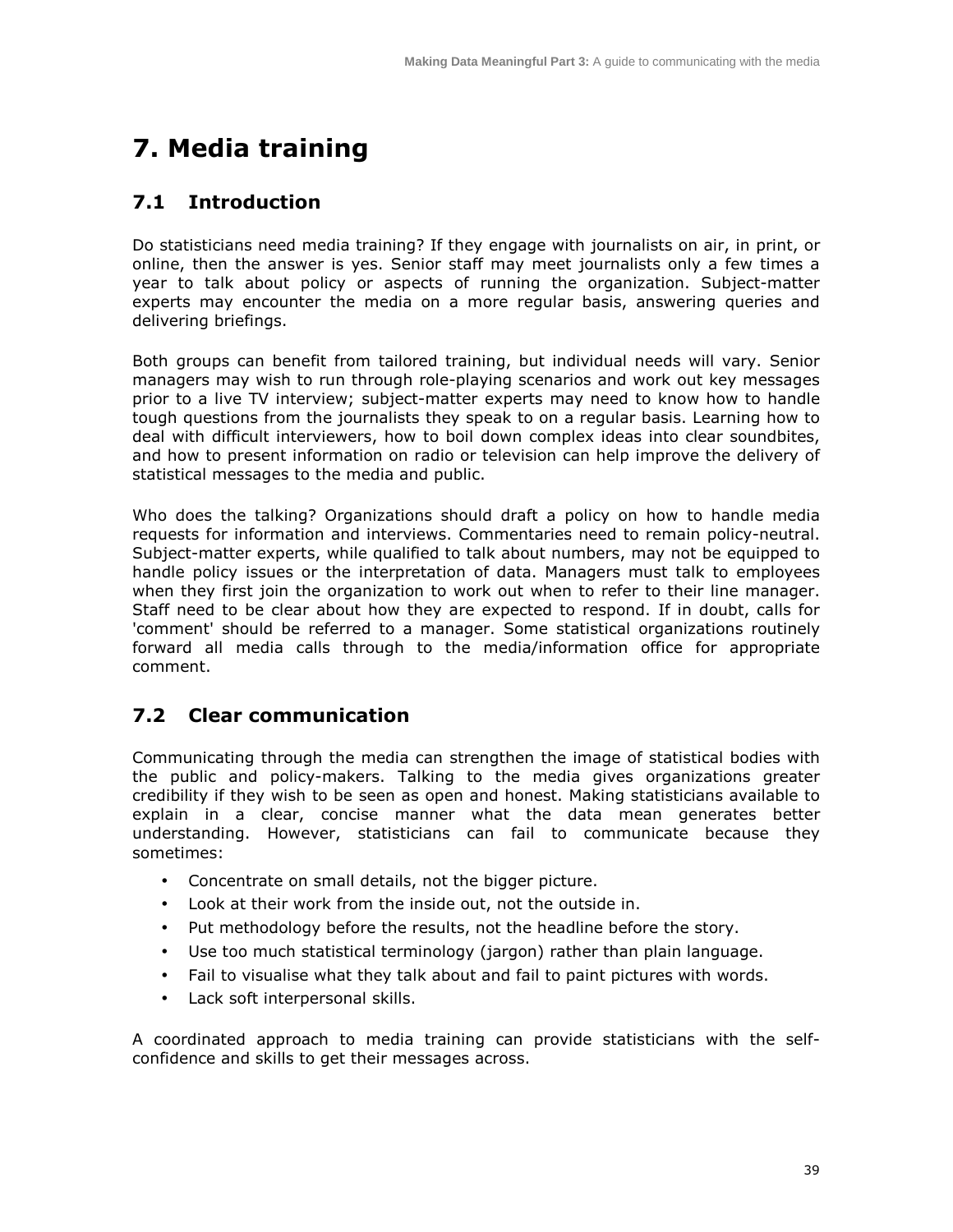# 7. Media training

## 7.1 Introduction

Do statisticians need media training? If they engage with journalists on air, in print, or online, then the answer is yes. Senior staff may meet journalists only a few times a year to talk about policy or aspects of running the organization. Subject-matter experts may encounter the media on a more regular basis, answering queries and delivering briefings.

Both groups can benefit from tailored training, but individual needs will vary. Senior managers may wish to run through role-playing scenarios and work out key messages prior to a live TV interview; subject-matter experts may need to know how to handle tough questions from the journalists they speak to on a regular basis. Learning how to deal with difficult interviewers, how to boil down complex ideas into clear soundbites, and how to present information on radio or television can help improve the delivery of statistical messages to the media and public.

Who does the talking? Organizations should draft a policy on how to handle media requests for information and interviews. Commentaries need to remain policy-neutral. Subject-matter experts, while qualified to talk about numbers, may not be equipped to handle policy issues or the interpretation of data. Managers must talk to employees when they first join the organization to work out when to refer to their line manager. Staff need to be clear about how they are expected to respond. If in doubt, calls for 'comment' should be referred to a manager. Some statistical organizations routinely forward all media calls through to the media/information office for appropriate comment.

## 7.2 Clear communication

Communicating through the media can strengthen the image of statistical bodies with the public and policy-makers. Talking to the media gives organizations greater credibility if they wish to be seen as open and honest. Making statisticians available to explain in a clear, concise manner what the data mean generates better understanding. However, statisticians can fail to communicate because they sometimes:

- Concentrate on small details, not the bigger picture.
- Look at their work from the inside out, not the outside in.
- Put methodology before the results, not the headline before the story.
- Use too much statistical terminology (jargon) rather than plain language.
- Fail to visualise what they talk about and fail to paint pictures with words.
- Lack soft interpersonal skills.

A coordinated approach to media training can provide statisticians with the self-confidence and skills to get their messages across.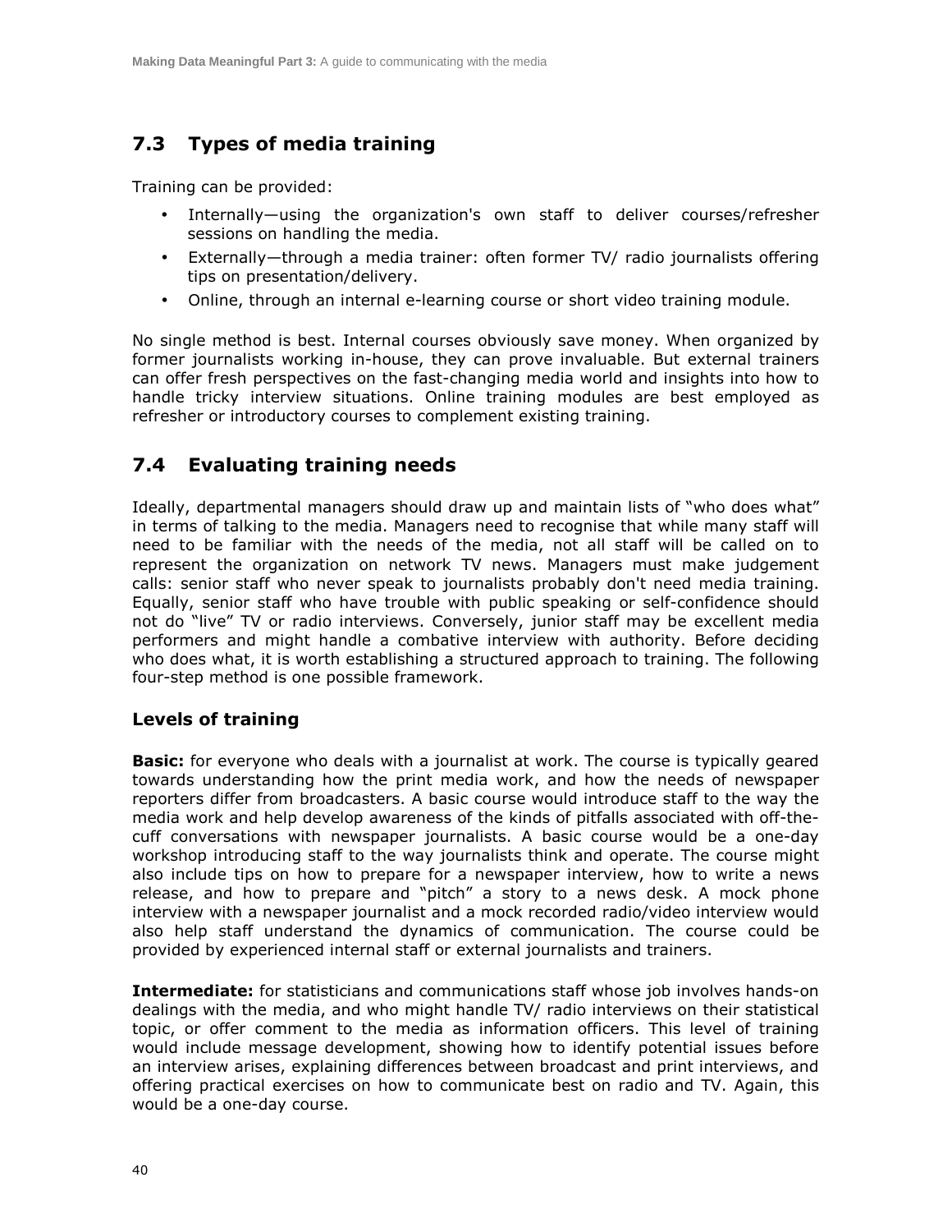## 7.3 Types of media training

Training can be provided:

- Internally—using the organization's own staff to deliver courses/refresher sessions on handling the media.
- Externally—through a media trainer: often former TV/ radio journalists offering tips on presentation/delivery.
- Online, through an internal e-learning course or short video training module.

No single method is best. Internal courses obviously save money. When organized by former journalists working in-house, they can prove invaluable. But external trainers can offer fresh perspectives on the fast-changing media world and insights into how to handle tricky interview situations. Online training modules are best employed as refresher or introductory courses to complement existing training.

## 7.4 Evaluating training needs

Ideally, departmental managers should draw up and maintain lists of "who does what" in terms of talking to the media. Managers need to recognise that while many staff will need to be familiar with the needs of the media, not all staff will be called on to represent the organization on network TV news. Managers must make judgement calls: senior staff who never speak to journalists probably don't need media training. Equally, senior staff who have trouble with public speaking or self-confidence should not do "live" TV or radio interviews. Conversely, junior staff may be excellent media performers and might handle a combative interview with authority. Before deciding who does what, it is worth establishing a structured approach to training. The following four-step method is one possible framework.

### Levels of training

**Basic:** for everyone who deals with a journalist at work. The course is typically geared towards understanding how the print media work, and how the needs of newspaper reporters differ from broadcasters. A basic course would introduce staff to the way the media work and help develop awareness of the kinds of pitfalls associated with off-the-cuff conversations with newspaper journalists. A basic course would be a one-day workshop introducing staff to the way journalists think and operate. The course might also include tips on how to prepare for a newspaper interview, how to write a news release, and how to prepare and "pitch" a story to a news desk. A mock phone interview with a newspaper journalist and a mock recorded radio/video interview would also help staff understand the dynamics of communication. The course could be provided by experienced internal staff or external journalists and trainers.

**Intermediate:** for statisticians and communications staff whose job involves hands-on dealings with the media, and who might handle TV/ radio interviews on their statistical topic, or offer comment to the media as information officers. This level of training would include message development, showing how to identify potential issues before an interview arises, explaining differences between broadcast and print interviews, and offering practical exercises on how to communicate best on radio and TV. Again, this would be a one-day course.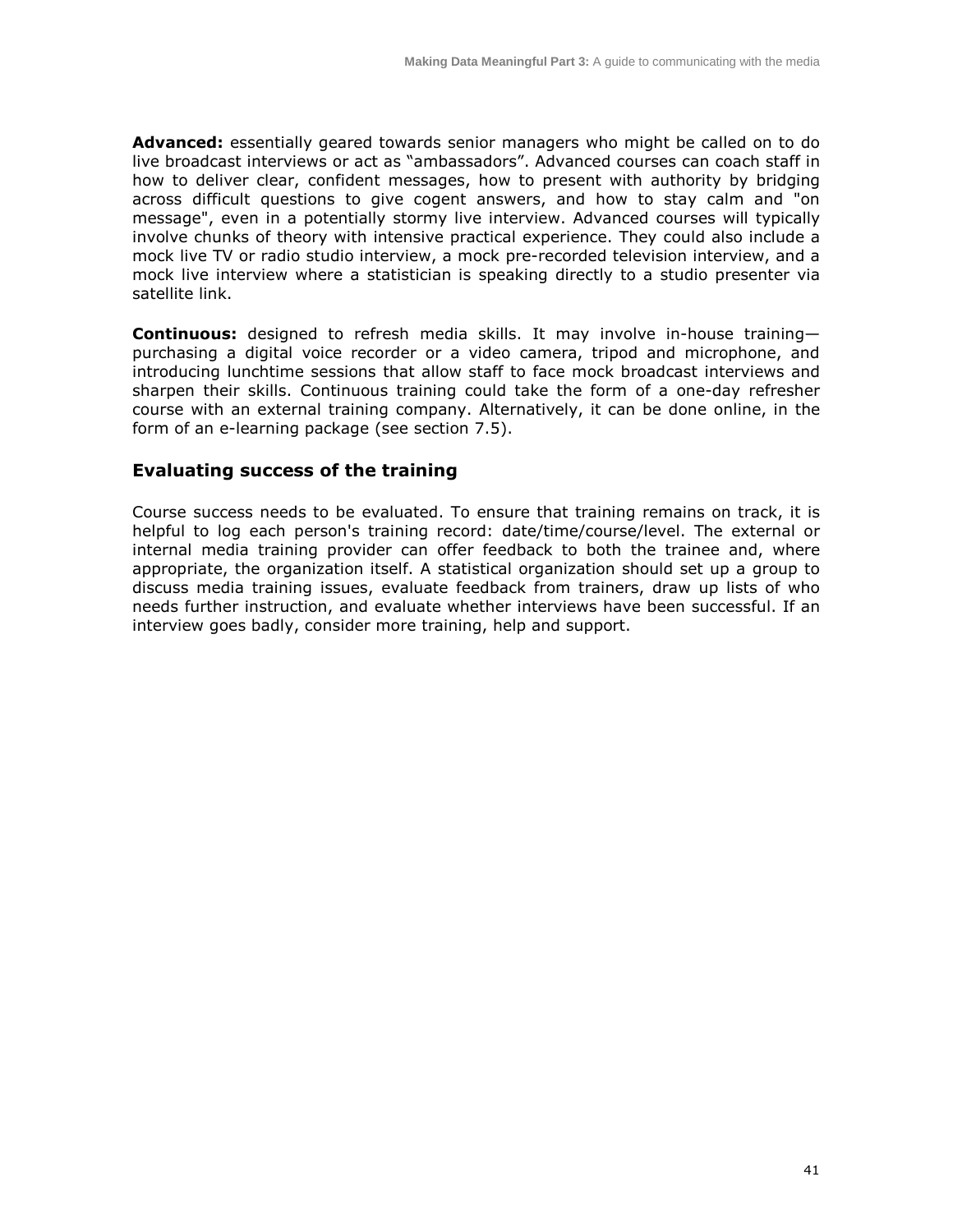**Advanced:** essentially geared towards senior managers who might be called on to do live broadcast interviews or act as "ambassadors". Advanced courses can coach staff in how to deliver clear, confident messages, how to present with authority by bridging across difficult questions to give cogent answers, and how to stay calm and "on message", even in a potentially stormy live interview. Advanced courses will typically involve chunks of theory with intensive practical experience. They could also include a mock live TV or radio studio interview, a mock pre-recorded television interview, and a mock live interview where a statistician is speaking directly to a studio presenter via satellite link.

**Continuous:** designed to refresh media skills. It may involve in-house training—purchasing a digital voice recorder or a video camera, tripod and microphone, and introducing lunchtime sessions that allow staff to face mock broadcast interviews and sharpen their skills. Continuous training could take the form of a one-day refresher course with an external training company. Alternatively, it can be done online, in the form of an e-learning package (see section 7.5).

### Evaluating success of the training

Course success needs to be evaluated. To ensure that training remains on track, it is helpful to log each person's training record: date/time/course/level. The external or internal media training provider can offer feedback to both the trainee and, where appropriate, the organization itself. A statistical organization should set up a group to discuss media training issues, evaluate feedback from trainers, draw up lists of who needs further instruction, and evaluate whether interviews have been successful. If an interview goes badly, consider more training, help and support.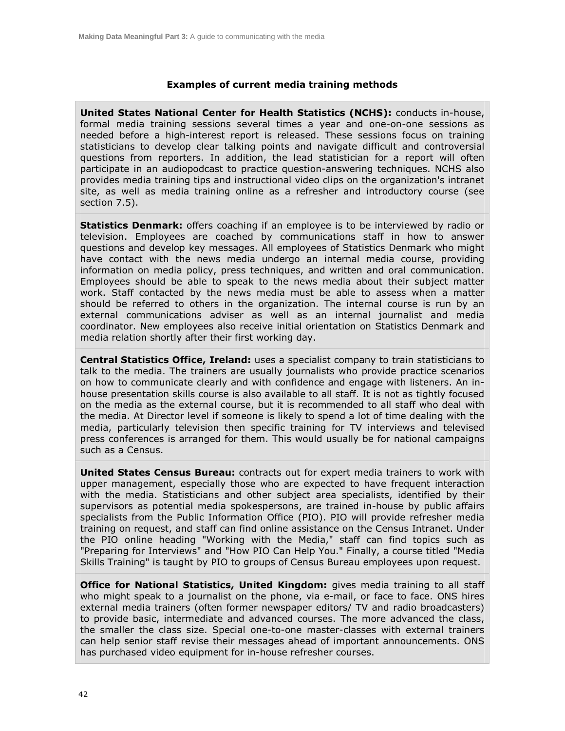**Examples of current media training methods**

**United States National Center for Health Statistics (NCHS):** conducts in-house, formal media training sessions several times a year and one-on-one sessions as needed before a high-interest report is released. These sessions focus on training statisticians to develop clear talking points and navigate difficult and controversial questions from reporters. In addition, the lead statistician for a report will often participate in an audiopodcast to practice question-answering techniques. NCHS also provides media training tips and instructional video clips on the organization's intranet site, as well as media training online as a refresher and introductory course (see section 7.5).

**Statistics Denmark:** offers coaching if an employee is to be interviewed by radio or television. Employees are coached by communications staff in how to answer questions and develop key messages. All employees of Statistics Denmark who might have contact with the news media undergo an internal media course, providing information on media policy, press techniques, and written and oral communication. Employees should be able to speak to the news media about their subject matter work. Staff contacted by the news media must be able to assess when a matter should be referred to others in the organization. The internal course is run by an external communications adviser as well as an internal journalist and media coordinator. New employees also receive initial orientation on Statistics Denmark and media relation shortly after their first working day.

**Central Statistics Office, Ireland:** uses a specialist company to train statisticians to talk to the media. The trainers are usually journalists who provide practice scenarios on how to communicate clearly and with confidence and engage with listeners. An in-house presentation skills course is also available to all staff. It is not as tightly focused on the media as the external course, but it is recommended to all staff who deal with the media. At Director level if someone is likely to spend a lot of time dealing with the media, particularly television then specific training for TV interviews and televised press conferences is arranged for them. This would usually be for national campaigns such as a Census.

**United States Census Bureau:** contracts out for expert media trainers to work with upper management, especially those who are expected to have frequent interaction with the media. Statisticians and other subject area specialists, identified by their supervisors as potential media spokespersons, are trained in-house by public affairs specialists from the Public Information Office (PIO). PIO will provide refresher media training on request, and staff can find online assistance on the Census Intranet. Under the PIO online heading "Working with the Media," staff can find topics such as "Preparing for Interviews" and "How PIO Can Help You." Finally, a course titled "Media Skills Training" is taught by PIO to groups of Census Bureau employees upon request.

**Office for National Statistics, United Kingdom:** gives media training to all staff who might speak to a journalist on the phone, via e-mail, or face to face. ONS hires external media trainers (often former newspaper editors/ TV and radio broadcasters) to provide basic, intermediate and advanced courses. The more advanced the class, the smaller the class size. Special one-to-one master-classes with external trainers can help senior staff revise their messages ahead of important announcements. ONS has purchased video equipment for in-house refresher courses.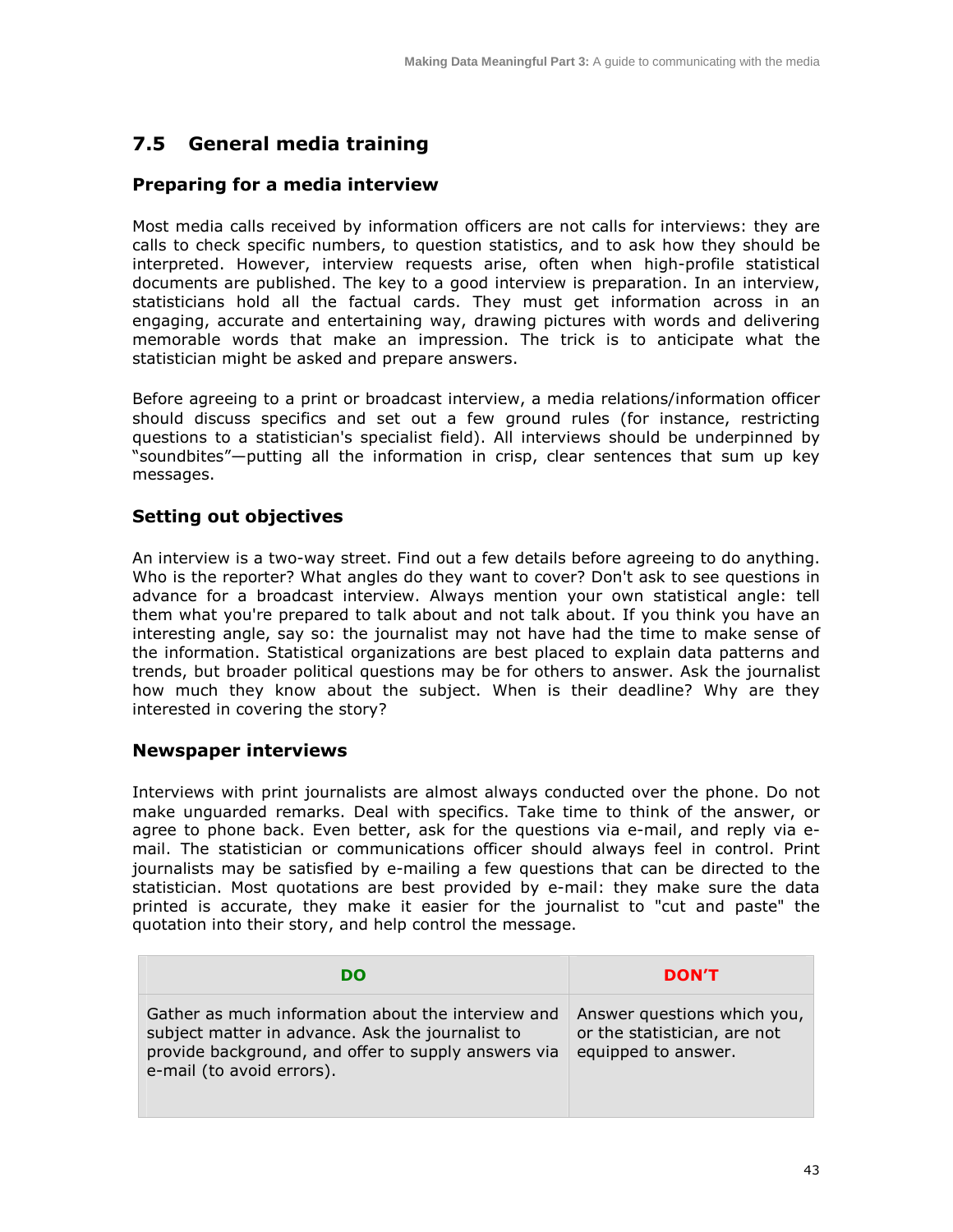## 7.5 General media training

### Preparing for a media interview

Most media calls received by information officers are not calls for interviews: they are calls to check specific numbers, to question statistics, and to ask how they should be interpreted. However, interview requests arise, often when high-profile statistical documents are published. The key to a good interview is preparation. In an interview, statisticians hold all the factual cards. They must get information across in an engaging, accurate and entertaining way, drawing pictures with words and delivering memorable words that make an impression. The trick is to anticipate what the statistician might be asked and prepare answers.

Before agreeing to a print or broadcast interview, a media relations/information officer should discuss specifics and set out a few ground rules (for instance, restricting questions to a statistician's specialist field). All interviews should be underpinned by "soundbites"—putting all the information in crisp, clear sentences that sum up key messages.

### Setting out objectives

An interview is a two-way street. Find out a few details before agreeing to do anything. Who is the reporter? What angles do they want to cover? Don't ask to see questions in advance for a broadcast interview. Always mention your own statistical angle: tell them what you're prepared to talk about and not talk about. If you think you have an interesting angle, say so: the journalist may not have had the time to make sense of the information. Statistical organizations are best placed to explain data patterns and trends, but broader political questions may be for others to answer. Ask the journalist how much they know about the subject. When is their deadline? Why are they interested in covering the story?

### Newspaper interviews

Interviews with print journalists are almost always conducted over the phone. Do not make unguarded remarks. Deal with specifics. Take time to think of the answer, or agree to phone back. Even better, ask for the questions via e-mail, and reply via e-mail. The statistician or communications officer should always feel in control. Print journalists may be satisfied by e-mailing a few questions that can be directed to the statistician. Most quotations are best provided by e-mail: they make sure the data printed is accurate, they make it easier for the journalist to "cut and paste" the quotation into their story, and help control the message.

| DO | DON'T |
|---|---|
| Gather as much information about the interview and subject matter in advance. Ask the journalist to provide background, and offer to supply answers via e-mail (to avoid errors). | Answer questions which you, or the statistician, are not equipped to answer. |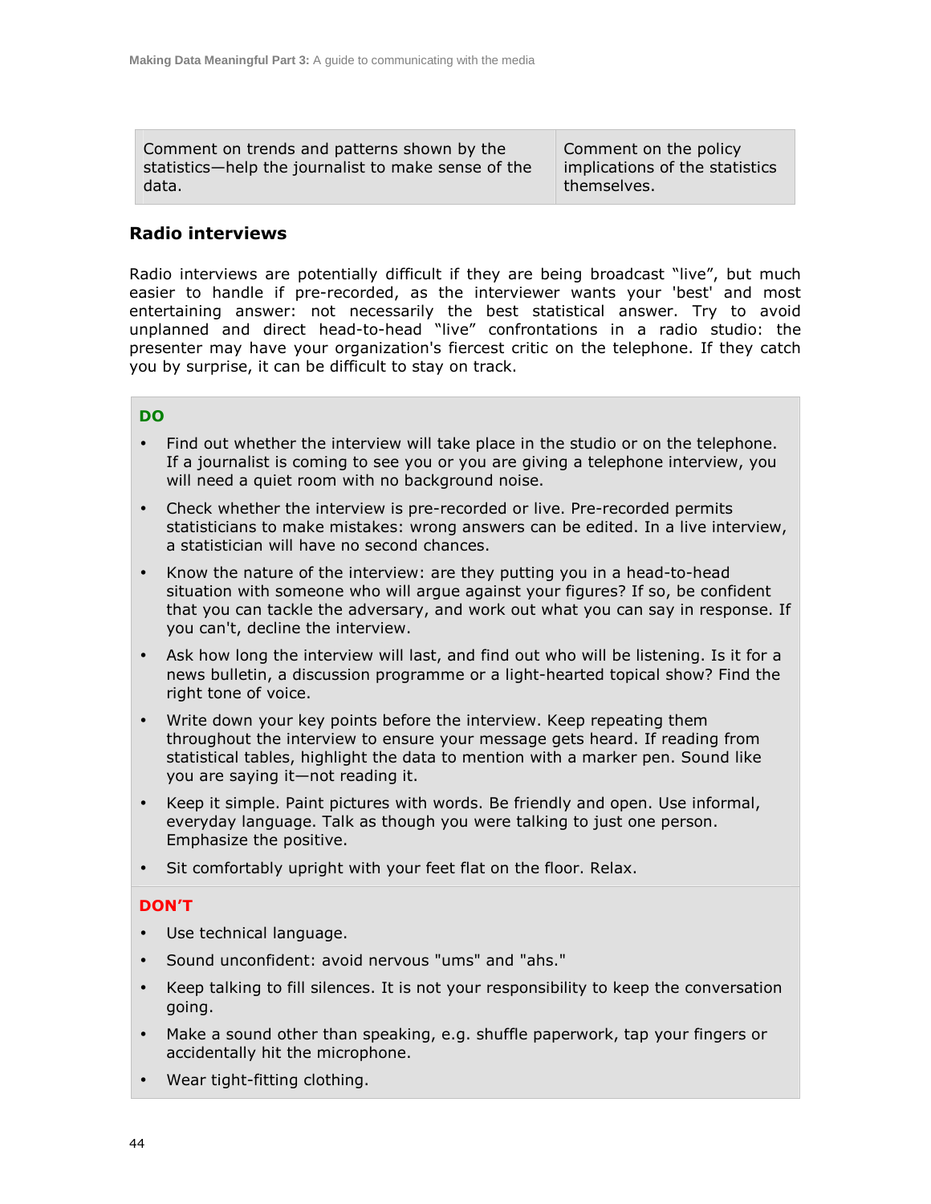| Comment on trends and patterns shown by the statistics—help the journalist to make sense of the data. | Comment on the policy implications of the statistics themselves. |
|---|---|

## Radio interviews

Radio interviews are potentially difficult if they are being broadcast "live", but much easier to handle if pre-recorded, as the interviewer wants your 'best' and most entertaining answer: not necessarily the best statistical answer. Try to avoid unplanned and direct head-to-head "live" confrontations in a radio studio: the presenter may have your organization's fiercest critic on the telephone. If they catch you by surprise, it can be difficult to stay on track.

**DO**

- Find out whether the interview will take place in the studio or on the telephone. If a journalist is coming to see you or you are giving a telephone interview, you will need a quiet room with no background noise.
- Check whether the interview is pre-recorded or live. Pre-recorded permits statisticians to make mistakes: wrong answers can be edited. In a live interview, a statistician will have no second chances.
- Know the nature of the interview: are they putting you in a head-to-head situation with someone who will argue against your figures? If so, be confident that you can tackle the adversary, and work out what you can say in response. If you can't, decline the interview.
- Ask how long the interview will last, and find out who will be listening. Is it for a news bulletin, a discussion programme or a light-hearted topical show? Find the right tone of voice.
- Write down your key points before the interview. Keep repeating them throughout the interview to ensure your message gets heard. If reading from statistical tables, highlight the data to mention with a marker pen. Sound like you are saying it—not reading it.
- Keep it simple. Paint pictures with words. Be friendly and open. Use informal, everyday language. Talk as though you were talking to just one person. Emphasize the positive.
- Sit comfortably upright with your feet flat on the floor. Relax.

**DON'T**

- Use technical language.
- Sound unconfident: avoid nervous "ums" and "ahs."
- Keep talking to fill silences. It is not your responsibility to keep the conversation going.
- Make a sound other than speaking, e.g. shuffle paperwork, tap your fingers or accidentally hit the microphone.
- Wear tight-fitting clothing.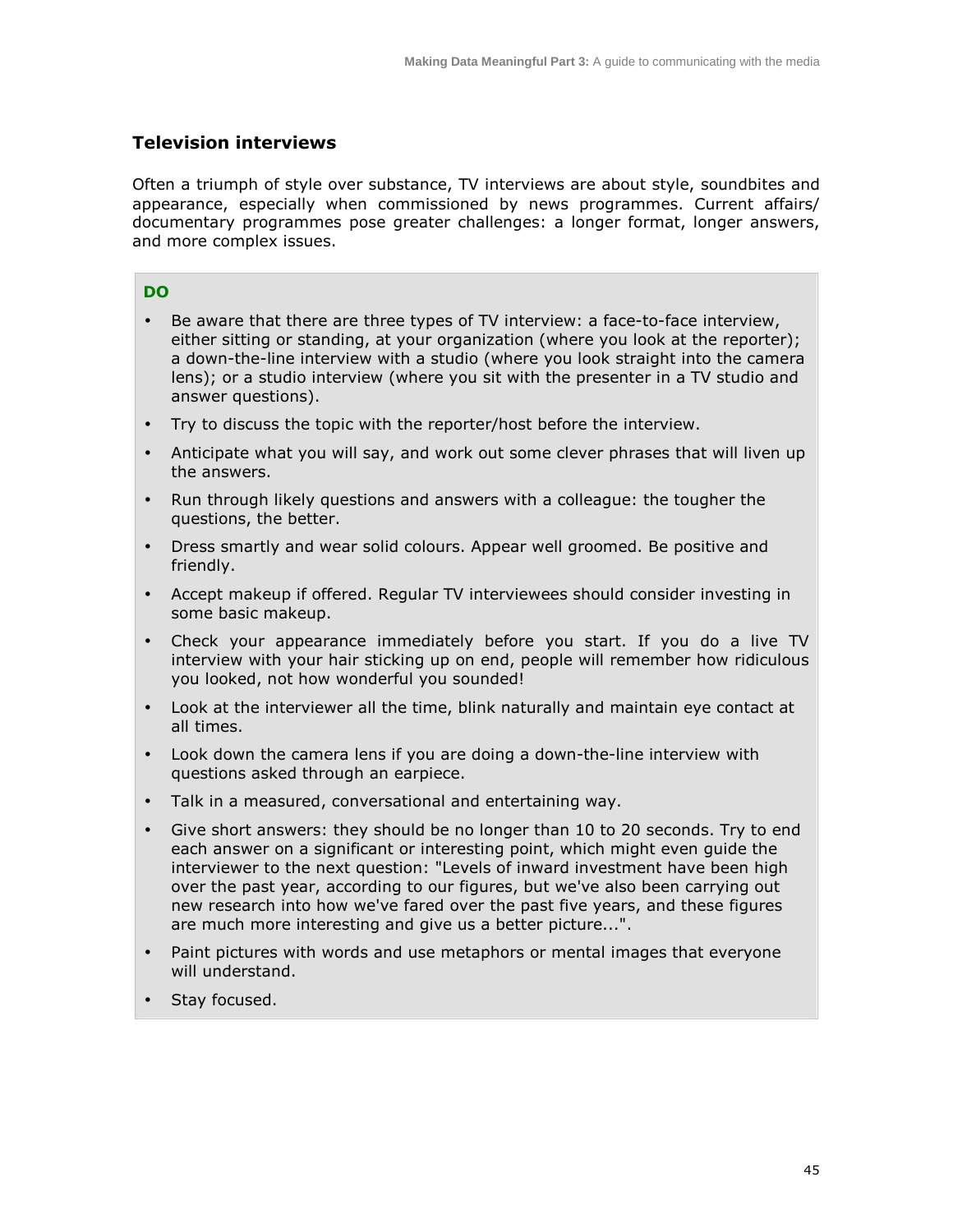## Television interviews

Often a triumph of style over substance, TV interviews are about style, soundbites and appearance, especially when commissioned by news programmes. Current affairs/ documentary programmes pose greater challenges: a longer format, longer answers, and more complex issues.

**DO**

- Be aware that there are three types of TV interview: a face-to-face interview, either sitting or standing, at your organization (where you look at the reporter); a down-the-line interview with a studio (where you look straight into the camera lens); or a studio interview (where you sit with the presenter in a TV studio and answer questions).
- Try to discuss the topic with the reporter/host before the interview.
- Anticipate what you will say, and work out some clever phrases that will liven up the answers.
- Run through likely questions and answers with a colleague: the tougher the questions, the better.
- Dress smartly and wear solid colours. Appear well groomed. Be positive and friendly.
- Accept makeup if offered. Regular TV interviewees should consider investing in some basic makeup.
- Check your appearance immediately before you start. If you do a live TV interview with your hair sticking up on end, people will remember how ridiculous you looked, not how wonderful you sounded!
- Look at the interviewer all the time, blink naturally and maintain eye contact at all times.
- Look down the camera lens if you are doing a down-the-line interview with questions asked through an earpiece.
- Talk in a measured, conversational and entertaining way.
- Give short answers: they should be no longer than 10 to 20 seconds. Try to end each answer on a significant or interesting point, which might even guide the interviewer to the next question: "Levels of inward investment have been high over the past year, according to our figures, but we've also been carrying out new research into how we've fared over the past five years, and these figures are much more interesting and give us a better picture...".
- Paint pictures with words and use metaphors or mental images that everyone will understand.
- Stay focused.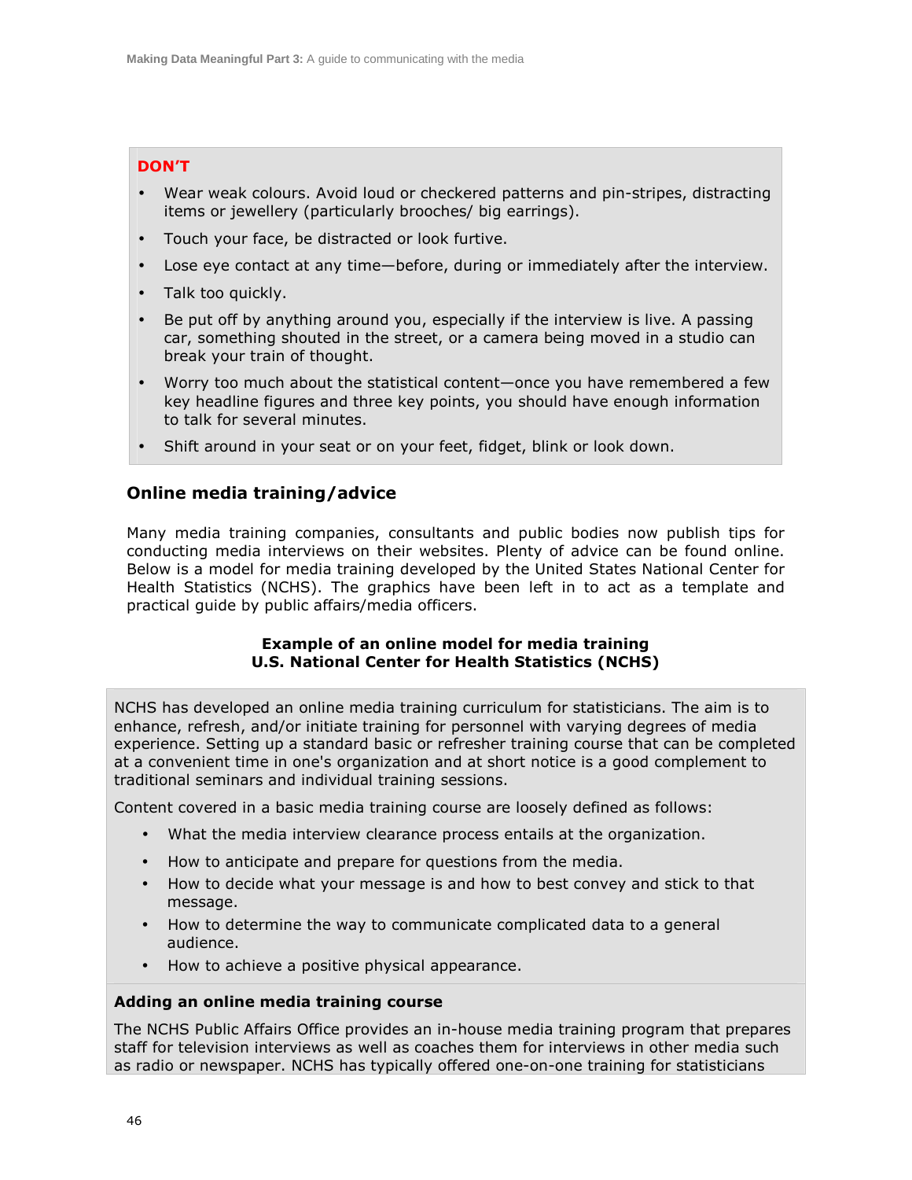**DON'T**

- Wear weak colours. Avoid loud or checkered patterns and pin-stripes, distracting items or jewellery (particularly brooches/ big earrings).
- Touch your face, be distracted or look furtive.
- Lose eye contact at any time—before, during or immediately after the interview.
- Talk too quickly.
- Be put off by anything around you, especially if the interview is live. A passing car, something shouted in the street, or a camera being moved in a studio can break your train of thought.
- Worry too much about the statistical content—once you have remembered a few key headline figures and three key points, you should have enough information to talk for several minutes.
- Shift around in your seat or on your feet, fidget, blink or look down.

### Online media training/advice

Many media training companies, consultants and public bodies now publish tips for conducting media interviews on their websites. Plenty of advice can be found online. Below is a model for media training developed by the United States National Center for Health Statistics (NCHS). The graphics have been left in to act as a template and practical guide by public affairs/media officers.

**Example of an online model for media training**
**U.S. National Center for Health Statistics (NCHS)**

NCHS has developed an online media training curriculum for statisticians. The aim is to enhance, refresh, and/or initiate training for personnel with varying degrees of media experience. Setting up a standard basic or refresher training course that can be completed at a convenient time in one's organization and at short notice is a good complement to traditional seminars and individual training sessions.

Content covered in a basic media training course are loosely defined as follows:

- What the media interview clearance process entails at the organization.
- How to anticipate and prepare for questions from the media.
- How to decide what your message is and how to best convey and stick to that message.
- How to determine the way to communicate complicated data to a general audience.
- How to achieve a positive physical appearance.

**Adding an online media training course**

The NCHS Public Affairs Office provides an in-house media training program that prepares staff for television interviews as well as coaches them for interviews in other media such as radio or newspaper. NCHS has typically offered one-on-one training for statisticians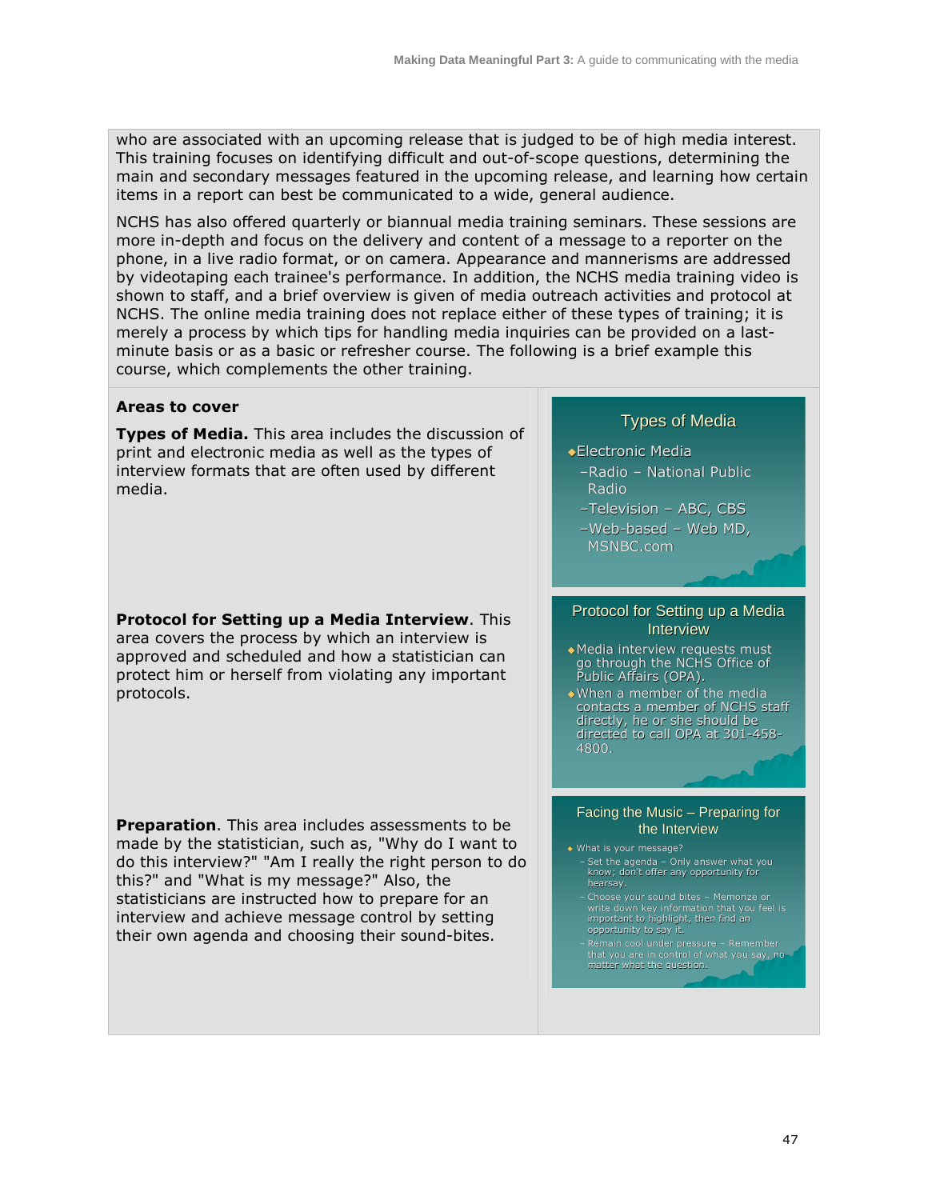who are associated with an upcoming release that is judged to be of high media interest. This training focuses on identifying difficult and out-of-scope questions, determining the main and secondary messages featured in the upcoming release, and learning how certain items in a report can best be communicated to a wide, general audience.

NCHS has also offered quarterly or biannual media training seminars. These sessions are more in-depth and focus on the delivery and content of a message to a reporter on the phone, in a live radio format, or on camera. Appearance and mannerisms are addressed by videotaping each trainee's performance. In addition, the NCHS media training video is shown to staff, and a brief overview is given of media outreach activities and protocol at NCHS. The online media training does not replace either of these types of training; it is merely a process by which tips for handling media inquiries can be provided on a last-minute basis or as a basic or refresher course. The following is a brief example this course, which complements the other training.

**Areas to cover**

**Types of Media.** This area includes the discussion of print and electronic media as well as the types of interview formats that are often used by different media.

Types of Media

- Electronic Media
  - Radio – National Public Radio
  - Television – ABC, CBS
  - Web-based – Web MD, MSNBC.com

**Protocol for Setting up a Media Interview**. This area covers the process by which an interview is approved and scheduled and how a statistician can protect him or herself from violating any important protocols.

Protocol for Setting up a Media Interview

- Media interview requests must go through the NCHS Office of Public Affairs (OPA).
- When a member of the media contacts a member of NCHS staff directly, he or she should be directed to call OPA at 301-458-4800.

**Preparation**. This area includes assessments to be made by the statistician, such as, "Why do I want to do this interview?" "Am I really the right person to do this?" and "What is my message?" Also, the statisticians are instructed how to prepare for an interview and achieve message control by setting their own agenda and choosing their sound-bites.

Facing the Music – Preparing for the Interview

- What is your message?
  - Set the agenda – Only answer what you know; don't offer any opportunity for hearsay.
  - Choose your sound bites – Memorize or write down key information that you feel is important to highlight, then find an opportunity to say it.
  - Remain cool under pressure – Remember that you are in control of what you say, no matter what the question.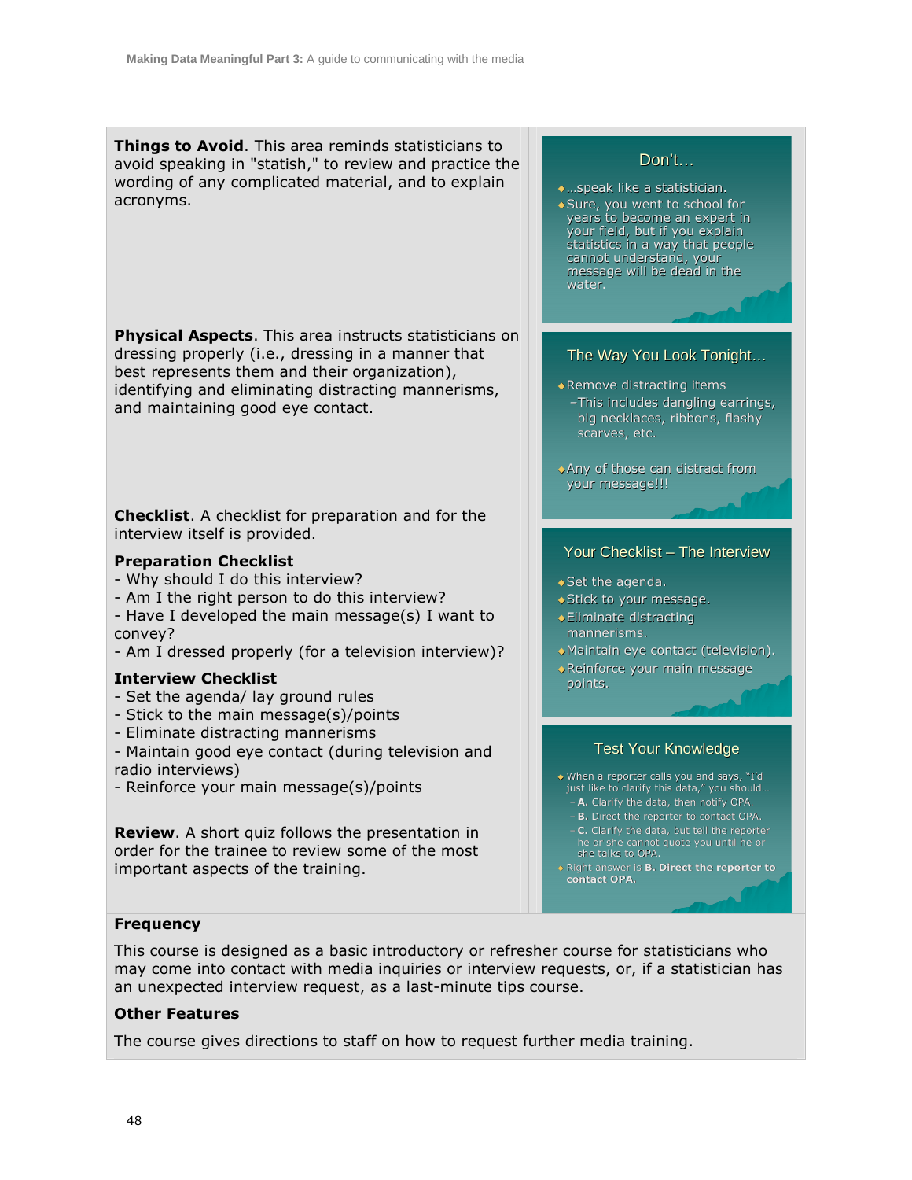**Things to Avoid**. This area reminds statisticians to avoid speaking in "statish," to review and practice the wording of any complicated material, and to explain acronyms.

Don't…

- …speak like a statistician.
- Sure, you went to school for years to become an expert in your field, but if you explain statistics in a way that people cannot understand, your message will be dead in the water.

**Physical Aspects**. This area instructs statisticians on dressing properly (i.e., dressing in a manner that best represents them and their organization), identifying and eliminating distracting mannerisms, and maintaining good eye contact.

The Way You Look Tonight…

- Remove distracting items
  - This includes dangling earrings, big necklaces, ribbons, flashy scarves, etc.
- Any of those can distract from your message!!!

**Checklist**. A checklist for preparation and for the interview itself is provided.

**Preparation Checklist**

- Why should I do this interview?
- Am I the right person to do this interview?
- Have I developed the main message(s) I want to convey?
- Am I dressed properly (for a television interview)?

**Interview Checklist**

- Set the agenda/ lay ground rules
- Stick to the main message(s)/points
- Eliminate distracting mannerisms
- Maintain good eye contact (during television and radio interviews)
- Reinforce your main message(s)/points

Your Checklist – The Interview

- Set the agenda.
- Stick to your message.
- Eliminate distracting mannerisms.
- Maintain eye contact (television).
- Reinforce your main message points.

**Review**. A short quiz follows the presentation in order for the trainee to review some of the most important aspects of the training.

Test Your Knowledge

- When a reporter calls you and says, "I'd just like to clarify this data," you should…
  - **A.** Clarify the data, then notify OPA.
  - **B.** Direct the reporter to contact OPA.
  - **C.** Clarify the data, but tell the reporter he or she cannot quote you until he or she talks to OPA.
- Right answer is **B. Direct the reporter to contact OPA.**

**Frequency**

This course is designed as a basic introductory or refresher course for statisticians who may come into contact with media inquiries or interview requests, or, if a statistician has an unexpected interview request, as a last-minute tips course.

**Other Features**

The course gives directions to staff on how to request further media training.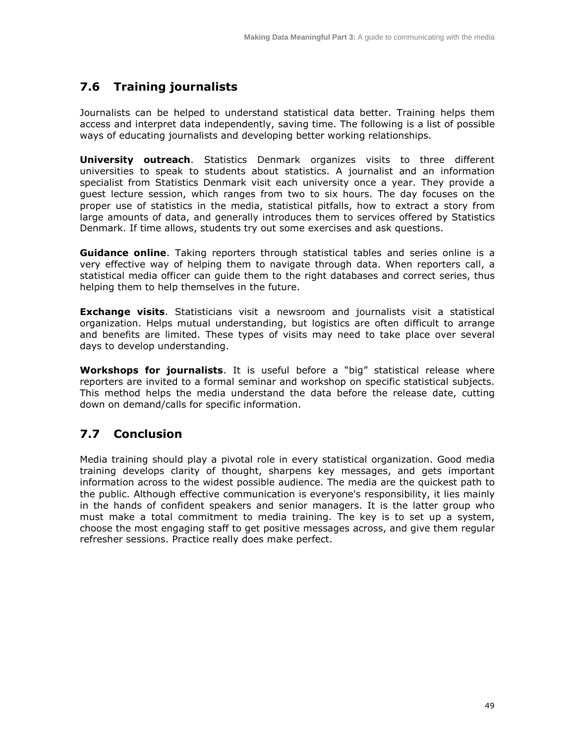## 7.6 Training journalists

Journalists can be helped to understand statistical data better. Training helps them access and interpret data independently, saving time. The following is a list of possible ways of educating journalists and developing better working relationships.

**University outreach**. Statistics Denmark organizes visits to three different universities to speak to students about statistics. A journalist and an information specialist from Statistics Denmark visit each university once a year. They provide a guest lecture session, which ranges from two to six hours. The day focuses on the proper use of statistics in the media, statistical pitfalls, how to extract a story from large amounts of data, and generally introduces them to services offered by Statistics Denmark. If time allows, students try out some exercises and ask questions.

**Guidance online**. Taking reporters through statistical tables and series online is a very effective way of helping them to navigate through data. When reporters call, a statistical media officer can guide them to the right databases and correct series, thus helping them to help themselves in the future.

**Exchange visits**. Statisticians visit a newsroom and journalists visit a statistical organization. Helps mutual understanding, but logistics are often difficult to arrange and benefits are limited. These types of visits may need to take place over several days to develop understanding.

**Workshops for journalists**. It is useful before a "big" statistical release where reporters are invited to a formal seminar and workshop on specific statistical subjects. This method helps the media understand the data before the release date, cutting down on demand/calls for specific information.

## 7.7 Conclusion

Media training should play a pivotal role in every statistical organization. Good media training develops clarity of thought, sharpens key messages, and gets important information across to the widest possible audience. The media are the quickest path to the public. Although effective communication is everyone's responsibility, it lies mainly in the hands of confident speakers and senior managers. It is the latter group who must make a total commitment to media training. The key is to set up a system, choose the most engaging staff to get positive messages across, and give them regular refresher sessions. Practice really does make perfect.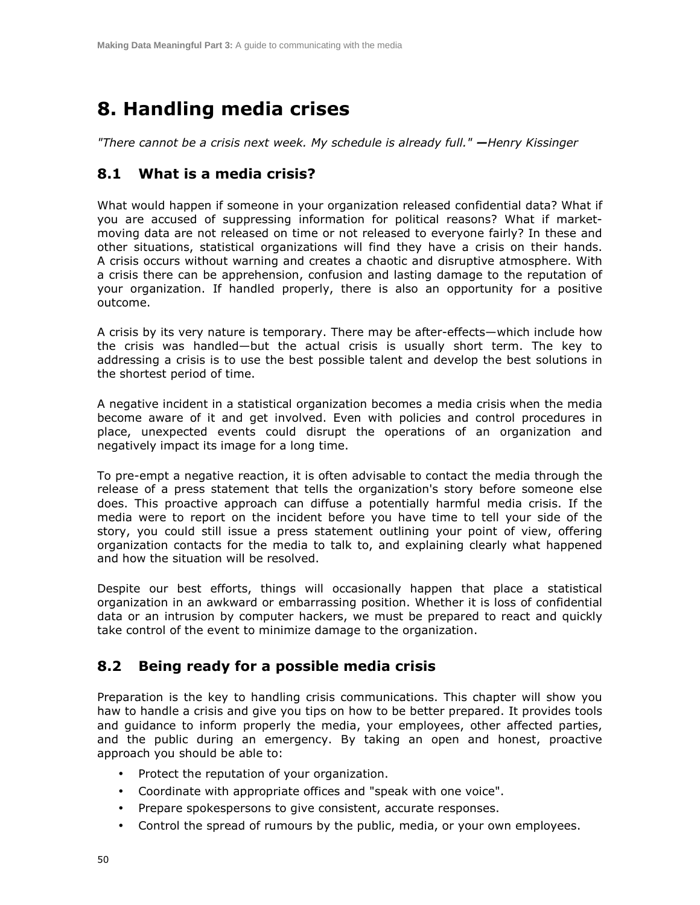# 8. Handling media crises

*"There cannot be a crisis next week. My schedule is already full."* **—***Henry Kissinger*

## 8.1 What is a media crisis?

What would happen if someone in your organization released confidential data? What if you are accused of suppressing information for political reasons? What if market-moving data are not released on time or not released to everyone fairly? In these and other situations, statistical organizations will find they have a crisis on their hands. A crisis occurs without warning and creates a chaotic and disruptive atmosphere. With a crisis there can be apprehension, confusion and lasting damage to the reputation of your organization. If handled properly, there is also an opportunity for a positive outcome.

A crisis by its very nature is temporary. There may be after-effects—which include how the crisis was handled—but the actual crisis is usually short term. The key to addressing a crisis is to use the best possible talent and develop the best solutions in the shortest period of time.

A negative incident in a statistical organization becomes a media crisis when the media become aware of it and get involved. Even with policies and control procedures in place, unexpected events could disrupt the operations of an organization and negatively impact its image for a long time.

To pre-empt a negative reaction, it is often advisable to contact the media through the release of a press statement that tells the organization's story before someone else does. This proactive approach can diffuse a potentially harmful media crisis. If the media were to report on the incident before you have time to tell your side of the story, you could still issue a press statement outlining your point of view, offering organization contacts for the media to talk to, and explaining clearly what happened and how the situation will be resolved.

Despite our best efforts, things will occasionally happen that place a statistical organization in an awkward or embarrassing position. Whether it is loss of confidential data or an intrusion by computer hackers, we must be prepared to react and quickly take control of the event to minimize damage to the organization.

## 8.2 Being ready for a possible media crisis

Preparation is the key to handling crisis communications. This chapter will show you haw to handle a crisis and give you tips on how to be better prepared. It provides tools and guidance to inform properly the media, your employees, other affected parties, and the public during an emergency. By taking an open and honest, proactive approach you should be able to:

- Protect the reputation of your organization.
- Coordinate with appropriate offices and "speak with one voice".
- Prepare spokespersons to give consistent, accurate responses.
- Control the spread of rumours by the public, media, or your own employees.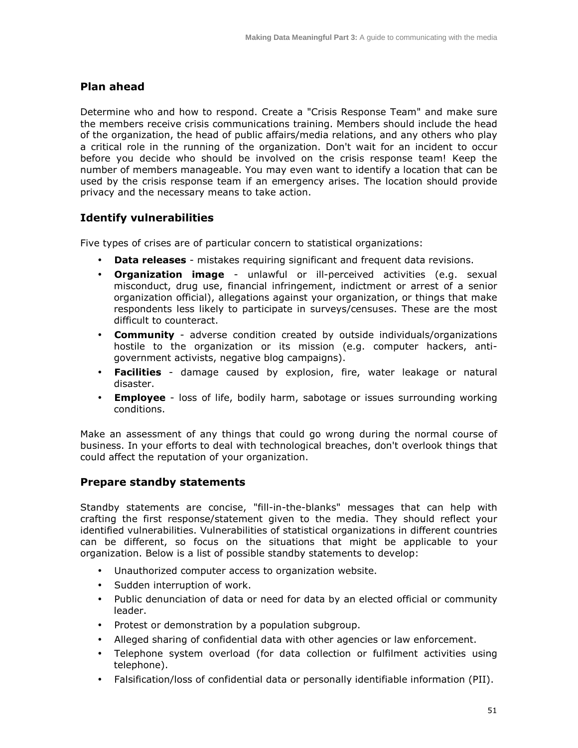## Plan ahead

Determine who and how to respond. Create a "Crisis Response Team" and make sure the members receive crisis communications training. Members should include the head of the organization, the head of public affairs/media relations, and any others who play a critical role in the running of the organization. Don't wait for an incident to occur before you decide who should be involved on the crisis response team! Keep the number of members manageable. You may even want to identify a location that can be used by the crisis response team if an emergency arises. The location should provide privacy and the necessary means to take action.

## Identify vulnerabilities

Five types of crises are of particular concern to statistical organizations:

- **Data releases** - mistakes requiring significant and frequent data revisions.
- **Organization image** - unlawful or ill-perceived activities (e.g. sexual misconduct, drug use, financial infringement, indictment or arrest of a senior organization official), allegations against your organization, or things that make respondents less likely to participate in surveys/censuses. These are the most difficult to counteract.
- **Community** - adverse condition created by outside individuals/organizations hostile to the organization or its mission (e.g. computer hackers, anti-government activists, negative blog campaigns).
- **Facilities** - damage caused by explosion, fire, water leakage or natural disaster.
- **Employee** - loss of life, bodily harm, sabotage or issues surrounding working conditions.

Make an assessment of any things that could go wrong during the normal course of business. In your efforts to deal with technological breaches, don't overlook things that could affect the reputation of your organization.

## Prepare standby statements

Standby statements are concise, "fill-in-the-blanks" messages that can help with crafting the first response/statement given to the media. They should reflect your identified vulnerabilities. Vulnerabilities of statistical organizations in different countries can be different, so focus on the situations that might be applicable to your organization. Below is a list of possible standby statements to develop:

- Unauthorized computer access to organization website.
- Sudden interruption of work.
- Public denunciation of data or need for data by an elected official or community leader.
- Protest or demonstration by a population subgroup.
- Alleged sharing of confidential data with other agencies or law enforcement.
- Telephone system overload (for data collection or fulfilment activities using telephone).
- Falsification/loss of confidential data or personally identifiable information (PII).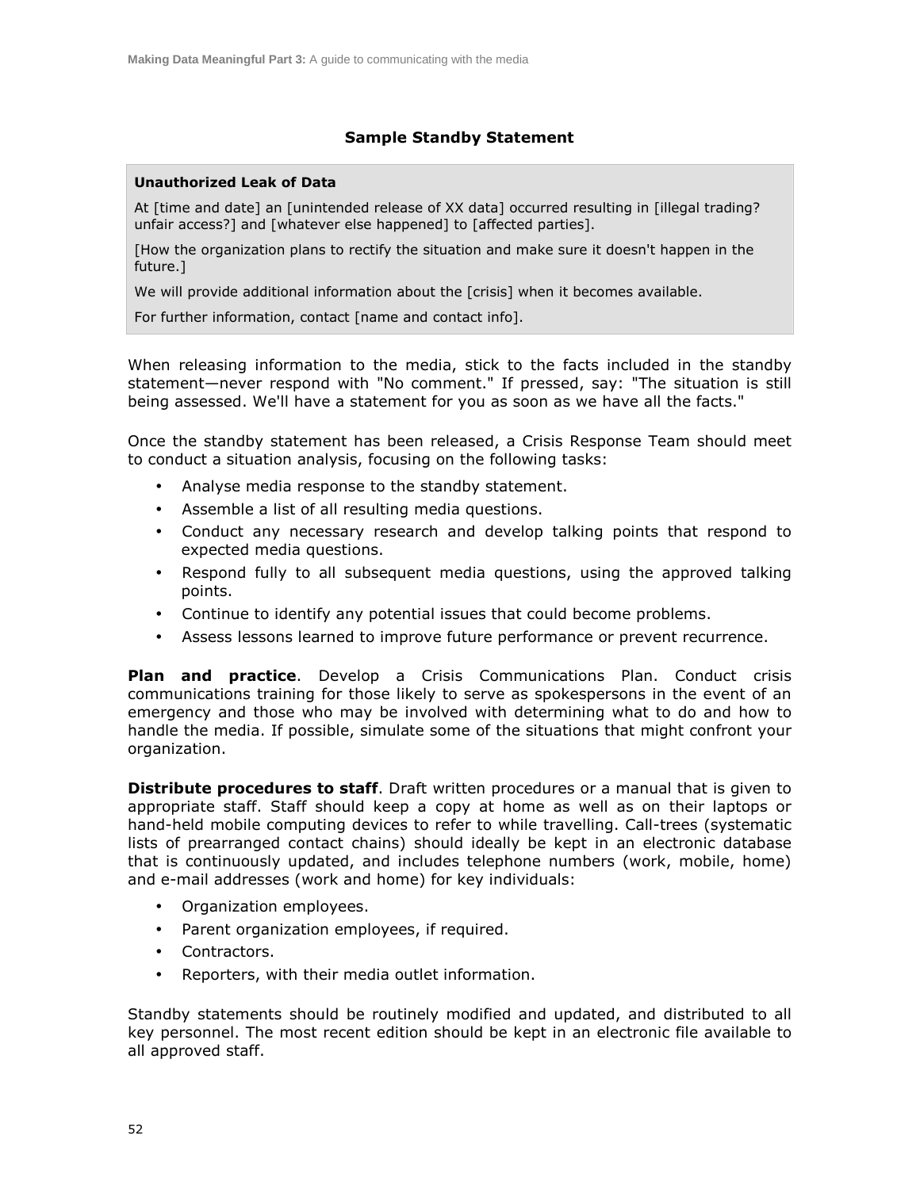### Sample Standby Statement

**Unauthorized Leak of Data**

At [time and date] an [unintended release of XX data] occurred resulting in [illegal trading? unfair access?] and [whatever else happened] to [affected parties].

[How the organization plans to rectify the situation and make sure it doesn't happen in the future.]

We will provide additional information about the [crisis] when it becomes available.

For further information, contact [name and contact info].

When releasing information to the media, stick to the facts included in the standby statement—never respond with "No comment." If pressed, say: "The situation is still being assessed. We'll have a statement for you as soon as we have all the facts."

Once the standby statement has been released, a Crisis Response Team should meet to conduct a situation analysis, focusing on the following tasks:

- Analyse media response to the standby statement.
- Assemble a list of all resulting media questions.
- Conduct any necessary research and develop talking points that respond to expected media questions.
- Respond fully to all subsequent media questions, using the approved talking points.
- Continue to identify any potential issues that could become problems.
- Assess lessons learned to improve future performance or prevent recurrence.

**Plan and practice**. Develop a Crisis Communications Plan. Conduct crisis communications training for those likely to serve as spokespersons in the event of an emergency and those who may be involved with determining what to do and how to handle the media. If possible, simulate some of the situations that might confront your organization.

**Distribute procedures to staff**. Draft written procedures or a manual that is given to appropriate staff. Staff should keep a copy at home as well as on their laptops or hand-held mobile computing devices to refer to while travelling. Call-trees (systematic lists of prearranged contact chains) should ideally be kept in an electronic database that is continuously updated, and includes telephone numbers (work, mobile, home) and e-mail addresses (work and home) for key individuals:

- Organization employees.
- Parent organization employees, if required.
- Contractors.
- Reporters, with their media outlet information.

Standby statements should be routinely modified and updated, and distributed to all key personnel. The most recent edition should be kept in an electronic file available to all approved staff.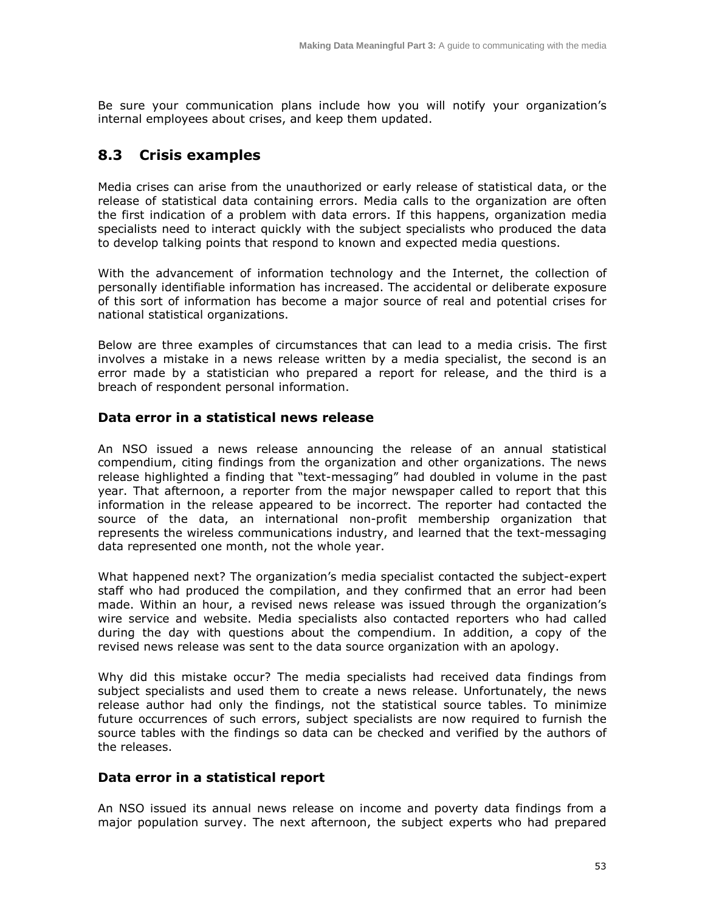Be sure your communication plans include how you will notify your organization's internal employees about crises, and keep them updated.

## 8.3 Crisis examples

Media crises can arise from the unauthorized or early release of statistical data, or the release of statistical data containing errors. Media calls to the organization are often the first indication of a problem with data errors. If this happens, organization media specialists need to interact quickly with the subject specialists who produced the data to develop talking points that respond to known and expected media questions.

With the advancement of information technology and the Internet, the collection of personally identifiable information has increased. The accidental or deliberate exposure of this sort of information has become a major source of real and potential crises for national statistical organizations.

Below are three examples of circumstances that can lead to a media crisis. The first involves a mistake in a news release written by a media specialist, the second is an error made by a statistician who prepared a report for release, and the third is a breach of respondent personal information.

### Data error in a statistical news release

An NSO issued a news release announcing the release of an annual statistical compendium, citing findings from the organization and other organizations. The news release highlighted a finding that "text-messaging" had doubled in volume in the past year. That afternoon, a reporter from the major newspaper called to report that this information in the release appeared to be incorrect. The reporter had contacted the source of the data, an international non-profit membership organization that represents the wireless communications industry, and learned that the text-messaging data represented one month, not the whole year.

What happened next? The organization's media specialist contacted the subject-expert staff who had produced the compilation, and they confirmed that an error had been made. Within an hour, a revised news release was issued through the organization's wire service and website. Media specialists also contacted reporters who had called during the day with questions about the compendium. In addition, a copy of the revised news release was sent to the data source organization with an apology.

Why did this mistake occur? The media specialists had received data findings from subject specialists and used them to create a news release. Unfortunately, the news release author had only the findings, not the statistical source tables. To minimize future occurrences of such errors, subject specialists are now required to furnish the source tables with the findings so data can be checked and verified by the authors of the releases.

### Data error in a statistical report

An NSO issued its annual news release on income and poverty data findings from a major population survey. The next afternoon, the subject experts who had prepared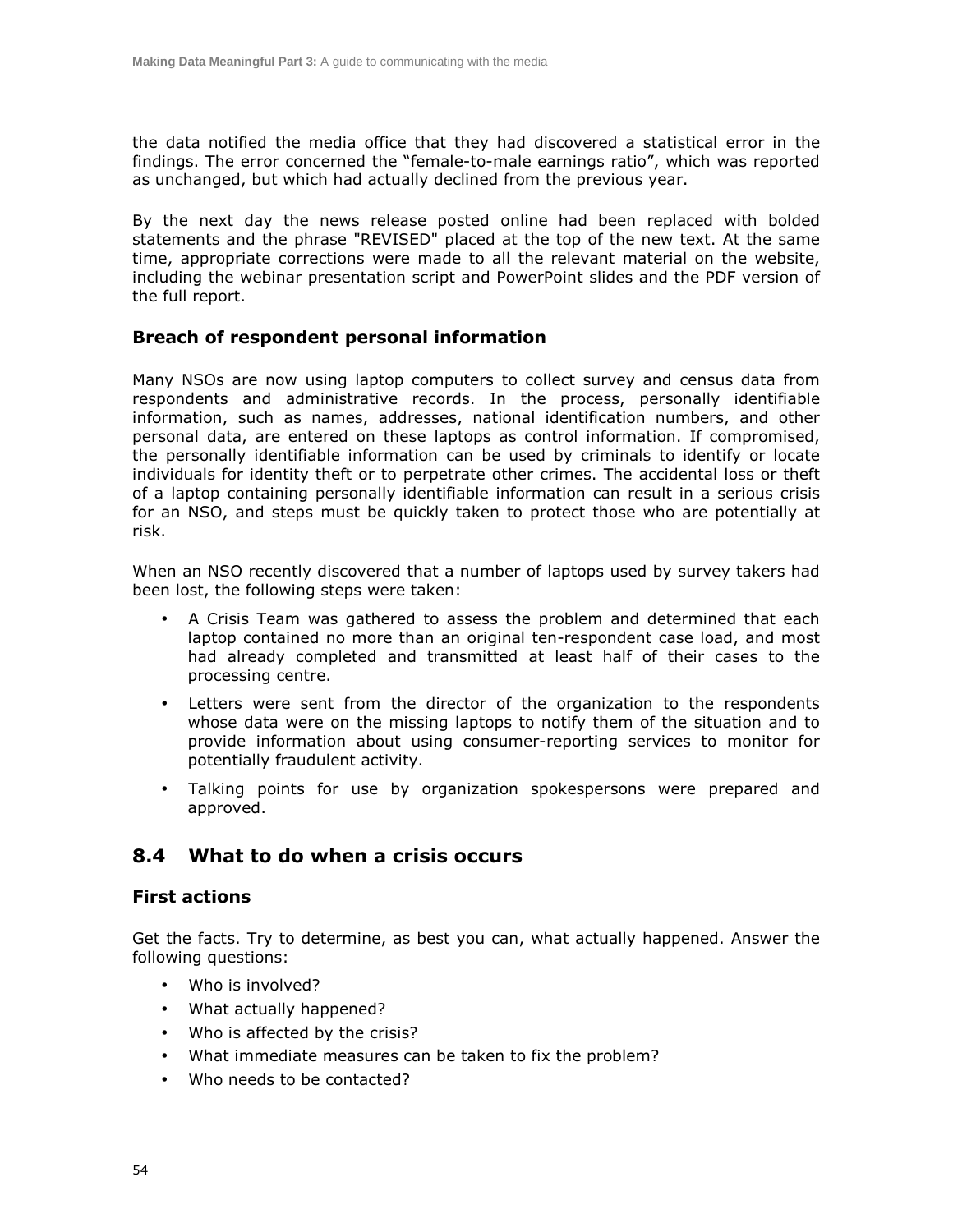the data notified the media office that they had discovered a statistical error in the findings. The error concerned the "female-to-male earnings ratio", which was reported as unchanged, but which had actually declined from the previous year.

By the next day the news release posted online had been replaced with bolded statements and the phrase "REVISED" placed at the top of the new text. At the same time, appropriate corrections were made to all the relevant material on the website, including the webinar presentation script and PowerPoint slides and the PDF version of the full report.

### Breach of respondent personal information

Many NSOs are now using laptop computers to collect survey and census data from respondents and administrative records. In the process, personally identifiable information, such as names, addresses, national identification numbers, and other personal data, are entered on these laptops as control information. If compromised, the personally identifiable information can be used by criminals to identify or locate individuals for identity theft or to perpetrate other crimes. The accidental loss or theft of a laptop containing personally identifiable information can result in a serious crisis for an NSO, and steps must be quickly taken to protect those who are potentially at risk.

When an NSO recently discovered that a number of laptops used by survey takers had been lost, the following steps were taken:

- A Crisis Team was gathered to assess the problem and determined that each laptop contained no more than an original ten-respondent case load, and most had already completed and transmitted at least half of their cases to the processing centre.
- Letters were sent from the director of the organization to the respondents whose data were on the missing laptops to notify them of the situation and to provide information about using consumer-reporting services to monitor for potentially fraudulent activity.
- Talking points for use by organization spokespersons were prepared and approved.

## 8.4 What to do when a crisis occurs

### First actions

Get the facts. Try to determine, as best you can, what actually happened. Answer the following questions:

- Who is involved?
- What actually happened?
- Who is affected by the crisis?
- What immediate measures can be taken to fix the problem?
- Who needs to be contacted?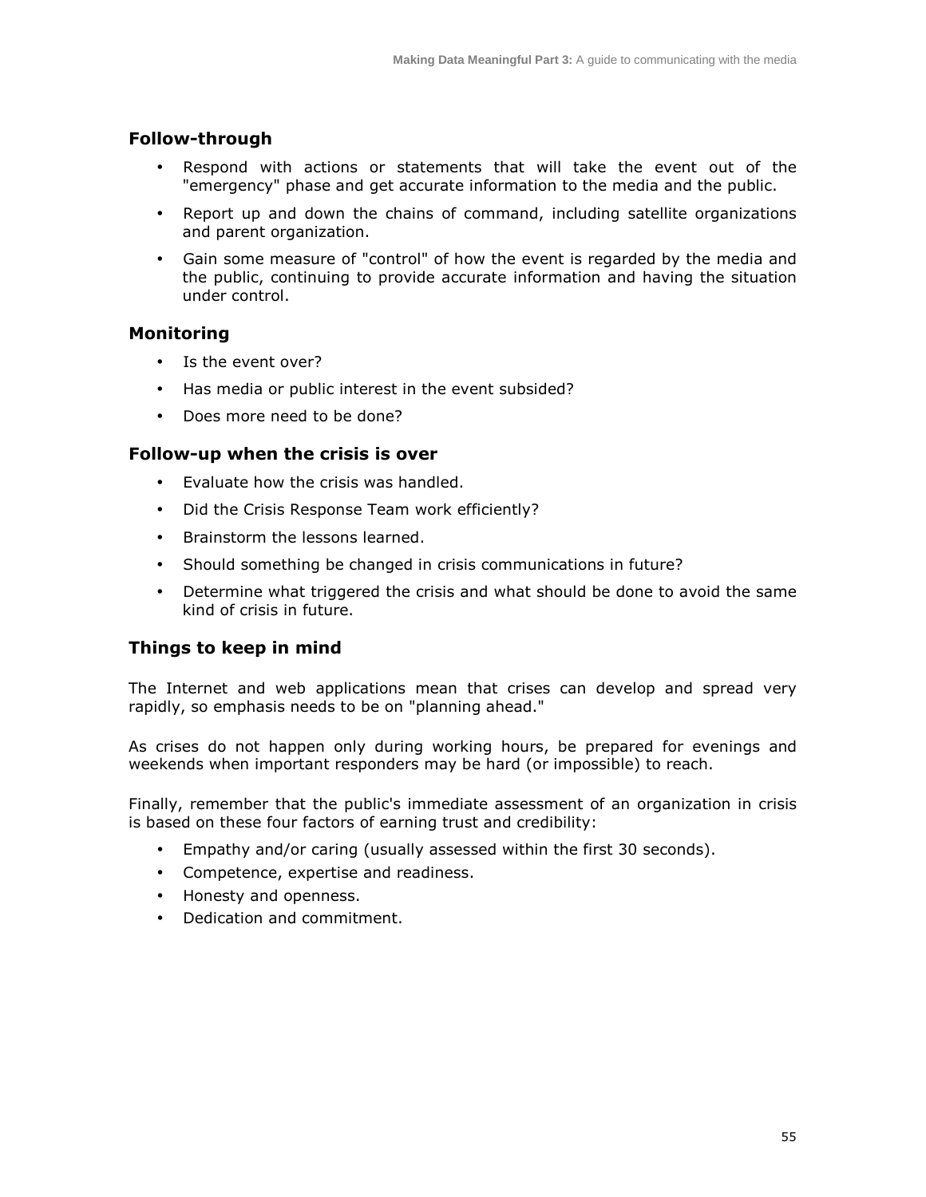### Follow-through

- Respond with actions or statements that will take the event out of the "emergency" phase and get accurate information to the media and the public.
- Report up and down the chains of command, including satellite organizations and parent organization.
- Gain some measure of "control" of how the event is regarded by the media and the public, continuing to provide accurate information and having the situation under control.

### Monitoring

- Is the event over?
- Has media or public interest in the event subsided?
- Does more need to be done?

### Follow-up when the crisis is over

- Evaluate how the crisis was handled.
- Did the Crisis Response Team work efficiently?
- Brainstorm the lessons learned.
- Should something be changed in crisis communications in future?
- Determine what triggered the crisis and what should be done to avoid the same kind of crisis in future.

## Things to keep in mind

The Internet and web applications mean that crises can develop and spread very rapidly, so emphasis needs to be on "planning ahead."

As crises do not happen only during working hours, be prepared for evenings and weekends when important responders may be hard (or impossible) to reach.

Finally, remember that the public's immediate assessment of an organization in crisis is based on these four factors of earning trust and credibility:

- Empathy and/or caring (usually assessed within the first 30 seconds).
- Competence, expertise and readiness.
- Honesty and openness.
- Dedication and commitment.